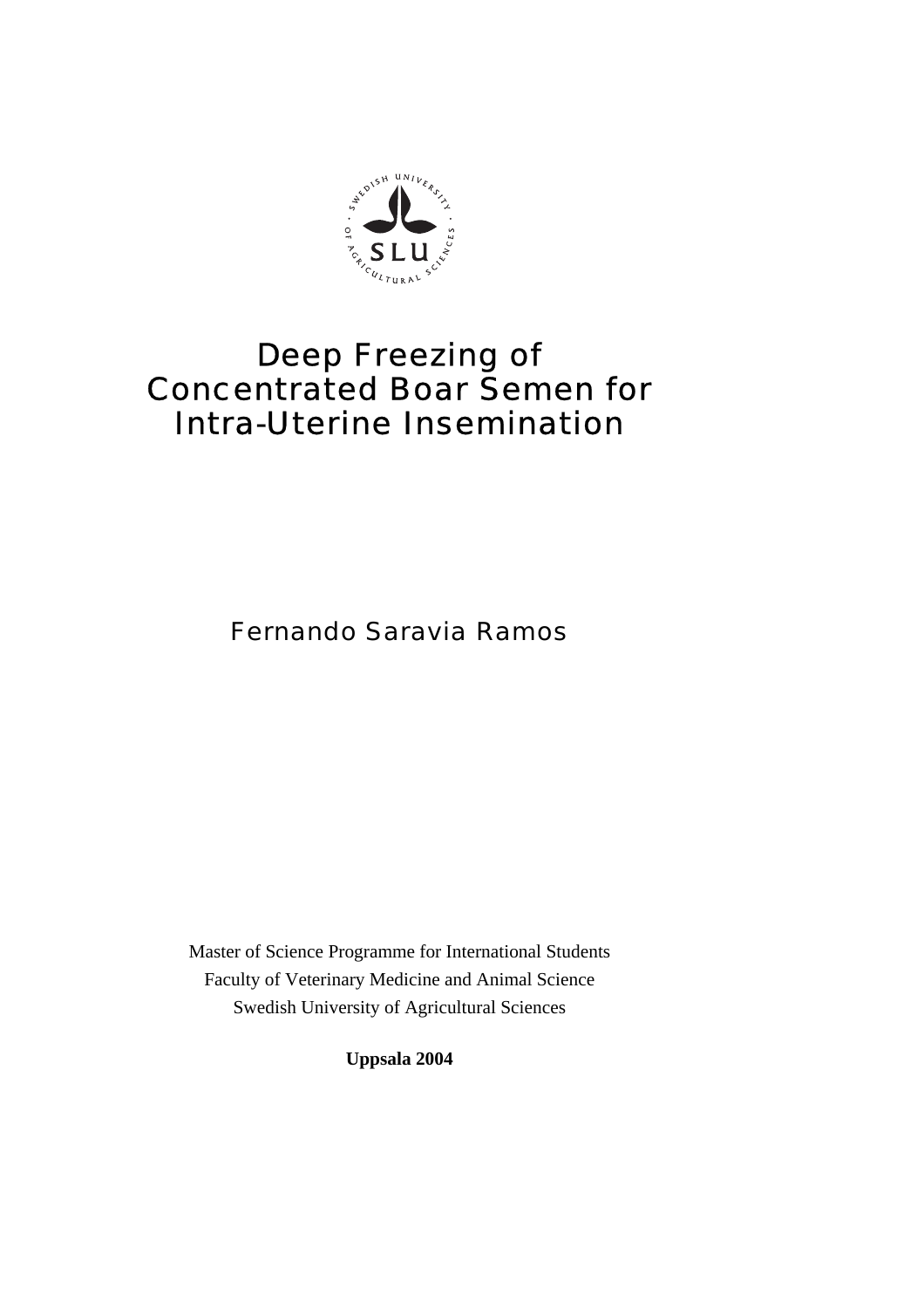SWEDISH UNIVERSITY OF AGRICULTURAL SCIENCES

SLU

# Deep Freezing of Concentrated Boar Semen for Intra-Uterine Insemination

Fernando Saravia Ramos

Master of Science Programme for International Students
Faculty of Veterinary Medicine and Animal Science
Swedish University of Agricultural Sciences

**Uppsala 2004**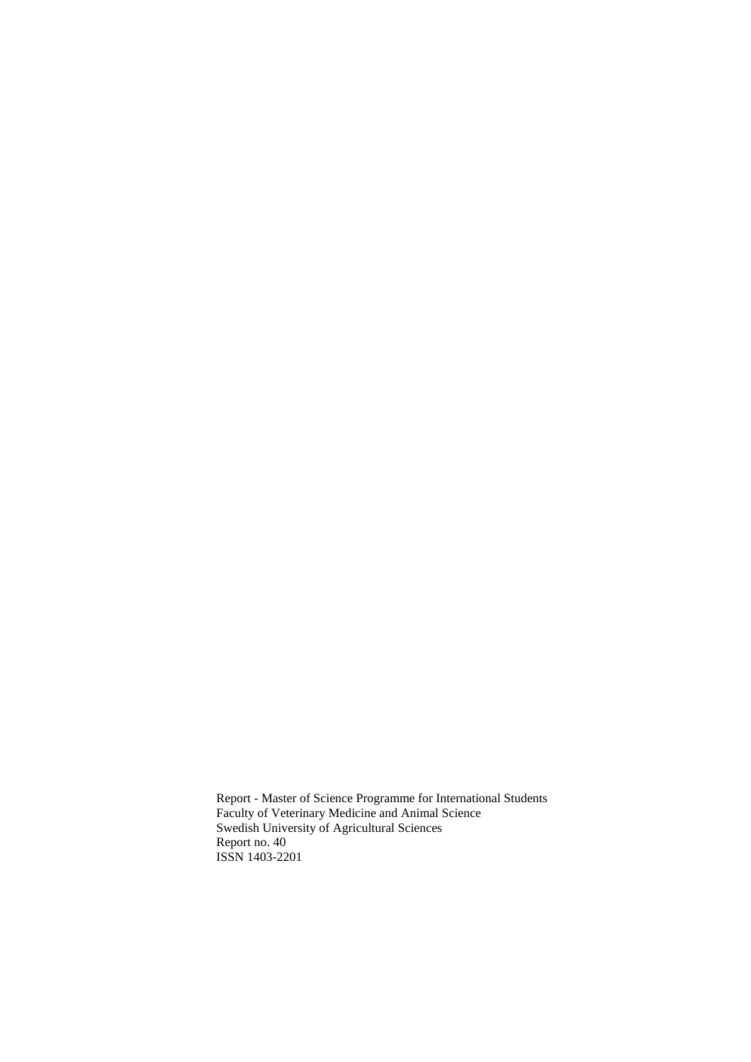Report - Master of Science Programme for International Students
Faculty of Veterinary Medicine and Animal Science
Swedish University of Agricultural Sciences
Report no. 40
ISSN 1403-2201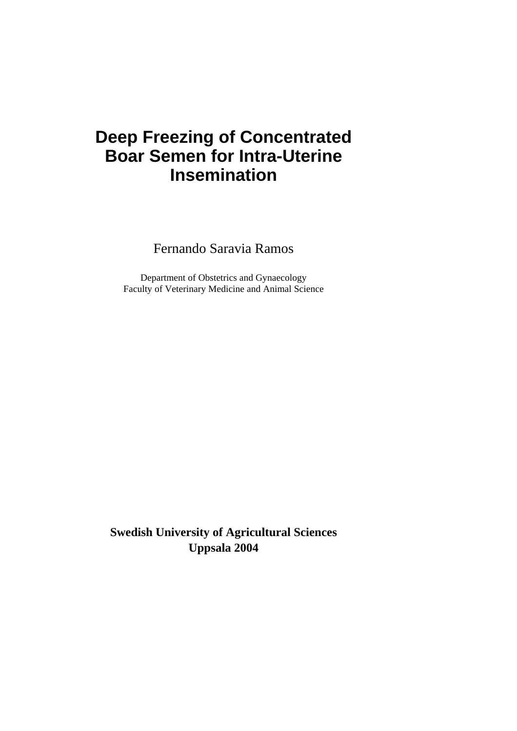# Deep Freezing of Concentrated Boar Semen for Intra-Uterine Insemination

Fernando Saravia Ramos

Department of Obstetrics and Gynaecology
Faculty of Veterinary Medicine and Animal Science

**Swedish University of Agricultural Sciences**
**Uppsala 2004**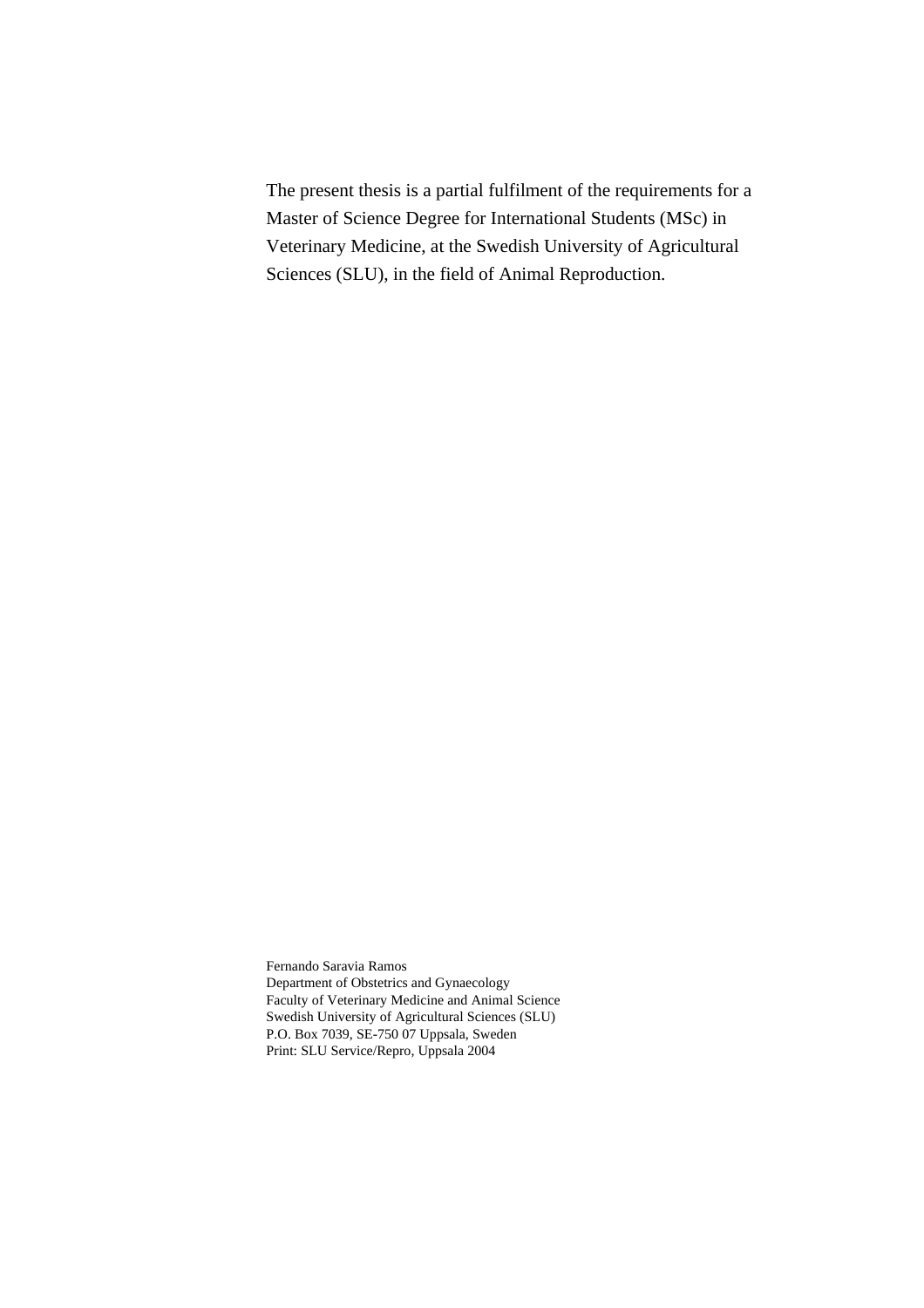The present thesis is a partial fulfilment of the requirements for a Master of Science Degree for International Students (MSc) in Veterinary Medicine, at the Swedish University of Agricultural Sciences (SLU), in the field of Animal Reproduction.

Fernando Saravia Ramos
Department of Obstetrics and Gynaecology
Faculty of Veterinary Medicine and Animal Science
Swedish University of Agricultural Sciences (SLU)
P.O. Box 7039, SE-750 07 Uppsala, Sweden
Print: SLU Service/Repro, Uppsala 2004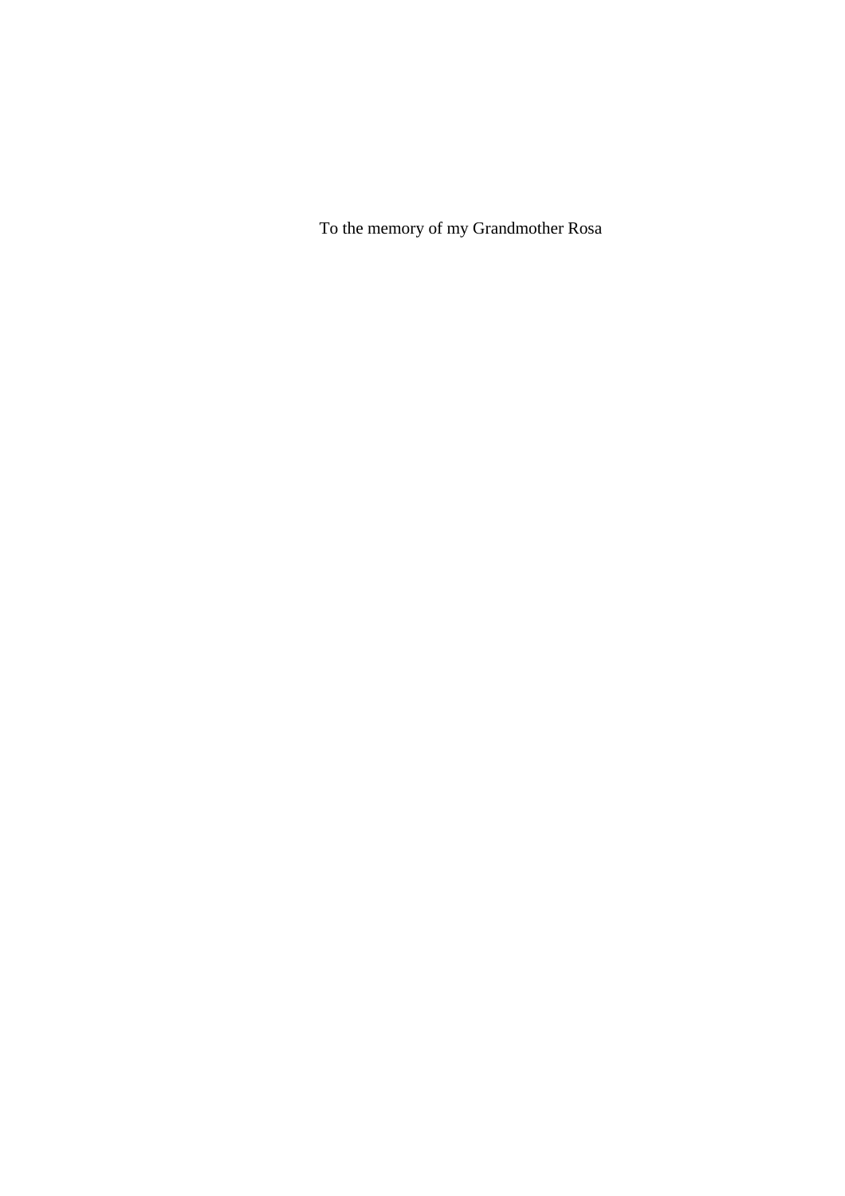To the memory of my Grandmother Rosa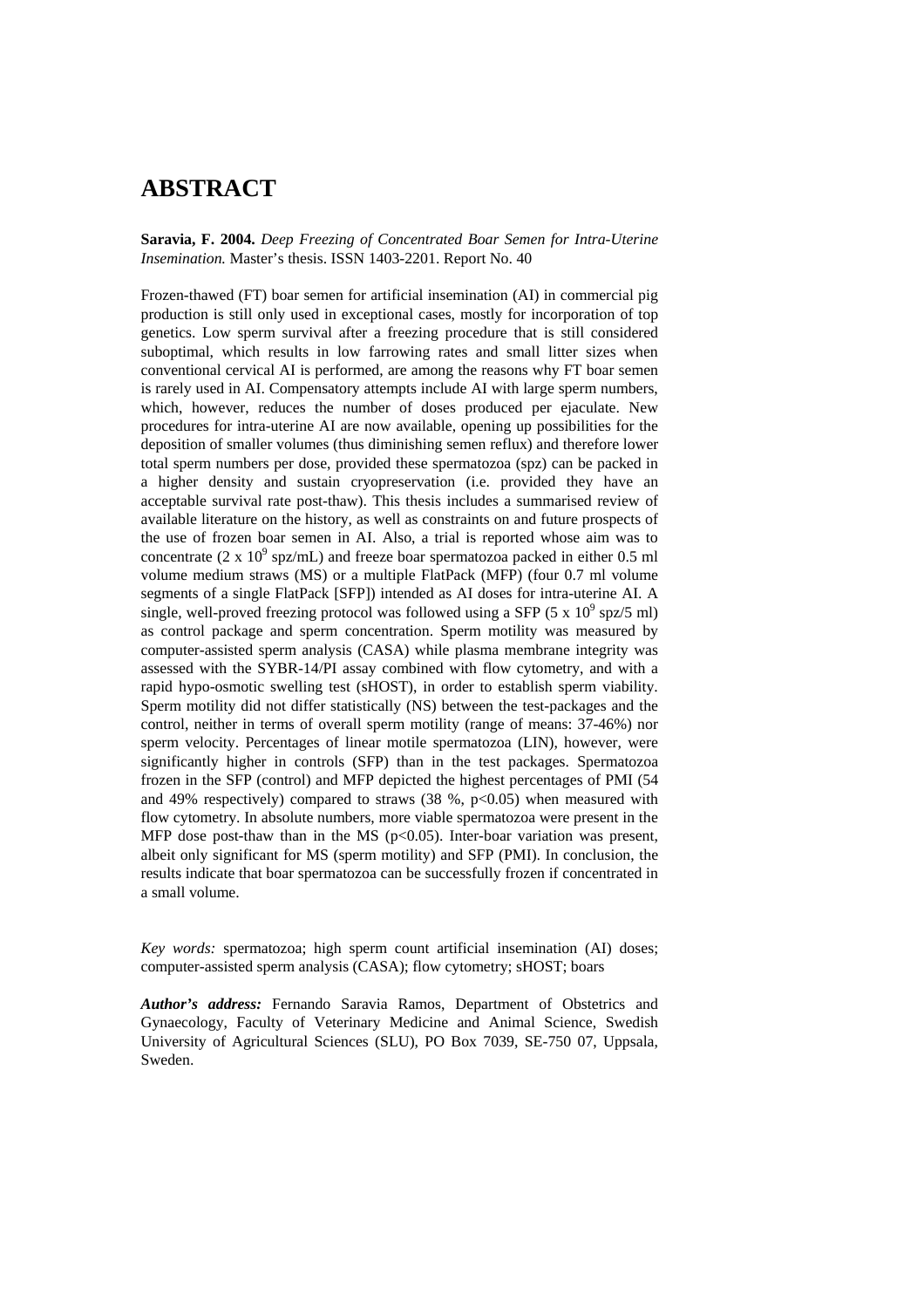# ABSTRACT

**Saravia, F. 2004.** *Deep Freezing of Concentrated Boar Semen for Intra-Uterine Insemination.* Master's thesis. ISSN 1403-2201. Report No. 40

Frozen-thawed (FT) boar semen for artificial insemination (AI) in commercial pig production is still only used in exceptional cases, mostly for incorporation of top genetics. Low sperm survival after a freezing procedure that is still considered suboptimal, which results in low farrowing rates and small litter sizes when conventional cervical AI is performed, are among the reasons why FT boar semen is rarely used in AI. Compensatory attempts include AI with large sperm numbers, which, however, reduces the number of doses produced per ejaculate. New procedures for intra-uterine AI are now available, opening up possibilities for the deposition of smaller volumes (thus diminishing semen reflux) and therefore lower total sperm numbers per dose, provided these spermatozoa (spz) can be packed in a higher density and sustain cryopreservation (i.e. provided they have an acceptable survival rate post-thaw). This thesis includes a summarised review of available literature on the history, as well as constraints on and future prospects of the use of frozen boar semen in AI. Also, a trial is reported whose aim was to concentrate ($2 \times 10^9$ spz/mL) and freeze boar spermatozoa packed in either 0.5 ml volume medium straws (MS) or a multiple FlatPack (MFP) (four 0.7 ml volume segments of a single FlatPack [SFP]) intended as AI doses for intra-uterine AI. A single, well-proved freezing protocol was followed using a SFP ($5 \times 10^9$ spz/5 ml) as control package and sperm concentration. Sperm motility was measured by computer-assisted sperm analysis (CASA) while plasma membrane integrity was assessed with the SYBR-14/PI assay combined with flow cytometry, and with a rapid hypo-osmotic swelling test (sHOST), in order to establish sperm viability. Sperm motility did not differ statistically (NS) between the test-packages and the control, neither in terms of overall sperm motility (range of means: 37-46%) nor sperm velocity. Percentages of linear motile spermatozoa (LIN), however, were significantly higher in controls (SFP) than in the test packages. Spermatozoa frozen in the SFP (control) and MFP depicted the highest percentages of PMI (54 and 49% respectively) compared to straws (38 %, $p<0.05$) when measured with flow cytometry. In absolute numbers, more viable spermatozoa were present in the MFP dose post-thaw than in the MS ($p<0.05$). Inter-boar variation was present, albeit only significant for MS (sperm motility) and SFP (PMI). In conclusion, the results indicate that boar spermatozoa can be successfully frozen if concentrated in a small volume.

*Key words:* spermatozoa; high sperm count artificial insemination (AI) doses; computer-assisted sperm analysis (CASA); flow cytometry; sHOST; boars

***Author's address:*** Fernando Saravia Ramos, Department of Obstetrics and Gynaecology, Faculty of Veterinary Medicine and Animal Science, Swedish University of Agricultural Sciences (SLU), PO Box 7039, SE-750 07, Uppsala, Sweden.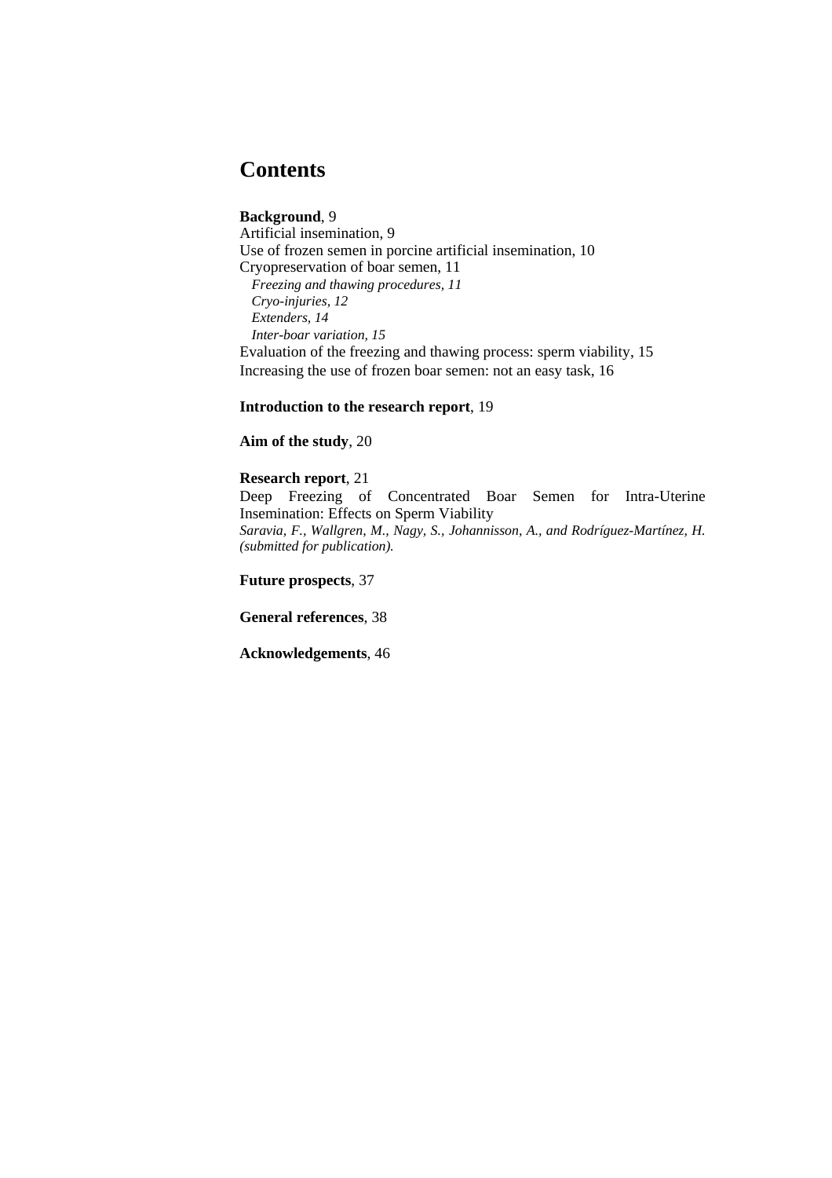# Contents

**Background**, 9

Artificial insemination, 9

Use of frozen semen in porcine artificial insemination, 10

Cryopreservation of boar semen, 11

*Freezing and thawing procedures, 11*

*Cryo-injuries, 12*

*Extenders, 14*

*Inter-boar variation, 15*

Evaluation of the freezing and thawing process: sperm viability, 15

Increasing the use of frozen boar semen: not an easy task, 16

**Introduction to the research report**, 19

**Aim of the study**, 20

**Research report**, 21

Deep Freezing of Concentrated Boar Semen for Intra-Uterine Insemination: Effects on Sperm Viability

*Saravia, F., Wallgren, M., Nagy, S., Johannisson, A., and Rodríguez-Martínez, H. (submitted for publication).*

**Future prospects**, 37

**General references**, 38

**Acknowledgements**, 46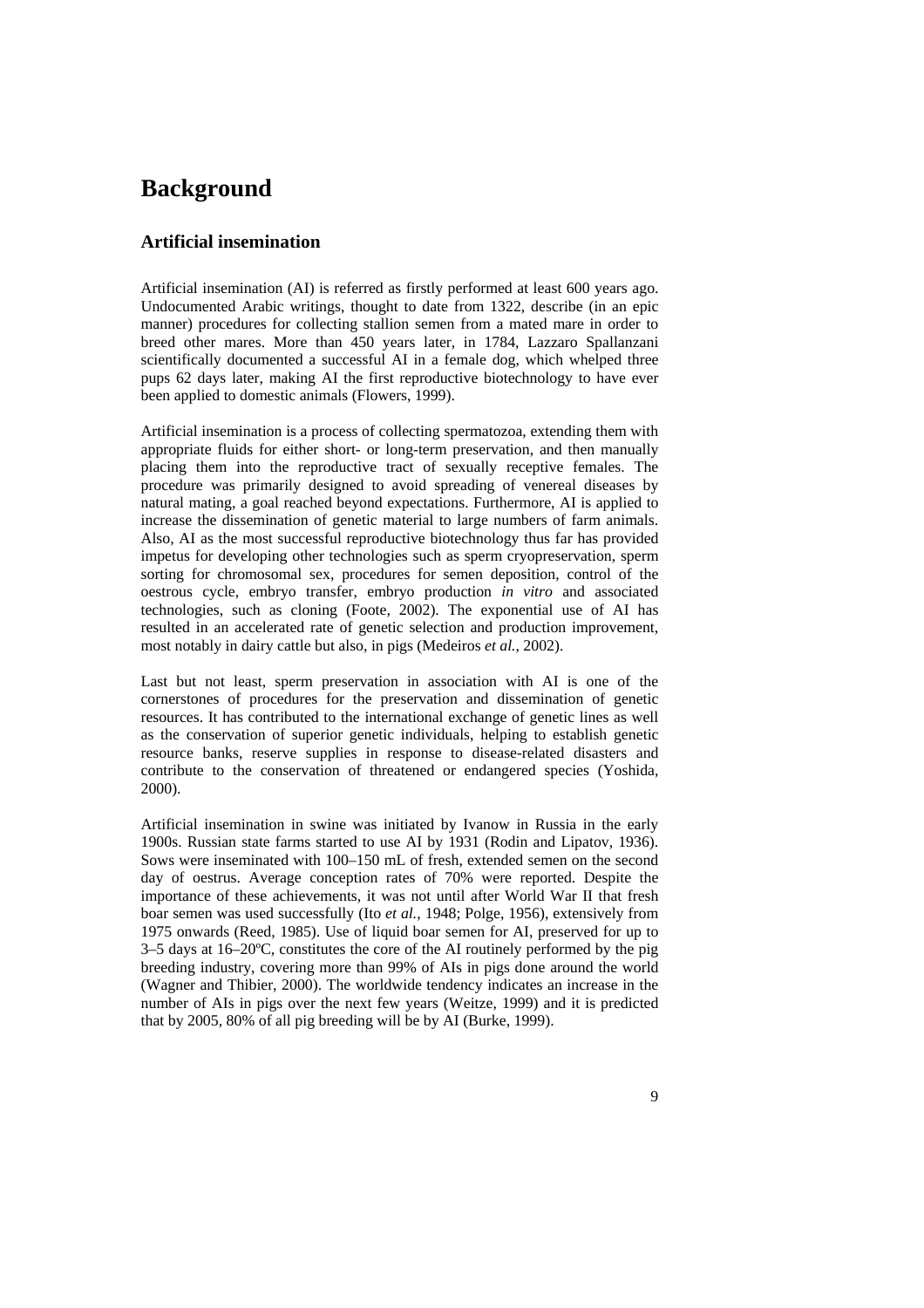# Background

## Artificial insemination

Artificial insemination (AI) is referred as firstly performed at least 600 years ago. Undocumented Arabic writings, thought to date from 1322, describe (in an epic manner) procedures for collecting stallion semen from a mated mare in order to breed other mares. More than 450 years later, in 1784, Lazzaro Spallanzani scientifically documented a successful AI in a female dog, which whelped three pups 62 days later, making AI the first reproductive biotechnology to have ever been applied to domestic animals (Flowers, 1999).

Artificial insemination is a process of collecting spermatozoa, extending them with appropriate fluids for either short- or long-term preservation, and then manually placing them into the reproductive tract of sexually receptive females. The procedure was primarily designed to avoid spreading of venereal diseases by natural mating, a goal reached beyond expectations. Furthermore, AI is applied to increase the dissemination of genetic material to large numbers of farm animals. Also, AI as the most successful reproductive biotechnology thus far has provided impetus for developing other technologies such as sperm cryopreservation, sperm sorting for chromosomal sex, procedures for semen deposition, control of the oestrous cycle, embryo transfer, embryo production *in vitro* and associated technologies, such as cloning (Foote, 2002). The exponential use of AI has resulted in an accelerated rate of genetic selection and production improvement, most notably in dairy cattle but also, in pigs (Medeiros *et al.*, 2002).

Last but not least, sperm preservation in association with AI is one of the cornerstones of procedures for the preservation and dissemination of genetic resources. It has contributed to the international exchange of genetic lines as well as the conservation of superior genetic individuals, helping to establish genetic resource banks, reserve supplies in response to disease-related disasters and contribute to the conservation of threatened or endangered species (Yoshida, 2000).

Artificial insemination in swine was initiated by Ivanow in Russia in the early 1900s. Russian state farms started to use AI by 1931 (Rodin and Lipatov, 1936). Sows were inseminated with 100–150 mL of fresh, extended semen on the second day of oestrus. Average conception rates of 70% were reported. Despite the importance of these achievements, it was not until after World War II that fresh boar semen was used successfully (Ito *et al.*, 1948; Polge, 1956), extensively from 1975 onwards (Reed, 1985). Use of liquid boar semen for AI, preserved for up to 3–5 days at 16–20ºC, constitutes the core of the AI routinely performed by the pig breeding industry, covering more than 99% of AIs in pigs done around the world (Wagner and Thibier, 2000). The worldwide tendency indicates an increase in the number of AIs in pigs over the next few years (Weitze, 1999) and it is predicted that by 2005, 80% of all pig breeding will be by AI (Burke, 1999).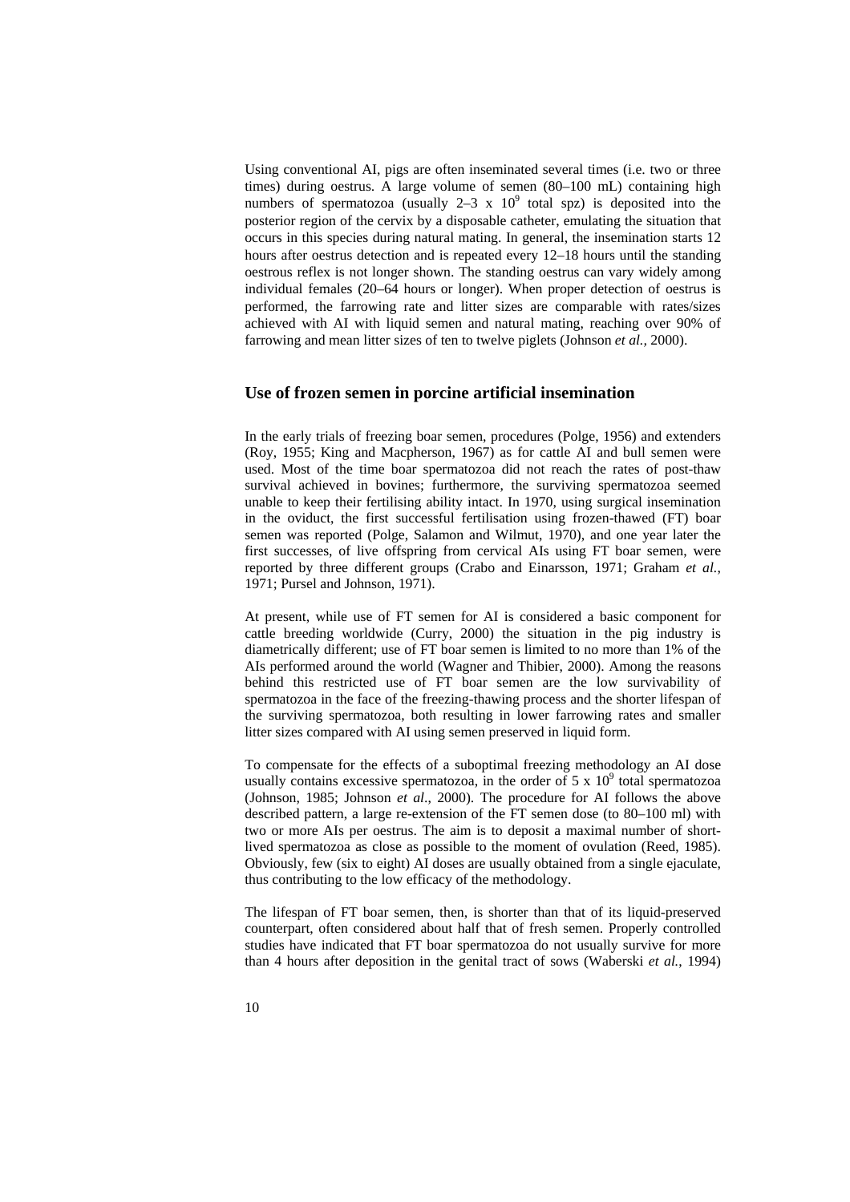Using conventional AI, pigs are often inseminated several times (i.e. two or three times) during oestrus. A large volume of semen (80–100 mL) containing high numbers of spermatozoa (usually 2–3 x $10^9$ total spz) is deposited into the posterior region of the cervix by a disposable catheter, emulating the situation that occurs in this species during natural mating. In general, the insemination starts 12 hours after oestrus detection and is repeated every 12–18 hours until the standing oestrous reflex is not longer shown. The standing oestrus can vary widely among individual females (20–64 hours or longer). When proper detection of oestrus is performed, the farrowing rate and litter sizes are comparable with rates/sizes achieved with AI with liquid semen and natural mating, reaching over 90% of farrowing and mean litter sizes of ten to twelve piglets (Johnson *et al.*, 2000).

## Use of frozen semen in porcine artificial insemination

In the early trials of freezing boar semen, procedures (Polge, 1956) and extenders (Roy, 1955; King and Macpherson, 1967) as for cattle AI and bull semen were used. Most of the time boar spermatozoa did not reach the rates of post-thaw survival achieved in bovines; furthermore, the surviving spermatozoa seemed unable to keep their fertilising ability intact. In 1970, using surgical insemination in the oviduct, the first successful fertilisation using frozen-thawed (FT) boar semen was reported (Polge, Salamon and Wilmut, 1970), and one year later the first successes, of live offspring from cervical AIs using FT boar semen, were reported by three different groups (Crabo and Einarsson, 1971; Graham *et al.*, 1971; Pursel and Johnson, 1971).

At present, while use of FT semen for AI is considered a basic component for cattle breeding worldwide (Curry, 2000) the situation in the pig industry is diametrically different; use of FT boar semen is limited to no more than 1% of the AIs performed around the world (Wagner and Thibier, 2000). Among the reasons behind this restricted use of FT boar semen are the low survivability of spermatozoa in the face of the freezing-thawing process and the shorter lifespan of the surviving spermatozoa, both resulting in lower farrowing rates and smaller litter sizes compared with AI using semen preserved in liquid form.

To compensate for the effects of a suboptimal freezing methodology an AI dose usually contains excessive spermatozoa, in the order of 5 x $10^9$ total spermatozoa (Johnson, 1985; Johnson *et al*., 2000). The procedure for AI follows the above described pattern, a large re-extension of the FT semen dose (to 80–100 ml) with two or more AIs per oestrus. The aim is to deposit a maximal number of short-lived spermatozoa as close as possible to the moment of ovulation (Reed, 1985). Obviously, few (six to eight) AI doses are usually obtained from a single ejaculate, thus contributing to the low efficacy of the methodology.

The lifespan of FT boar semen, then, is shorter than that of its liquid-preserved counterpart, often considered about half that of fresh semen. Properly controlled studies have indicated that FT boar spermatozoa do not usually survive for more than 4 hours after deposition in the genital tract of sows (Waberski *et al.*, 1994)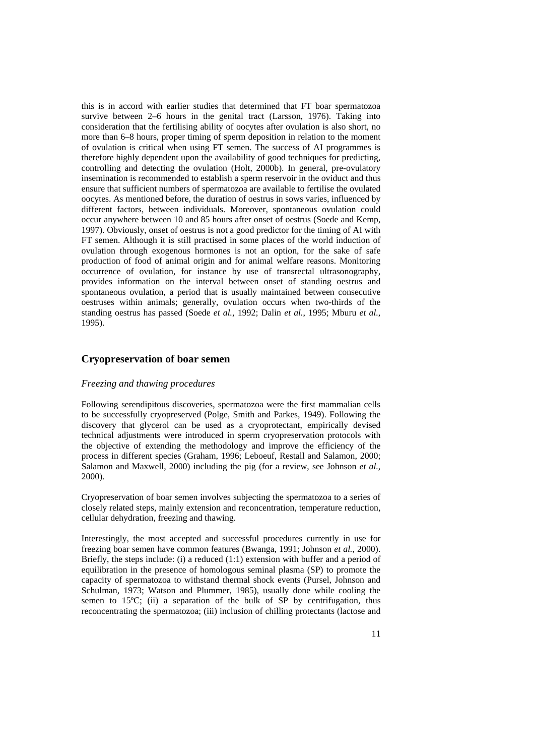this is in accord with earlier studies that determined that FT boar spermatozoa survive between 2–6 hours in the genital tract (Larsson, 1976). Taking into consideration that the fertilising ability of oocytes after ovulation is also short, no more than 6–8 hours, proper timing of sperm deposition in relation to the moment of ovulation is critical when using FT semen. The success of AI programmes is therefore highly dependent upon the availability of good techniques for predicting, controlling and detecting the ovulation (Holt, 2000b). In general, pre-ovulatory insemination is recommended to establish a sperm reservoir in the oviduct and thus ensure that sufficient numbers of spermatozoa are available to fertilise the ovulated oocytes. As mentioned before, the duration of oestrus in sows varies, influenced by different factors, between individuals. Moreover, spontaneous ovulation could occur anywhere between 10 and 85 hours after onset of oestrus (Soede and Kemp, 1997). Obviously, onset of oestrus is not a good predictor for the timing of AI with FT semen. Although it is still practised in some places of the world induction of ovulation through exogenous hormones is not an option, for the sake of safe production of food of animal origin and for animal welfare reasons. Monitoring occurrence of ovulation, for instance by use of transrectal ultrasonography, provides information on the interval between onset of standing oestrus and spontaneous ovulation, a period that is usually maintained between consecutive oestruses within animals; generally, ovulation occurs when two-thirds of the standing oestrus has passed (Soede *et al.*, 1992; Dalin *et al.*, 1995; Mburu *et al.*, 1995).

## Cryopreservation of boar semen

### *Freezing and thawing procedures*

Following serendipitous discoveries, spermatozoa were the first mammalian cells to be successfully cryopreserved (Polge, Smith and Parkes, 1949). Following the discovery that glycerol can be used as a cryoprotectant, empirically devised technical adjustments were introduced in sperm cryopreservation protocols with the objective of extending the methodology and improve the efficiency of the process in different species (Graham, 1996; Leboeuf, Restall and Salamon, 2000; Salamon and Maxwell, 2000) including the pig (for a review, see Johnson *et al.*, 2000).

Cryopreservation of boar semen involves subjecting the spermatozoa to a series of closely related steps, mainly extension and reconcentration, temperature reduction, cellular dehydration, freezing and thawing.

Interestingly, the most accepted and successful procedures currently in use for freezing boar semen have common features (Bwanga, 1991; Johnson *et al.*, 2000). Briefly, the steps include: (i) a reduced (1:1) extension with buffer and a period of equilibration in the presence of homologous seminal plasma (SP) to promote the capacity of spermatozoa to withstand thermal shock events (Pursel, Johnson and Schulman, 1973; Watson and Plummer, 1985), usually done while cooling the semen to 15ºC; (ii) a separation of the bulk of SP by centrifugation, thus reconcentrating the spermatozoa; (iii) inclusion of chilling protectants (lactose and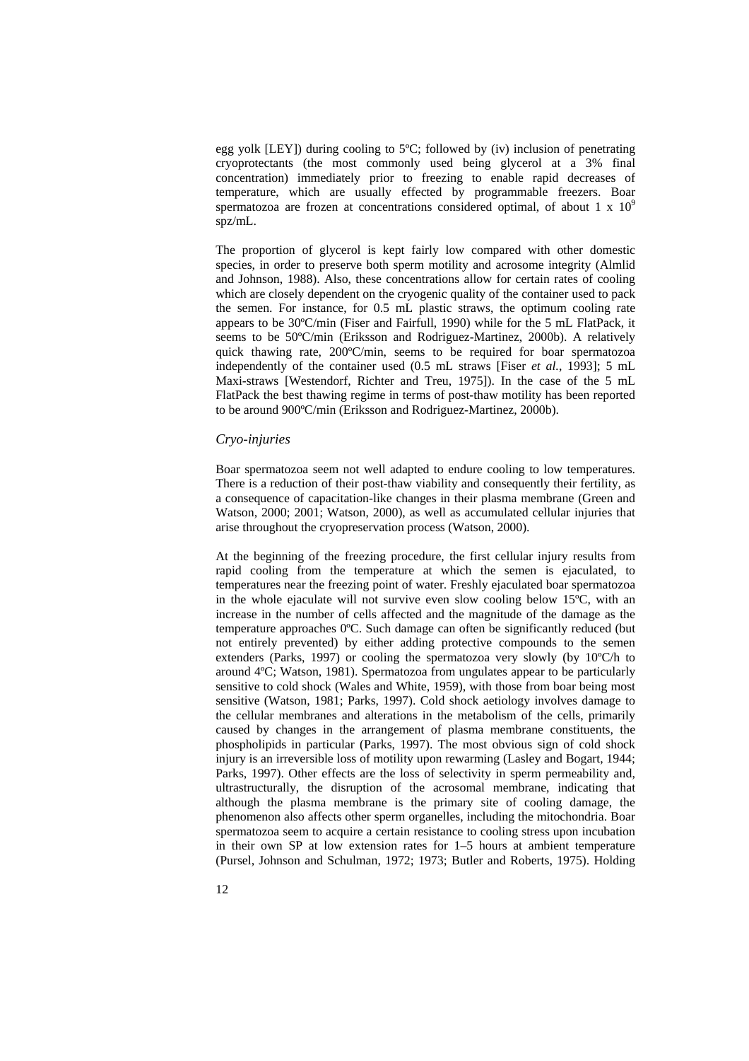egg yolk [LEY]) during cooling to 5ºC; followed by (iv) inclusion of penetrating cryoprotectants (the most commonly used being glycerol at a 3% final concentration) immediately prior to freezing to enable rapid decreases of temperature, which are usually effected by programmable freezers. Boar spermatozoa are frozen at concentrations considered optimal, of about 1 x $10^9$ spz/mL.

The proportion of glycerol is kept fairly low compared with other domestic species, in order to preserve both sperm motility and acrosome integrity (Almlid and Johnson, 1988). Also, these concentrations allow for certain rates of cooling which are closely dependent on the cryogenic quality of the container used to pack the semen. For instance, for 0.5 mL plastic straws, the optimum cooling rate appears to be 30ºC/min (Fiser and Fairfull, 1990) while for the 5 mL FlatPack, it seems to be 50ºC/min (Eriksson and Rodriguez-Martinez, 2000b). A relatively quick thawing rate, 200ºC/min, seems to be required for boar spermatozoa independently of the container used (0.5 mL straws [Fiser *et al.*, 1993]; 5 mL Maxi-straws [Westendorf, Richter and Treu, 1975]). In the case of the 5 mL FlatPack the best thawing regime in terms of post-thaw motility has been reported to be around 900ºC/min (Eriksson and Rodriguez-Martinez, 2000b).

### *Cryo-injuries*

Boar spermatozoa seem not well adapted to endure cooling to low temperatures. There is a reduction of their post-thaw viability and consequently their fertility, as a consequence of capacitation-like changes in their plasma membrane (Green and Watson, 2000; 2001; Watson, 2000), as well as accumulated cellular injuries that arise throughout the cryopreservation process (Watson, 2000).

At the beginning of the freezing procedure, the first cellular injury results from rapid cooling from the temperature at which the semen is ejaculated, to temperatures near the freezing point of water. Freshly ejaculated boar spermatozoa in the whole ejaculate will not survive even slow cooling below 15ºC, with an increase in the number of cells affected and the magnitude of the damage as the temperature approaches 0ºC. Such damage can often be significantly reduced (but not entirely prevented) by either adding protective compounds to the semen extenders (Parks, 1997) or cooling the spermatozoa very slowly (by 10ºC/h to around 4ºC; Watson, 1981). Spermatozoa from ungulates appear to be particularly sensitive to cold shock (Wales and White, 1959), with those from boar being most sensitive (Watson, 1981; Parks, 1997). Cold shock aetiology involves damage to the cellular membranes and alterations in the metabolism of the cells, primarily caused by changes in the arrangement of plasma membrane constituents, the phospholipids in particular (Parks, 1997). The most obvious sign of cold shock injury is an irreversible loss of motility upon rewarming (Lasley and Bogart, 1944; Parks, 1997). Other effects are the loss of selectivity in sperm permeability and, ultrastructurally, the disruption of the acrosomal membrane, indicating that although the plasma membrane is the primary site of cooling damage, the phenomenon also affects other sperm organelles, including the mitochondria. Boar spermatozoa seem to acquire a certain resistance to cooling stress upon incubation in their own SP at low extension rates for 1–5 hours at ambient temperature (Pursel, Johnson and Schulman, 1972; 1973; Butler and Roberts, 1975). Holding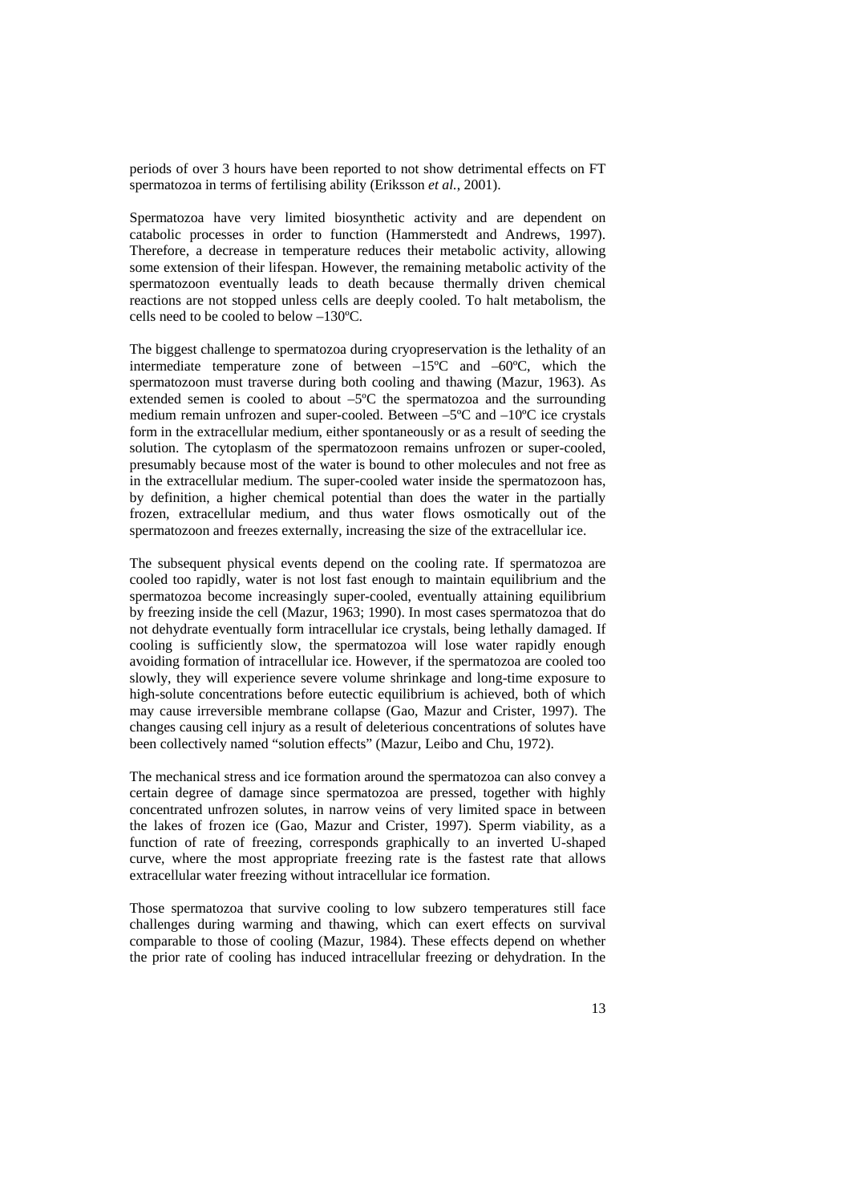periods of over 3 hours have been reported to not show detrimental effects on FT spermatozoa in terms of fertilising ability (Eriksson *et al.*, 2001).

Spermatozoa have very limited biosynthetic activity and are dependent on catabolic processes in order to function (Hammerstedt and Andrews, 1997). Therefore, a decrease in temperature reduces their metabolic activity, allowing some extension of their lifespan. However, the remaining metabolic activity of the spermatozoon eventually leads to death because thermally driven chemical reactions are not stopped unless cells are deeply cooled. To halt metabolism, the cells need to be cooled to below –130ºC.

The biggest challenge to spermatozoa during cryopreservation is the lethality of an intermediate temperature zone of between –15ºC and –60ºC, which the spermatozoon must traverse during both cooling and thawing (Mazur, 1963). As extended semen is cooled to about –5ºC the spermatozoa and the surrounding medium remain unfrozen and super-cooled. Between –5ºC and –10ºC ice crystals form in the extracellular medium, either spontaneously or as a result of seeding the solution. The cytoplasm of the spermatozoon remains unfrozen or super-cooled, presumably because most of the water is bound to other molecules and not free as in the extracellular medium. The super-cooled water inside the spermatozoon has, by definition, a higher chemical potential than does the water in the partially frozen, extracellular medium, and thus water flows osmotically out of the spermatozoon and freezes externally, increasing the size of the extracellular ice.

The subsequent physical events depend on the cooling rate. If spermatozoa are cooled too rapidly, water is not lost fast enough to maintain equilibrium and the spermatozoa become increasingly super-cooled, eventually attaining equilibrium by freezing inside the cell (Mazur, 1963; 1990). In most cases spermatozoa that do not dehydrate eventually form intracellular ice crystals, being lethally damaged. If cooling is sufficiently slow, the spermatozoa will lose water rapidly enough avoiding formation of intracellular ice. However, if the spermatozoa are cooled too slowly, they will experience severe volume shrinkage and long-time exposure to high-solute concentrations before eutectic equilibrium is achieved, both of which may cause irreversible membrane collapse (Gao, Mazur and Crister, 1997). The changes causing cell injury as a result of deleterious concentrations of solutes have been collectively named "solution effects" (Mazur, Leibo and Chu, 1972).

The mechanical stress and ice formation around the spermatozoa can also convey a certain degree of damage since spermatozoa are pressed, together with highly concentrated unfrozen solutes, in narrow veins of very limited space in between the lakes of frozen ice (Gao, Mazur and Crister, 1997). Sperm viability, as a function of rate of freezing, corresponds graphically to an inverted U-shaped curve, where the most appropriate freezing rate is the fastest rate that allows extracellular water freezing without intracellular ice formation.

Those spermatozoa that survive cooling to low subzero temperatures still face challenges during warming and thawing, which can exert effects on survival comparable to those of cooling (Mazur, 1984). These effects depend on whether the prior rate of cooling has induced intracellular freezing or dehydration. In the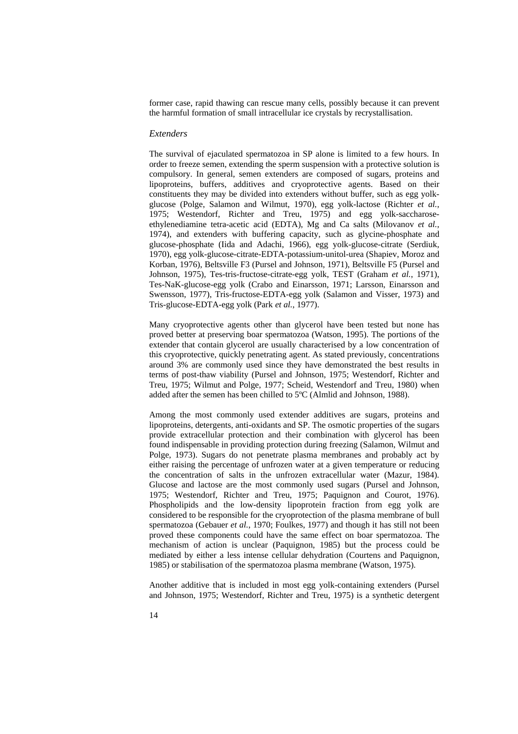former case, rapid thawing can rescue many cells, possibly because it can prevent the harmful formation of small intracellular ice crystals by recrystallisation.

### *Extenders*

The survival of ejaculated spermatozoa in SP alone is limited to a few hours. In order to freeze semen, extending the sperm suspension with a protective solution is compulsory. In general, semen extenders are composed of sugars, proteins and lipoproteins, buffers, additives and cryoprotective agents. Based on their constituents they may be divided into extenders without buffer, such as egg yolk-glucose (Polge, Salamon and Wilmut, 1970), egg yolk-lactose (Richter *et al.*, 1975; Westendorf, Richter and Treu, 1975) and egg yolk-saccharose-ethylenediamine tetra-acetic acid (EDTA), Mg and Ca salts (Milovanov *et al.*, 1974), and extenders with buffering capacity, such as glycine-phosphate and glucose-phosphate (Iida and Adachi, 1966), egg yolk-glucose-citrate (Serdiuk, 1970), egg yolk-glucose-citrate-EDTA-potassium-unitol-urea (Shapiev, Moroz and Korban, 1976), Beltsville F3 (Pursel and Johnson, 1971), Beltsville F5 (Pursel and Johnson, 1975), Tes-tris-fructose-citrate-egg yolk, TEST (Graham *et al.*, 1971), Tes-NaK-glucose-egg yolk (Crabo and Einarsson, 1971; Larsson, Einarsson and Swensson, 1977), Tris-fructose-EDTA-egg yolk (Salamon and Visser, 1973) and Tris-glucose-EDTA-egg yolk (Park *et al.*, 1977).

Many cryoprotective agents other than glycerol have been tested but none has proved better at preserving boar spermatozoa (Watson, 1995). The portions of the extender that contain glycerol are usually characterised by a low concentration of this cryoprotective, quickly penetrating agent. As stated previously, concentrations around 3% are commonly used since they have demonstrated the best results in terms of post-thaw viability (Pursel and Johnson, 1975; Westendorf, Richter and Treu, 1975; Wilmut and Polge, 1977; Scheid, Westendorf and Treu, 1980) when added after the semen has been chilled to 5ºC (Almlid and Johnson, 1988).

Among the most commonly used extender additives are sugars, proteins and lipoproteins, detergents, anti-oxidants and SP. The osmotic properties of the sugars provide extracellular protection and their combination with glycerol has been found indispensable in providing protection during freezing (Salamon, Wilmut and Polge, 1973). Sugars do not penetrate plasma membranes and probably act by either raising the percentage of unfrozen water at a given temperature or reducing the concentration of salts in the unfrozen extracellular water (Mazur, 1984). Glucose and lactose are the most commonly used sugars (Pursel and Johnson, 1975; Westendorf, Richter and Treu, 1975; Paquignon and Courot, 1976). Phospholipids and the low-density lipoprotein fraction from egg yolk are considered to be responsible for the cryoprotection of the plasma membrane of bull spermatozoa (Gebauer *et al.*, 1970; Foulkes, 1977) and though it has still not been proved these components could have the same effect on boar spermatozoa. The mechanism of action is unclear (Paquignon, 1985) but the process could be mediated by either a less intense cellular dehydration (Courtens and Paquignon, 1985) or stabilisation of the spermatozoa plasma membrane (Watson, 1975).

Another additive that is included in most egg yolk-containing extenders (Pursel and Johnson, 1975; Westendorf, Richter and Treu, 1975) is a synthetic detergent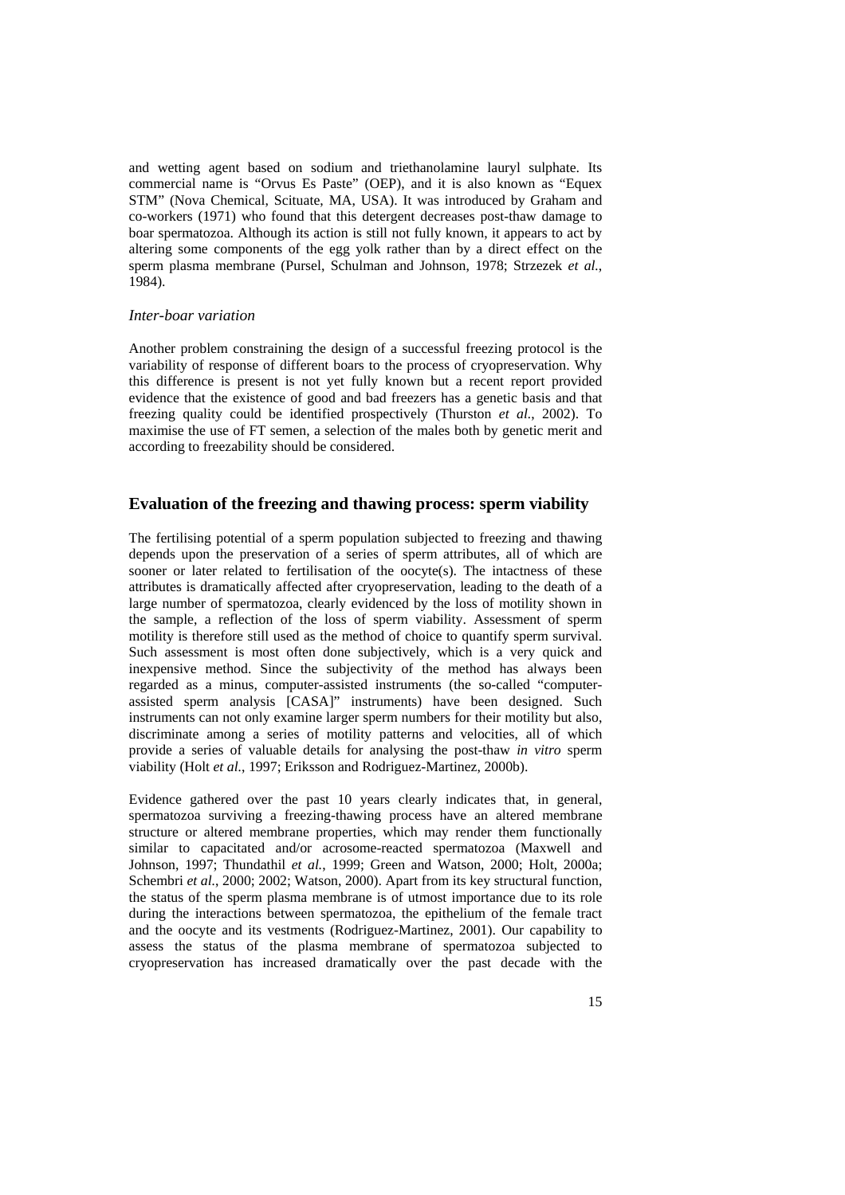and wetting agent based on sodium and triethanolamine lauryl sulphate. Its commercial name is "Orvus Es Paste" (OEP), and it is also known as "Equex STM" (Nova Chemical, Scituate, MA, USA). It was introduced by Graham and co-workers (1971) who found that this detergent decreases post-thaw damage to boar spermatozoa. Although its action is still not fully known, it appears to act by altering some components of the egg yolk rather than by a direct effect on the sperm plasma membrane (Pursel, Schulman and Johnson, 1978; Strzezek *et al.*, 1984).

### *Inter-boar variation*

Another problem constraining the design of a successful freezing protocol is the variability of response of different boars to the process of cryopreservation. Why this difference is present is not yet fully known but a recent report provided evidence that the existence of good and bad freezers has a genetic basis and that freezing quality could be identified prospectively (Thurston *et al.*, 2002). To maximise the use of FT semen, a selection of the males both by genetic merit and according to freezability should be considered.

## Evaluation of the freezing and thawing process: sperm viability

The fertilising potential of a sperm population subjected to freezing and thawing depends upon the preservation of a series of sperm attributes, all of which are sooner or later related to fertilisation of the oocyte(s). The intactness of these attributes is dramatically affected after cryopreservation, leading to the death of a large number of spermatozoa, clearly evidenced by the loss of motility shown in the sample, a reflection of the loss of sperm viability. Assessment of sperm motility is therefore still used as the method of choice to quantify sperm survival. Such assessment is most often done subjectively, which is a very quick and inexpensive method. Since the subjectivity of the method has always been regarded as a minus, computer-assisted instruments (the so-called "computer-assisted sperm analysis [CASA]" instruments) have been designed. Such instruments can not only examine larger sperm numbers for their motility but also, discriminate among a series of motility patterns and velocities, all of which provide a series of valuable details for analysing the post-thaw *in vitro* sperm viability (Holt *et al.*, 1997; Eriksson and Rodriguez-Martinez, 2000b).

Evidence gathered over the past 10 years clearly indicates that, in general, spermatozoa surviving a freezing-thawing process have an altered membrane structure or altered membrane properties, which may render them functionally similar to capacitated and/or acrosome-reacted spermatozoa (Maxwell and Johnson, 1997; Thundathil *et al.*, 1999; Green and Watson, 2000; Holt, 2000a; Schembri *et al.*, 2000; 2002; Watson, 2000). Apart from its key structural function, the status of the sperm plasma membrane is of utmost importance due to its role during the interactions between spermatozoa, the epithelium of the female tract and the oocyte and its vestments (Rodriguez-Martinez, 2001). Our capability to assess the status of the plasma membrane of spermatozoa subjected to cryopreservation has increased dramatically over the past decade with the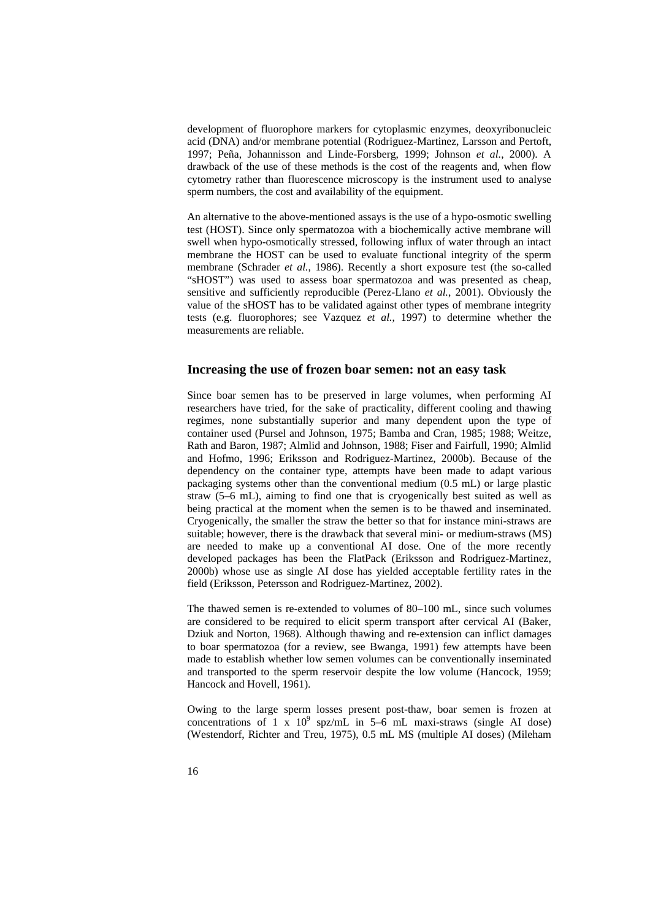development of fluorophore markers for cytoplasmic enzymes, deoxyribonucleic acid (DNA) and/or membrane potential (Rodriguez-Martinez, Larsson and Pertoft, 1997; Peña, Johannisson and Linde-Forsberg, 1999; Johnson *et al.*, 2000). A drawback of the use of these methods is the cost of the reagents and, when flow cytometry rather than fluorescence microscopy is the instrument used to analyse sperm numbers, the cost and availability of the equipment.

An alternative to the above-mentioned assays is the use of a hypo-osmotic swelling test (HOST). Since only spermatozoa with a biochemically active membrane will swell when hypo-osmotically stressed, following influx of water through an intact membrane the HOST can be used to evaluate functional integrity of the sperm membrane (Schrader *et al.*, 1986). Recently a short exposure test (the so-called "sHOST") was used to assess boar spermatozoa and was presented as cheap, sensitive and sufficiently reproducible (Perez-Llano *et al.*, 2001). Obviously the value of the sHOST has to be validated against other types of membrane integrity tests (e.g. fluorophores; see Vazquez *et al.*, 1997) to determine whether the measurements are reliable.

## Increasing the use of frozen boar semen: not an easy task

Since boar semen has to be preserved in large volumes, when performing AI researchers have tried, for the sake of practicality, different cooling and thawing regimes, none substantially superior and many dependent upon the type of container used (Pursel and Johnson, 1975; Bamba and Cran, 1985; 1988; Weitze, Rath and Baron, 1987; Almlid and Johnson, 1988; Fiser and Fairfull, 1990; Almlid and Hofmo, 1996; Eriksson and Rodriguez-Martinez, 2000b). Because of the dependency on the container type, attempts have been made to adapt various packaging systems other than the conventional medium (0.5 mL) or large plastic straw (5–6 mL), aiming to find one that is cryogenically best suited as well as being practical at the moment when the semen is to be thawed and inseminated. Cryogenically, the smaller the straw the better so that for instance mini-straws are suitable; however, there is the drawback that several mini- or medium-straws (MS) are needed to make up a conventional AI dose. One of the more recently developed packages has been the FlatPack (Eriksson and Rodriguez-Martinez, 2000b) whose use as single AI dose has yielded acceptable fertility rates in the field (Eriksson, Petersson and Rodriguez-Martinez, 2002).

The thawed semen is re-extended to volumes of 80–100 mL, since such volumes are considered to be required to elicit sperm transport after cervical AI (Baker, Dziuk and Norton, 1968). Although thawing and re-extension can inflict damages to boar spermatozoa (for a review, see Bwanga, 1991) few attempts have been made to establish whether low semen volumes can be conventionally inseminated and transported to the sperm reservoir despite the low volume (Hancock, 1959; Hancock and Hovell, 1961).

Owing to the large sperm losses present post-thaw, boar semen is frozen at concentrations of $1 \times 10^9$ spz/mL in 5–6 mL maxi-straws (single AI dose) (Westendorf, Richter and Treu, 1975), 0.5 mL MS (multiple AI doses) (Mileham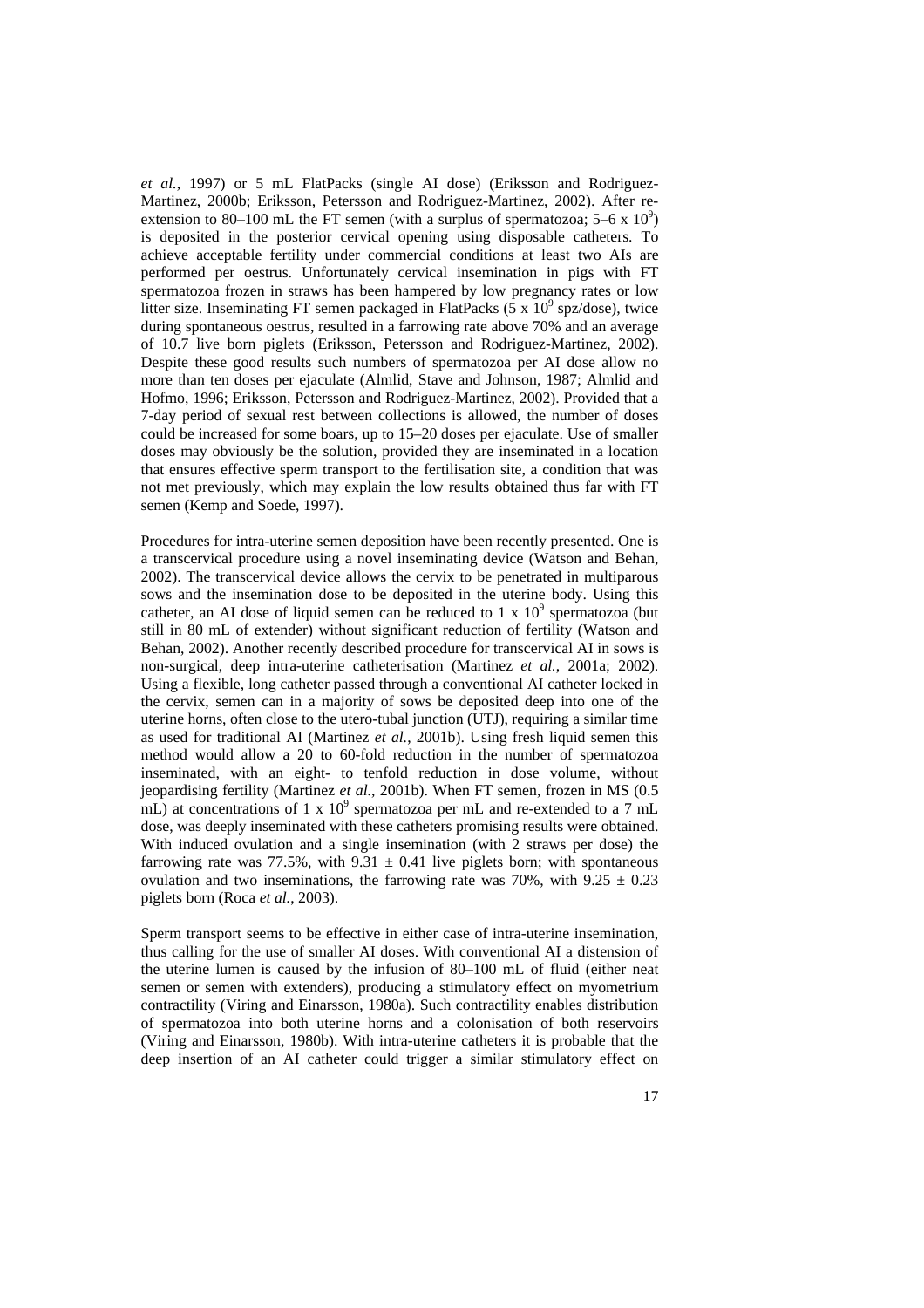*et al.*, 1997) or 5 mL FlatPacks (single AI dose) (Eriksson and Rodriguez-Martinez, 2000b; Eriksson, Petersson and Rodriguez-Martinez, 2002). After re-extension to 80–100 mL the FT semen (with a surplus of spermatozoa; 5–6 x $10^9$) is deposited in the posterior cervical opening using disposable catheters. To achieve acceptable fertility under commercial conditions at least two AIs are performed per oestrus. Unfortunately cervical insemination in pigs with FT spermatozoa frozen in straws has been hampered by low pregnancy rates or low litter size. Inseminating FT semen packaged in FlatPacks (5 x $10^9$ spz/dose), twice during spontaneous oestrus, resulted in a farrowing rate above 70% and an average of 10.7 live born piglets (Eriksson, Petersson and Rodriguez-Martinez, 2002). Despite these good results such numbers of spermatozoa per AI dose allow no more than ten doses per ejaculate (Almlid, Stave and Johnson, 1987; Almlid and Hofmo, 1996; Eriksson, Petersson and Rodriguez-Martinez, 2002). Provided that a 7-day period of sexual rest between collections is allowed, the number of doses could be increased for some boars, up to 15–20 doses per ejaculate. Use of smaller doses may obviously be the solution, provided they are inseminated in a location that ensures effective sperm transport to the fertilisation site, a condition that was not met previously, which may explain the low results obtained thus far with FT semen (Kemp and Soede, 1997).

Procedures for intra-uterine semen deposition have been recently presented. One is a transcervical procedure using a novel inseminating device (Watson and Behan, 2002). The transcervical device allows the cervix to be penetrated in multiparous sows and the insemination dose to be deposited in the uterine body. Using this catheter, an AI dose of liquid semen can be reduced to 1 x $10^9$ spermatozoa (but still in 80 mL of extender) without significant reduction of fertility (Watson and Behan, 2002). Another recently described procedure for transcervical AI in sows is non-surgical, deep intra-uterine catheterisation (Martinez *et al.*, 2001a; 2002). Using a flexible, long catheter passed through a conventional AI catheter locked in the cervix, semen can in a majority of sows be deposited deep into one of the uterine horns, often close to the utero-tubal junction (UTJ), requiring a similar time as used for traditional AI (Martinez *et al.*, 2001b). Using fresh liquid semen this method would allow a 20 to 60-fold reduction in the number of spermatozoa inseminated, with an eight- to tenfold reduction in dose volume, without jeopardising fertility (Martinez *et al.*, 2001b). When FT semen, frozen in MS (0.5 mL) at concentrations of 1 x $10^9$ spermatozoa per mL and re-extended to a 7 mL dose, was deeply inseminated with these catheters promising results were obtained. With induced ovulation and a single insemination (with 2 straws per dose) the farrowing rate was 77.5%, with $9.31 \pm 0.41$ live piglets born; with spontaneous ovulation and two inseminations, the farrowing rate was 70%, with $9.25 \pm 0.23$ piglets born (Roca *et al.*, 2003).

Sperm transport seems to be effective in either case of intra-uterine insemination, thus calling for the use of smaller AI doses. With conventional AI a distension of the uterine lumen is caused by the infusion of 80–100 mL of fluid (either neat semen or semen with extenders), producing a stimulatory effect on myometrium contractility (Viring and Einarsson, 1980a). Such contractility enables distribution of spermatozoa into both uterine horns and a colonisation of both reservoirs (Viring and Einarsson, 1980b). With intra-uterine catheters it is probable that the deep insertion of an AI catheter could trigger a similar stimulatory effect on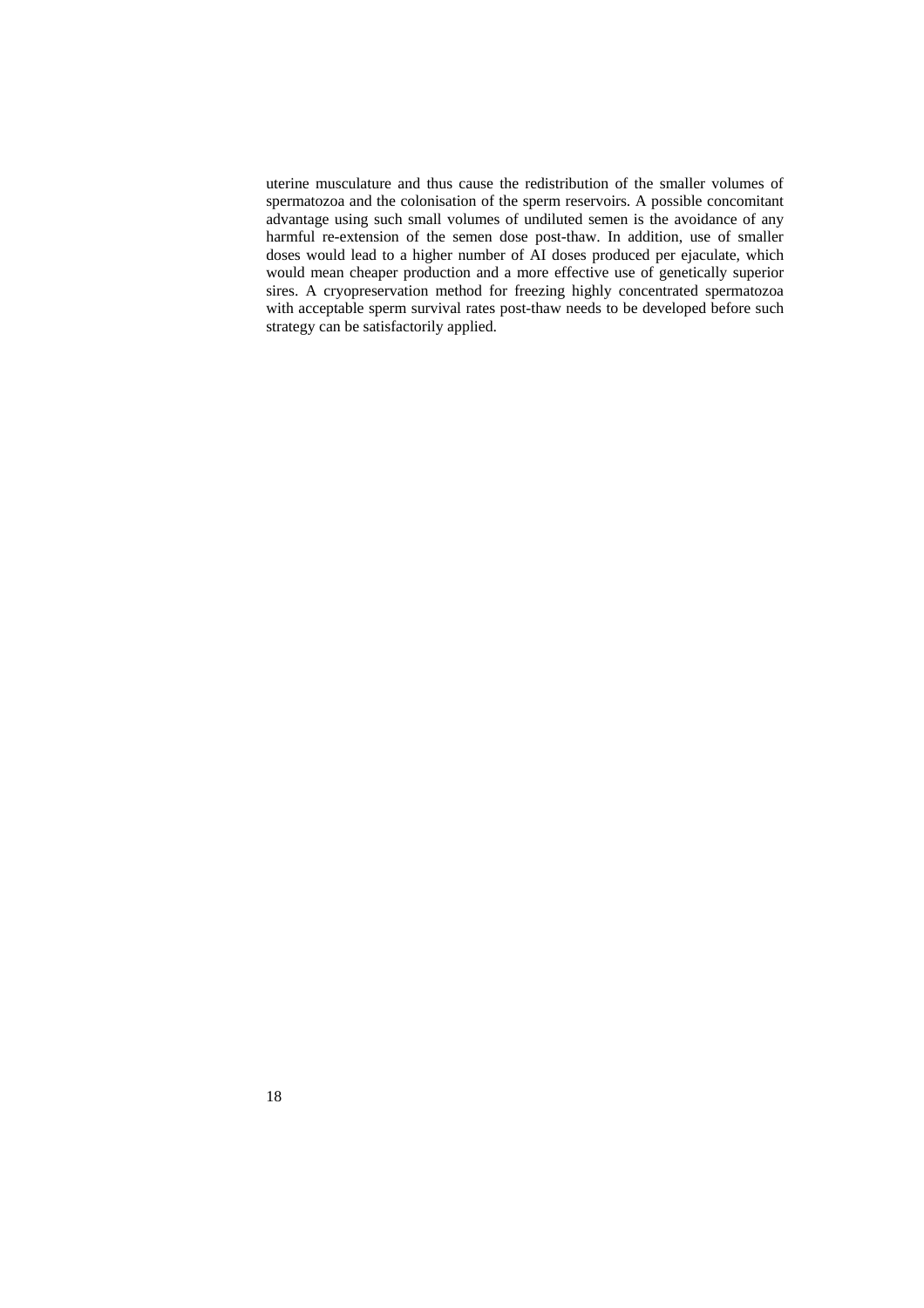uterine musculature and thus cause the redistribution of the smaller volumes of spermatozoa and the colonisation of the sperm reservoirs. A possible concomitant advantage using such small volumes of undiluted semen is the avoidance of any harmful re-extension of the semen dose post-thaw. In addition, use of smaller doses would lead to a higher number of AI doses produced per ejaculate, which would mean cheaper production and a more effective use of genetically superior sires. A cryopreservation method for freezing highly concentrated spermatozoa with acceptable sperm survival rates post-thaw needs to be developed before such strategy can be satisfactorily applied.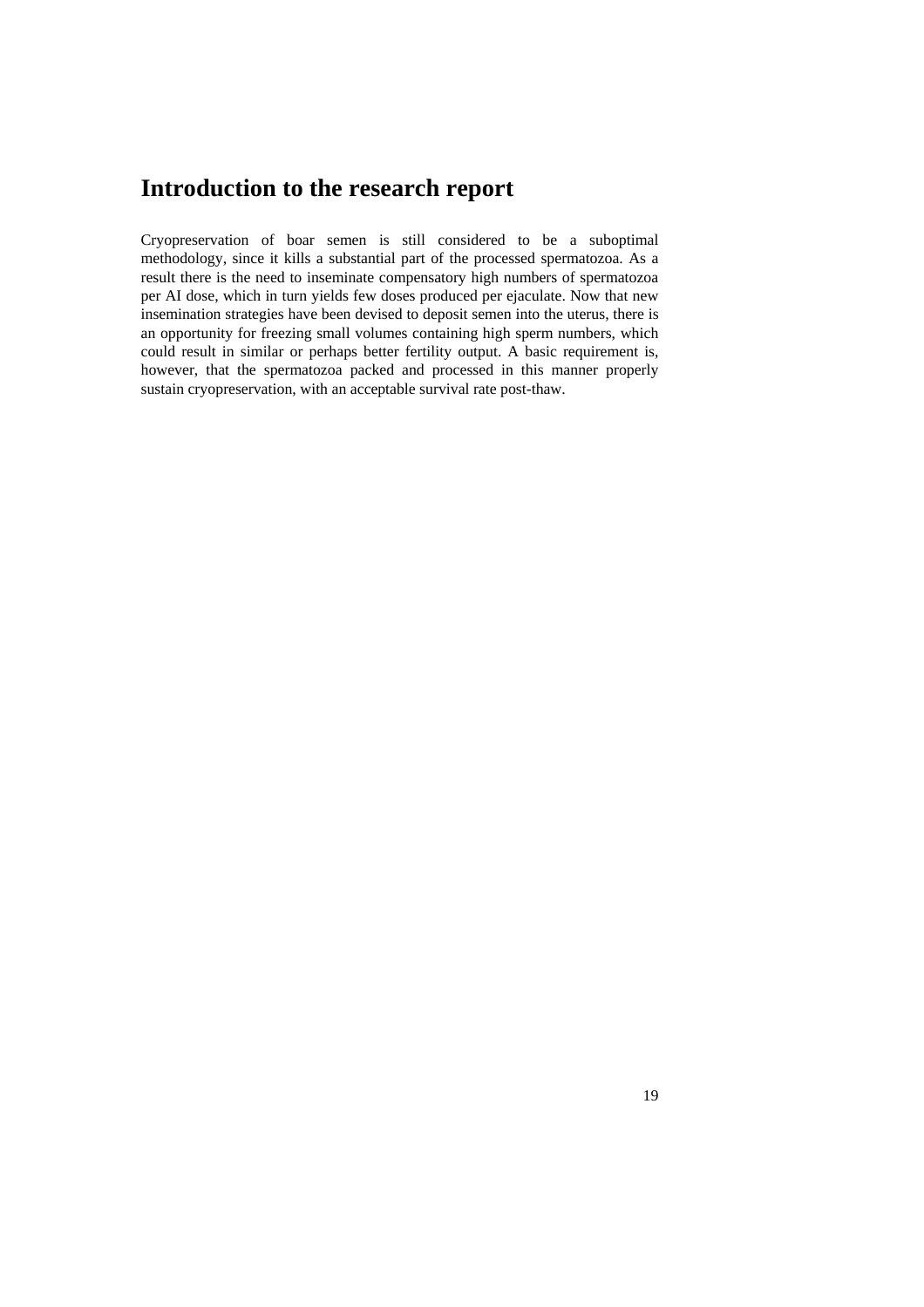# Introduction to the research report

Cryopreservation of boar semen is still considered to be a suboptimal methodology, since it kills a substantial part of the processed spermatozoa. As a result there is the need to inseminate compensatory high numbers of spermatozoa per AI dose, which in turn yields few doses produced per ejaculate. Now that new insemination strategies have been devised to deposit semen into the uterus, there is an opportunity for freezing small volumes containing high sperm numbers, which could result in similar or perhaps better fertility output. A basic requirement is, however, that the spermatozoa packed and processed in this manner properly sustain cryopreservation, with an acceptable survival rate post-thaw.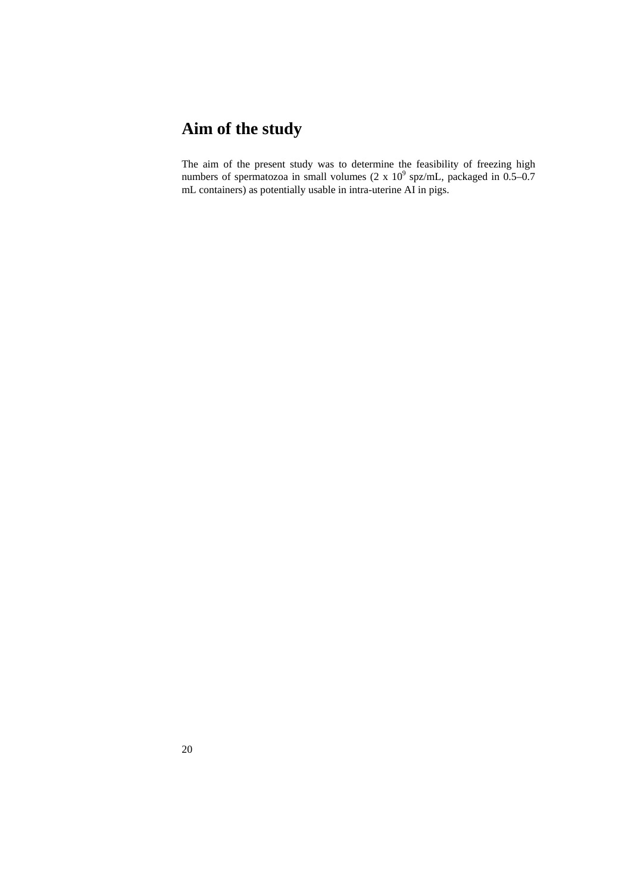# Aim of the study

The aim of the present study was to determine the feasibility of freezing high numbers of spermatozoa in small volumes ($2 \times 10^9$ spz/mL, packaged in 0.5–0.7 mL containers) as potentially usable in intra-uterine AI in pigs.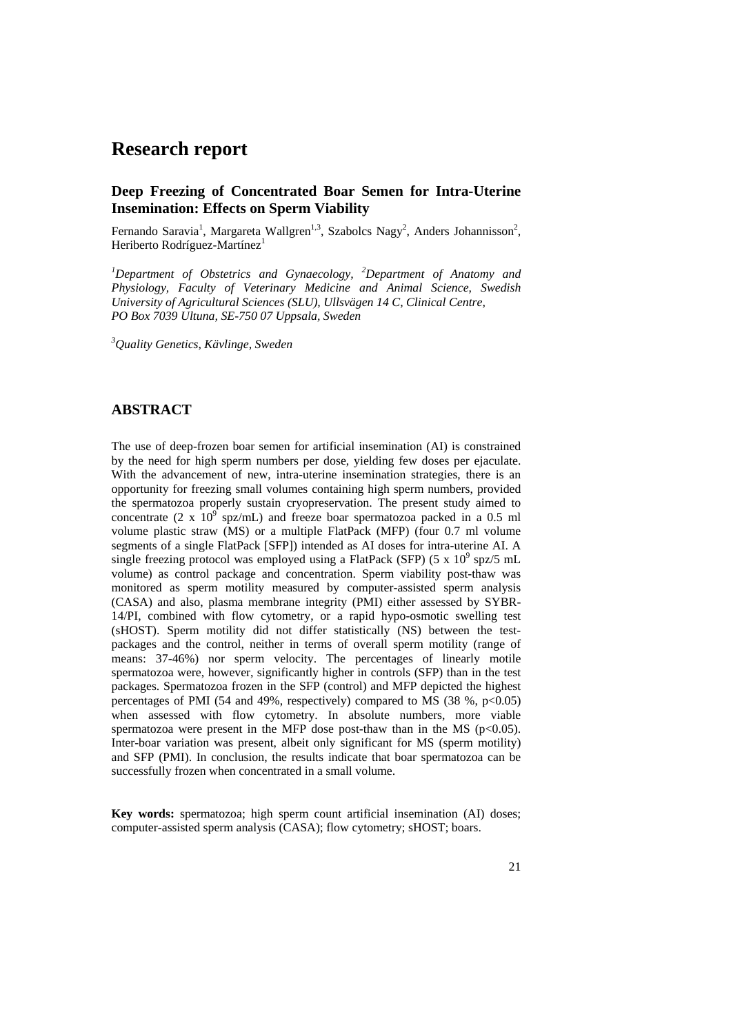# Research report

## Deep Freezing of Concentrated Boar Semen for Intra-Uterine Insemination: Effects on Sperm Viability

Fernando Saravia[1], Margareta Wallgren[1,3], Szabolcs Nagy[2], Anders Johannisson[2], Heriberto Rodríguez-Martínez[1]

*[1]Department of Obstetrics and Gynaecology, [2]Department of Anatomy and Physiology, Faculty of Veterinary Medicine and Animal Science, Swedish University of Agricultural Sciences (SLU), Ullsvägen 14 C, Clinical Centre, PO Box 7039 Ultuna, SE-750 07 Uppsala, Sweden*

*[3]Quality Genetics, Kävlinge, Sweden*

## ABSTRACT

The use of deep-frozen boar semen for artificial insemination (AI) is constrained by the need for high sperm numbers per dose, yielding few doses per ejaculate. With the advancement of new, intra-uterine insemination strategies, there is an opportunity for freezing small volumes containing high sperm numbers, provided the spermatozoa properly sustain cryopreservation. The present study aimed to concentrate ($2 \times 10^9$ spz/mL) and freeze boar spermatozoa packed in a 0.5 ml volume plastic straw (MS) or a multiple FlatPack (MFP) (four 0.7 ml volume segments of a single FlatPack [SFP]) intended as AI doses for intra-uterine AI. A single freezing protocol was employed using a FlatPack (SFP) ($5 \times 10^9$ spz/5 mL volume) as control package and concentration. Sperm viability post-thaw was monitored as sperm motility measured by computer-assisted sperm analysis (CASA) and also, plasma membrane integrity (PMI) either assessed by SYBR-14/PI, combined with flow cytometry, or a rapid hypo-osmotic swelling test (sHOST). Sperm motility did not differ statistically (NS) between the test-packages and the control, neither in terms of overall sperm motility (range of means: 37-46%) nor sperm velocity. The percentages of linearly motile spermatozoa were, however, significantly higher in controls (SFP) than in the test packages. Spermatozoa frozen in the SFP (control) and MFP depicted the highest percentages of PMI (54 and 49%, respectively) compared to MS (38 %, $p<0.05$) when assessed with flow cytometry. In absolute numbers, more viable spermatozoa were present in the MFP dose post-thaw than in the MS ($p<0.05$). Inter-boar variation was present, albeit only significant for MS (sperm motility) and SFP (PMI). In conclusion, the results indicate that boar spermatozoa can be successfully frozen when concentrated in a small volume.

**Key words:** spermatozoa; high sperm count artificial insemination (AI) doses; computer-assisted sperm analysis (CASA); flow cytometry; sHOST; boars.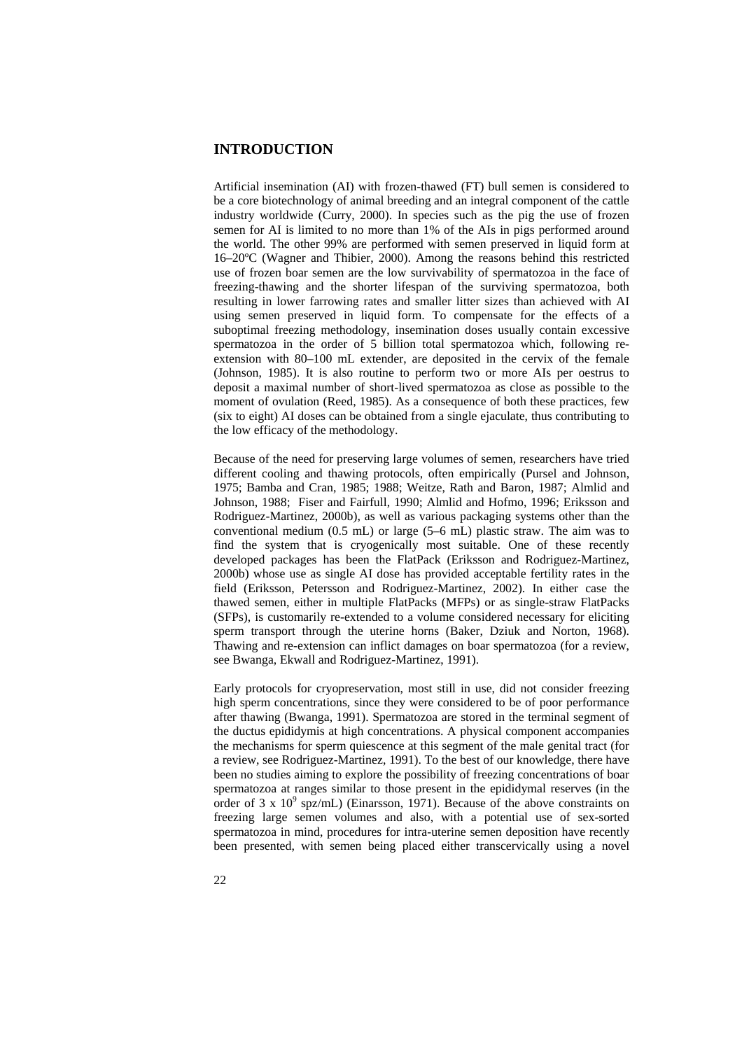# INTRODUCTION

Artificial insemination (AI) with frozen-thawed (FT) bull semen is considered to be a core biotechnology of animal breeding and an integral component of the cattle industry worldwide (Curry, 2000). In species such as the pig the use of frozen semen for AI is limited to no more than 1% of the AIs in pigs performed around the world. The other 99% are performed with semen preserved in liquid form at 16–20ºC (Wagner and Thibier, 2000). Among the reasons behind this restricted use of frozen boar semen are the low survivability of spermatozoa in the face of freezing-thawing and the shorter lifespan of the surviving spermatozoa, both resulting in lower farrowing rates and smaller litter sizes than achieved with AI using semen preserved in liquid form. To compensate for the effects of a suboptimal freezing methodology, insemination doses usually contain excessive spermatozoa in the order of 5 billion total spermatozoa which, following re-extension with 80–100 mL extender, are deposited in the cervix of the female (Johnson, 1985). It is also routine to perform two or more AIs per oestrus to deposit a maximal number of short-lived spermatozoa as close as possible to the moment of ovulation (Reed, 1985). As a consequence of both these practices, few (six to eight) AI doses can be obtained from a single ejaculate, thus contributing to the low efficacy of the methodology.

Because of the need for preserving large volumes of semen, researchers have tried different cooling and thawing protocols, often empirically (Pursel and Johnson, 1975; Bamba and Cran, 1985; 1988; Weitze, Rath and Baron, 1987; Almlid and Johnson, 1988; Fiser and Fairfull, 1990; Almlid and Hofmo, 1996; Eriksson and Rodriguez-Martinez, 2000b), as well as various packaging systems other than the conventional medium (0.5 mL) or large (5–6 mL) plastic straw. The aim was to find the system that is cryogenically most suitable. One of these recently developed packages has been the FlatPack (Eriksson and Rodriguez-Martinez, 2000b) whose use as single AI dose has provided acceptable fertility rates in the field (Eriksson, Petersson and Rodriguez-Martinez, 2002). In either case the thawed semen, either in multiple FlatPacks (MFPs) or as single-straw FlatPacks (SFPs), is customarily re-extended to a volume considered necessary for eliciting sperm transport through the uterine horns (Baker, Dziuk and Norton, 1968). Thawing and re-extension can inflict damages on boar spermatozoa (for a review, see Bwanga, Ekwall and Rodriguez-Martinez, 1991).

Early protocols for cryopreservation, most still in use, did not consider freezing high sperm concentrations, since they were considered to be of poor performance after thawing (Bwanga, 1991). Spermatozoa are stored in the terminal segment of the ductus epididymis at high concentrations. A physical component accompanies the mechanisms for sperm quiescence at this segment of the male genital tract (for a review, see Rodriguez-Martinez, 1991). To the best of our knowledge, there have been no studies aiming to explore the possibility of freezing concentrations of boar spermatozoa at ranges similar to those present in the epididymal reserves (in the order of $3 \times 10^9$ spz/mL) (Einarsson, 1971). Because of the above constraints on freezing large semen volumes and also, with a potential use of sex-sorted spermatozoa in mind, procedures for intra-uterine semen deposition have recently been presented, with semen being placed either transcervically using a novel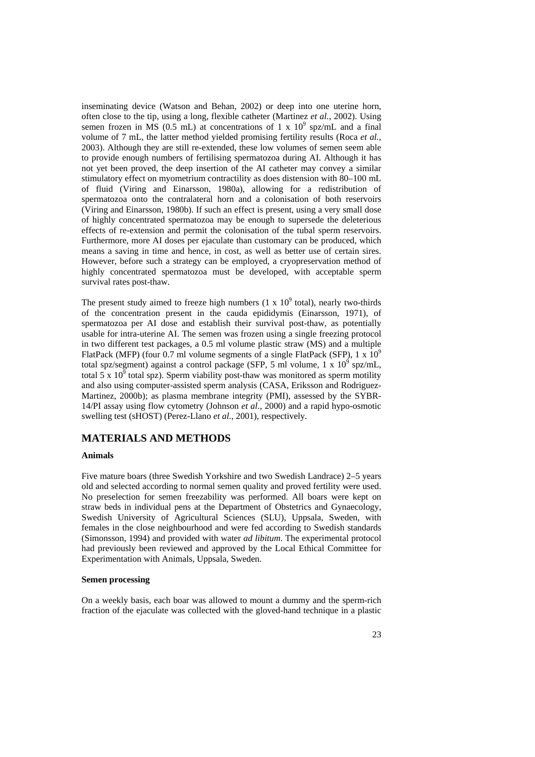inseminating device (Watson and Behan, 2002) or deep into one uterine horn, often close to the tip, using a long, flexible catheter (Martinez *et al.*, 2002). Using semen frozen in MS (0.5 mL) at concentrations of 1 x $10^9$ spz/mL and a final volume of 7 mL, the latter method yielded promising fertility results (Roca *et al.*, 2003). Although they are still re-extended, these low volumes of semen seem able to provide enough numbers of fertilising spermatozoa during AI. Although it has not yet been proved, the deep insertion of the AI catheter may convey a similar stimulatory effect on myometrium contractility as does distension with 80–100 mL of fluid (Viring and Einarsson, 1980a), allowing for a redistribution of spermatozoa onto the contralateral horn and a colonisation of both reservoirs (Viring and Einarsson, 1980b). If such an effect is present, using a very small dose of highly concentrated spermatozoa may be enough to supersede the deleterious effects of re-extension and permit the colonisation of the tubal sperm reservoirs. Furthermore, more AI doses per ejaculate than customary can be produced, which means a saving in time and hence, in cost, as well as better use of certain sires. However, before such a strategy can be employed, a cryopreservation method of highly concentrated spermatozoa must be developed, with acceptable sperm survival rates post-thaw.

The present study aimed to freeze high numbers (1 x $10^9$ total), nearly two-thirds of the concentration present in the cauda epididymis (Einarsson, 1971), of spermatozoa per AI dose and establish their survival post-thaw, as potentially usable for intra-uterine AI. The semen was frozen using a single freezing protocol in two different test packages, a 0.5 ml volume plastic straw (MS) and a multiple FlatPack (MFP) (four 0.7 ml volume segments of a single FlatPack (SFP), 1 x $10^9$ total spz/segment) against a control package (SFP, 5 ml volume, 1 x $10^9$ spz/mL, total 5 x $10^9$ total spz). Sperm viability post-thaw was monitored as sperm motility and also using computer-assisted sperm analysis (CASA, Eriksson and Rodriguez-Martinez, 2000b); as plasma membrane integrity (PMI), assessed by the SYBR-14/PI assay using flow cytometry (Johnson *et al*., 2000) and a rapid hypo-osmotic swelling test (sHOST) (Perez-Llano *et al*., 2001), respectively.

## MATERIALS AND METHODS

### Animals

Five mature boars (three Swedish Yorkshire and two Swedish Landrace) 2–5 years old and selected according to normal semen quality and proved fertility were used. No preselection for semen freezability was performed. All boars were kept on straw beds in individual pens at the Department of Obstetrics and Gynaecology, Swedish University of Agricultural Sciences (SLU), Uppsala, Sweden, with females in the close neighbourhood and were fed according to Swedish standards (Simonsson, 1994) and provided with water *ad libitum*. The experimental protocol had previously been reviewed and approved by the Local Ethical Committee for Experimentation with Animals, Uppsala, Sweden.

### Semen processing

On a weekly basis, each boar was allowed to mount a dummy and the sperm-rich fraction of the ejaculate was collected with the gloved-hand technique in a plastic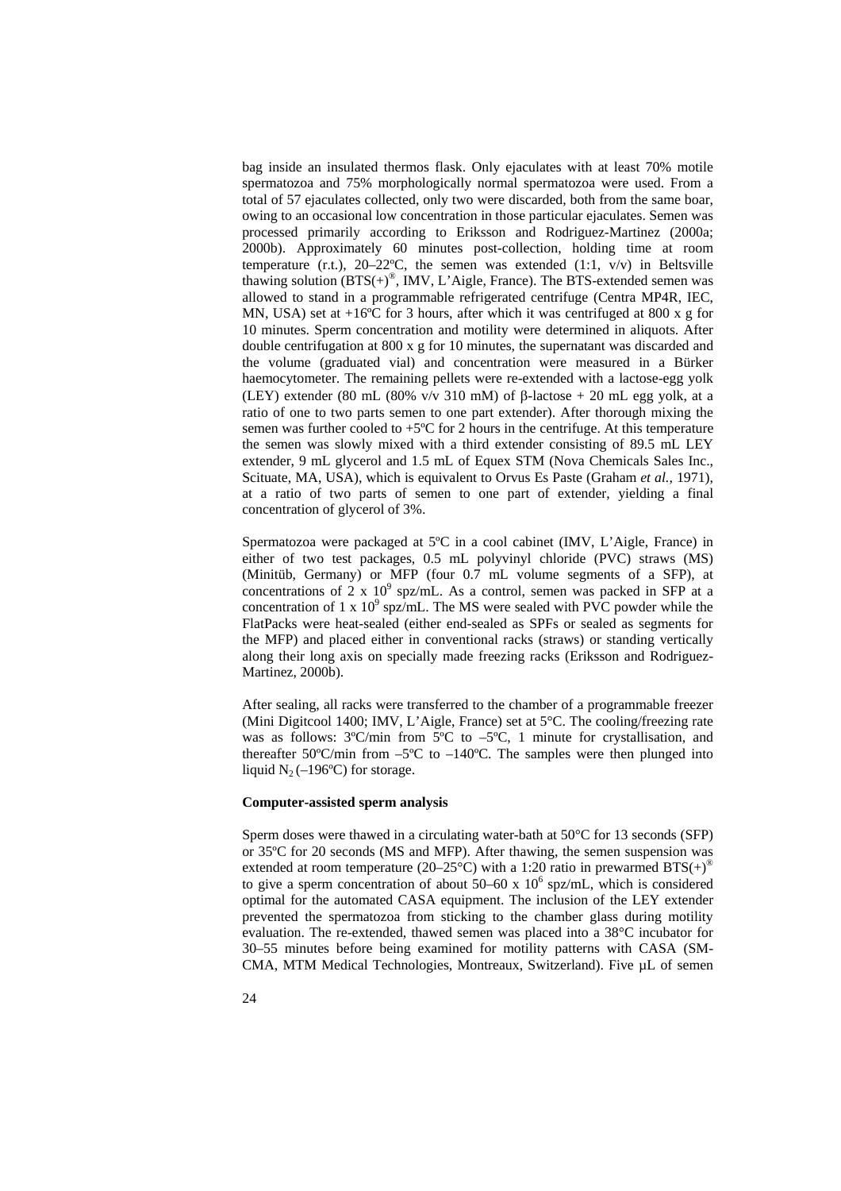bag inside an insulated thermos flask. Only ejaculates with at least 70% motile spermatozoa and 75% morphologically normal spermatozoa were used. From a total of 57 ejaculates collected, only two were discarded, both from the same boar, owing to an occasional low concentration in those particular ejaculates. Semen was processed primarily according to Eriksson and Rodriguez-Martinez (2000a; 2000b). Approximately 60 minutes post-collection, holding time at room temperature (r.t.), 20–22ºC, the semen was extended (1:1, v/v) in Beltsville thawing solution (BTS(+)®, IMV, L'Aigle, France). The BTS-extended semen was allowed to stand in a programmable refrigerated centrifuge (Centra MP4R, IEC, MN, USA) set at +16ºC for 3 hours, after which it was centrifuged at 800 x g for 10 minutes. Sperm concentration and motility were determined in aliquots. After double centrifugation at 800 x g for 10 minutes, the supernatant was discarded and the volume (graduated vial) and concentration were measured in a Bürker haemocytometer. The remaining pellets were re-extended with a lactose-egg yolk (LEY) extender (80 mL (80% v/v 310 mM) of β-lactose + 20 mL egg yolk, at a ratio of one to two parts semen to one part extender). After thorough mixing the semen was further cooled to +5ºC for 2 hours in the centrifuge. At this temperature the semen was slowly mixed with a third extender consisting of 89.5 mL LEY extender, 9 mL glycerol and 1.5 mL of Equex STM (Nova Chemicals Sales Inc., Scituate, MA, USA), which is equivalent to Orvus Es Paste (Graham *et al.,* 1971), at a ratio of two parts of semen to one part of extender, yielding a final concentration of glycerol of 3%.

Spermatozoa were packaged at 5ºC in a cool cabinet (IMV, L'Aigle, France) in either of two test packages, 0.5 mL polyvinyl chloride (PVC) straws (MS) (Minitüb, Germany) or MFP (four 0.7 mL volume segments of a SFP), at concentrations of 2 x $10^9$ spz/mL. As a control, semen was packed in SFP at a concentration of 1 x $10^9$ spz/mL. The MS were sealed with PVC powder while the FlatPacks were heat-sealed (either end-sealed as SPFs or sealed as segments for the MFP) and placed either in conventional racks (straws) or standing vertically along their long axis on specially made freezing racks (Eriksson and Rodriguez-Martinez, 2000b).

After sealing, all racks were transferred to the chamber of a programmable freezer (Mini Digitcool 1400; IMV, L'Aigle, France) set at 5°C. The cooling/freezing rate was as follows: 3ºC/min from 5ºC to –5ºC, 1 minute for crystallisation, and thereafter 50ºC/min from –5ºC to –140ºC. The samples were then plunged into liquid $N_2$ (–196ºC) for storage.

**Computer-assisted sperm analysis**

Sperm doses were thawed in a circulating water-bath at 50°C for 13 seconds (SFP) or 35ºC for 20 seconds (MS and MFP). After thawing, the semen suspension was extended at room temperature (20–25°C) with a 1:20 ratio in prewarmed BTS(+)® to give a sperm concentration of about 50–60 x $10^6$ spz/mL, which is considered optimal for the automated CASA equipment. The inclusion of the LEY extender prevented the spermatozoa from sticking to the chamber glass during motility evaluation. The re-extended, thawed semen was placed into a 38°C incubator for 30–55 minutes before being examined for motility patterns with CASA (SM-CMA, MTM Medical Technologies, Montreaux, Switzerland). Five µL of semen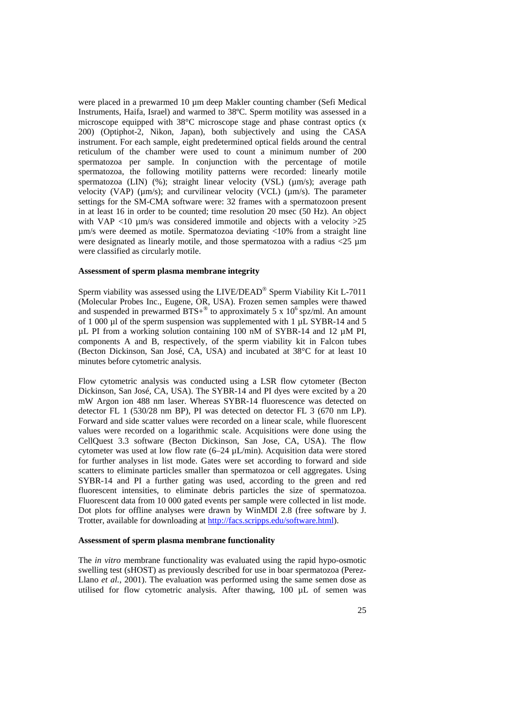were placed in a prewarmed 10 µm deep Makler counting chamber (Sefi Medical Instruments, Haifa, Israel) and warmed to 38ºC. Sperm motility was assessed in a microscope equipped with 38°C microscope stage and phase contrast optics (x 200) (Optiphot-2, Nikon, Japan), both subjectively and using the CASA instrument. For each sample, eight predetermined optical fields around the central reticulum of the chamber were used to count a minimum number of 200 spermatozoa per sample. In conjunction with the percentage of motile spermatozoa, the following motility patterns were recorded: linearly motile spermatozoa (LIN) (%); straight linear velocity (VSL) (µm/s); average path velocity (VAP) (µm/s); and curvilinear velocity (VCL) (µm/s). The parameter settings for the SM-CMA software were: 32 frames with a spermatozoon present in at least 16 in order to be counted; time resolution 20 msec (50 Hz). An object with VAP <10 µm/s was considered immotile and objects with a velocity >25 µm/s were deemed as motile. Spermatozoa deviating <10% from a straight line were designated as linearly motile, and those spermatozoa with a radius <25 µm were classified as circularly motile.

#### Assessment of sperm plasma membrane integrity

Sperm viability was assessed using the LIVE/DEAD® Sperm Viability Kit L-7011 (Molecular Probes Inc., Eugene, OR, USA). Frozen semen samples were thawed and suspended in prewarmed BTS+® to approximately 5 x $10^6$ spz/ml. An amount of 1 000 µl of the sperm suspension was supplemented with 1 µL SYBR-14 and 5 µL PI from a working solution containing 100 nM of SYBR-14 and 12 µM PI, components A and B, respectively, of the sperm viability kit in Falcon tubes (Becton Dickinson, San José, CA, USA) and incubated at 38°C for at least 10 minutes before cytometric analysis.

Flow cytometric analysis was conducted using a LSR flow cytometer (Becton Dickinson, San José, CA, USA). The SYBR-14 and PI dyes were excited by a 20 mW Argon ion 488 nm laser. Whereas SYBR-14 fluorescence was detected on detector FL 1 (530/28 nm BP), PI was detected on detector FL 3 (670 nm LP). Forward and side scatter values were recorded on a linear scale, while fluorescent values were recorded on a logarithmic scale. Acquisitions were done using the CellQuest 3.3 software (Becton Dickinson, San Jose, CA, USA). The flow cytometer was used at low flow rate (6–24 µL/min). Acquisition data were stored for further analyses in list mode. Gates were set according to forward and side scatters to eliminate particles smaller than spermatozoa or cell aggregates. Using SYBR-14 and PI a further gating was used, according to the green and red fluorescent intensities, to eliminate debris particles the size of spermatozoa. Fluorescent data from 10 000 gated events per sample were collected in list mode. Dot plots for offline analyses were drawn by WinMDI 2.8 (free software by J. Trotter, available for downloading at http://facs.scripps.edu/software.html).

#### Assessment of sperm plasma membrane functionality

The *in vitro* membrane functionality was evaluated using the rapid hypo-osmotic swelling test (sHOST) as previously described for use in boar spermatozoa (Perez-Llano *et al.*, 2001). The evaluation was performed using the same semen dose as utilised for flow cytometric analysis. After thawing, 100 µL of semen was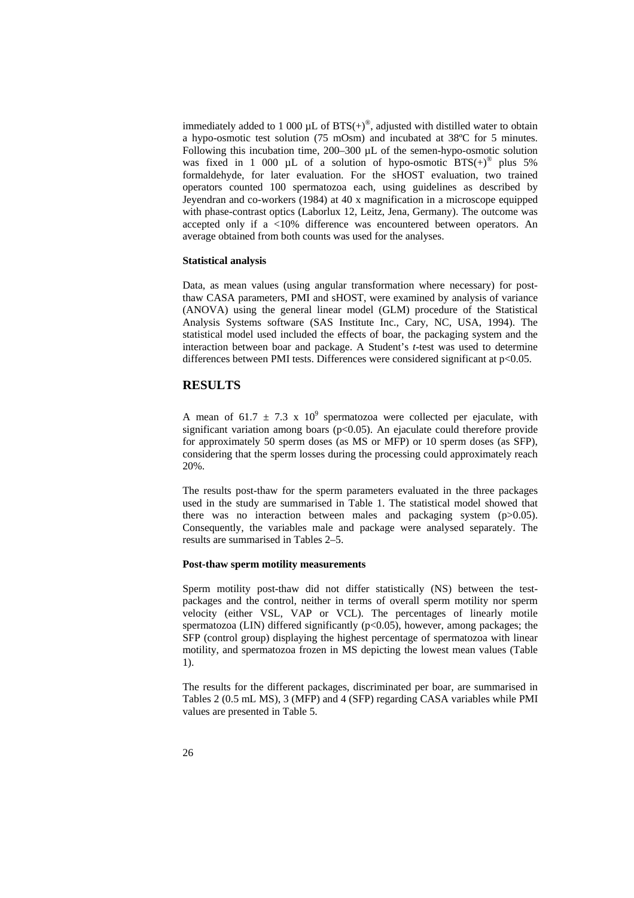immediately added to 1 000 µL of BTS(+)®, adjusted with distilled water to obtain a hypo-osmotic test solution (75 mOsm) and incubated at 38ºC for 5 minutes. Following this incubation time, 200–300 µL of the semen-hypo-osmotic solution was fixed in 1 000 µL of a solution of hypo-osmotic BTS(+)® plus 5% formaldehyde, for later evaluation. For the sHOST evaluation, two trained operators counted 100 spermatozoa each, using guidelines as described by Jeyendran and co-workers (1984) at 40 x magnification in a microscope equipped with phase-contrast optics (Laborlux 12, Leitz, Jena, Germany). The outcome was accepted only if a <10% difference was encountered between operators. An average obtained from both counts was used for the analyses.

#### Statistical analysis

Data, as mean values (using angular transformation where necessary) for post-thaw CASA parameters, PMI and sHOST, were examined by analysis of variance (ANOVA) using the general linear model (GLM) procedure of the Statistical Analysis Systems software (SAS Institute Inc., Cary, NC, USA, 1994). The statistical model used included the effects of boar, the packaging system and the interaction between boar and package. A Student's *t*-test was used to determine differences between PMI tests. Differences were considered significant at $p<0.05$.

## RESULTS

A mean of $61.7 \pm 7.3 \times 10^9$ spermatozoa were collected per ejaculate, with significant variation among boars ($p<0.05$). An ejaculate could therefore provide for approximately 50 sperm doses (as MS or MFP) or 10 sperm doses (as SFP), considering that the sperm losses during the processing could approximately reach 20%.

The results post-thaw for the sperm parameters evaluated in the three packages used in the study are summarised in Table 1. The statistical model showed that there was no interaction between males and packaging system ($p>0.05$). Consequently, the variables male and package were analysed separately. The results are summarised in Tables 2–5.

#### Post-thaw sperm motility measurements

Sperm motility post-thaw did not differ statistically (NS) between the test-packages and the control, neither in terms of overall sperm motility nor sperm velocity (either VSL, VAP or VCL). The percentages of linearly motile spermatozoa (LIN) differed significantly ($p<0.05$), however, among packages; the SFP (control group) displaying the highest percentage of spermatozoa with linear motility, and spermatozoa frozen in MS depicting the lowest mean values (Table 1).

The results for the different packages, discriminated per boar, are summarised in Tables 2 (0.5 mL MS), 3 (MFP) and 4 (SFP) regarding CASA variables while PMI values are presented in Table 5.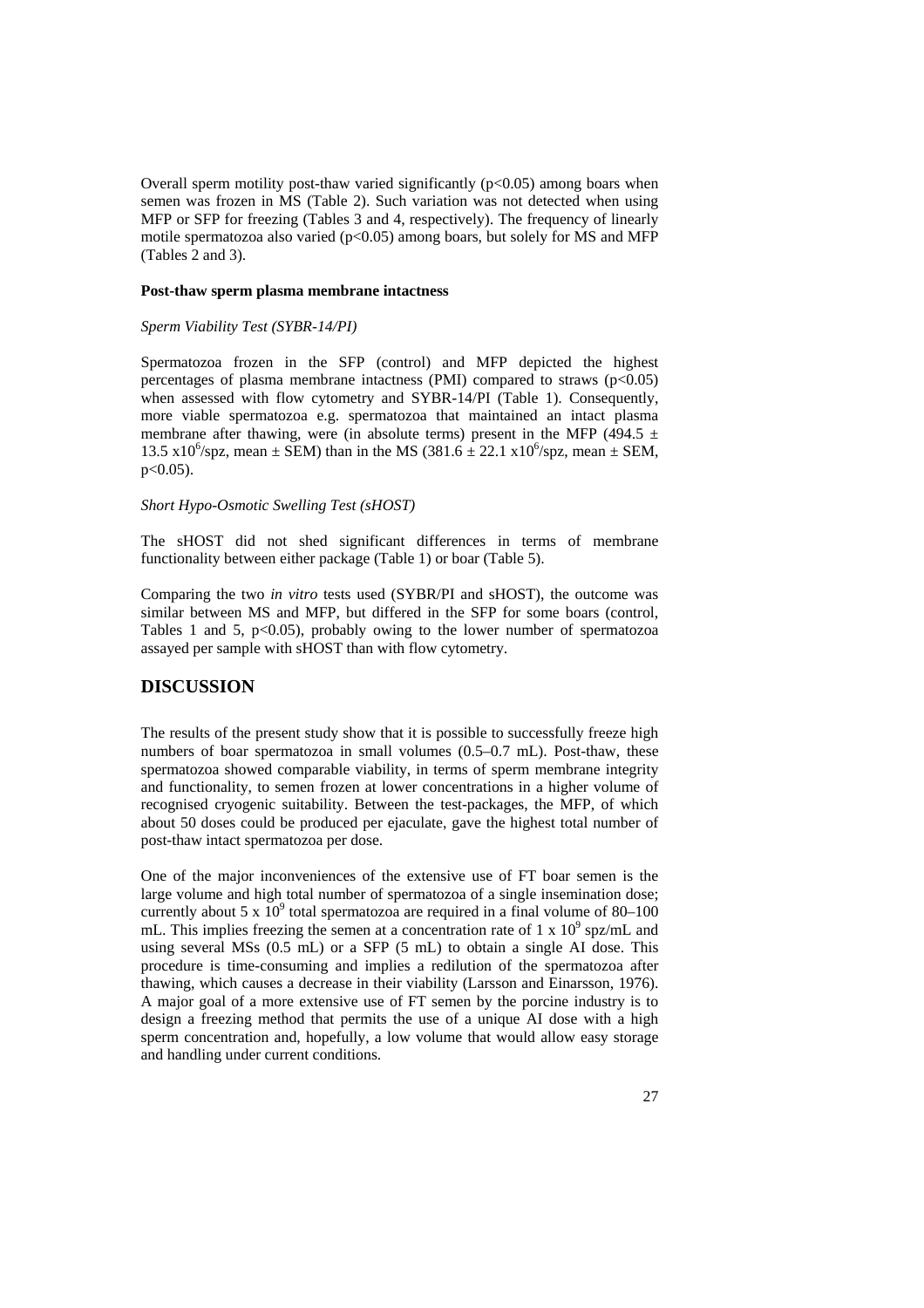Overall sperm motility post-thaw varied significantly ($p<0.05$) among boars when semen was frozen in MS (Table 2). Such variation was not detected when using MFP or SFP for freezing (Tables 3 and 4, respectively). The frequency of linearly motile spermatozoa also varied ($p<0.05$) among boars, but solely for MS and MFP (Tables 2 and 3).

**Post-thaw sperm plasma membrane intactness**

*Sperm Viability Test (SYBR-14/PI)*

Spermatozoa frozen in the SFP (control) and MFP depicted the highest percentages of plasma membrane intactness (PMI) compared to straws ($p<0.05$) when assessed with flow cytometry and SYBR-14/PI (Table 1). Consequently, more viable spermatozoa e.g. spermatozoa that maintained an intact plasma membrane after thawing, were (in absolute terms) present in the MFP ($494.5 \pm 13.5 \times 10^6$/spz, mean ± SEM) than in the MS ($381.6 \pm 22.1 \times 10^6$/spz, mean ± SEM, $p<0.05$).

*Short Hypo-Osmotic Swelling Test (sHOST)*

The sHOST did not shed significant differences in terms of membrane functionality between either package (Table 1) or boar (Table 5).

Comparing the two *in vitro* tests used (SYBR/PI and sHOST), the outcome was similar between MS and MFP, but differed in the SFP for some boars (control, Tables 1 and 5, $p<0.05$), probably owing to the lower number of spermatozoa assayed per sample with sHOST than with flow cytometry.

# DISCUSSION

The results of the present study show that it is possible to successfully freeze high numbers of boar spermatozoa in small volumes (0.5–0.7 mL). Post-thaw, these spermatozoa showed comparable viability, in terms of sperm membrane integrity and functionality, to semen frozen at lower concentrations in a higher volume of recognised cryogenic suitability. Between the test-packages, the MFP, of which about 50 doses could be produced per ejaculate, gave the highest total number of post-thaw intact spermatozoa per dose.

One of the major inconveniences of the extensive use of FT boar semen is the large volume and high total number of spermatozoa of a single insemination dose; currently about $5 \times 10^9$ total spermatozoa are required in a final volume of 80–100 mL. This implies freezing the semen at a concentration rate of $1 \times 10^9$ spz/mL and using several MSs (0.5 mL) or a SFP (5 mL) to obtain a single AI dose. This procedure is time-consuming and implies a redilution of the spermatozoa after thawing, which causes a decrease in their viability (Larsson and Einarsson, 1976). A major goal of a more extensive use of FT semen by the porcine industry is to design a freezing method that permits the use of a unique AI dose with a high sperm concentration and, hopefully, a low volume that would allow easy storage and handling under current conditions.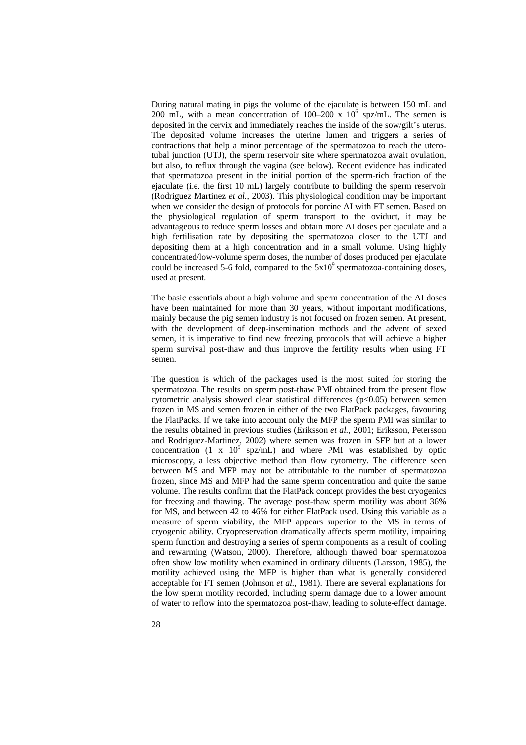During natural mating in pigs the volume of the ejaculate is between 150 mL and 200 mL, with a mean concentration of 100–200 x $10^6$ spz/mL. The semen is deposited in the cervix and immediately reaches the inside of the sow/gilt's uterus. The deposited volume increases the uterine lumen and triggers a series of contractions that help a minor percentage of the spermatozoa to reach the utero-tubal junction (UTJ), the sperm reservoir site where spermatozoa await ovulation, but also, to reflux through the vagina (see below). Recent evidence has indicated that spermatozoa present in the initial portion of the sperm-rich fraction of the ejaculate (i.e. the first 10 mL) largely contribute to building the sperm reservoir (Rodriguez Martinez *et al.*, 2003). This physiological condition may be important when we consider the design of protocols for porcine AI with FT semen. Based on the physiological regulation of sperm transport to the oviduct, it may be advantageous to reduce sperm losses and obtain more AI doses per ejaculate and a high fertilisation rate by depositing the spermatozoa closer to the UTJ and depositing them at a high concentration and in a small volume. Using highly concentrated/low-volume sperm doses, the number of doses produced per ejaculate could be increased 5-6 fold, compared to the $5x10^9$ spermatozoa-containing doses, used at present.

The basic essentials about a high volume and sperm concentration of the AI doses have been maintained for more than 30 years, without important modifications, mainly because the pig semen industry is not focused on frozen semen. At present, with the development of deep-insemination methods and the advent of sexed semen, it is imperative to find new freezing protocols that will achieve a higher sperm survival post-thaw and thus improve the fertility results when using FT semen.

The question is which of the packages used is the most suited for storing the spermatozoa. The results on sperm post-thaw PMI obtained from the present flow cytometric analysis showed clear statistical differences ($p<0.05$) between semen frozen in MS and semen frozen in either of the two FlatPack packages, favouring the FlatPacks. If we take into account only the MFP the sperm PMI was similar to the results obtained in previous studies (Eriksson *et al.*, 2001; Eriksson, Petersson and Rodriguez-Martinez, 2002) where semen was frozen in SFP but at a lower concentration (1 x $10^9$ spz/mL) and where PMI was established by optic microscopy, a less objective method than flow cytometry. The difference seen between MS and MFP may not be attributable to the number of spermatozoa frozen, since MS and MFP had the same sperm concentration and quite the same volume. The results confirm that the FlatPack concept provides the best cryogenics for freezing and thawing. The average post-thaw sperm motility was about 36% for MS, and between 42 to 46% for either FlatPack used. Using this variable as a measure of sperm viability, the MFP appears superior to the MS in terms of cryogenic ability. Cryopreservation dramatically affects sperm motility, impairing sperm function and destroying a series of sperm components as a result of cooling and rewarming (Watson, 2000). Therefore, although thawed boar spermatozoa often show low motility when examined in ordinary diluents (Larsson, 1985), the motility achieved using the MFP is higher than what is generally considered acceptable for FT semen (Johnson *et al.*, 1981). There are several explanations for the low sperm motility recorded, including sperm damage due to a lower amount of water to reflow into the spermatozoa post-thaw, leading to solute-effect damage.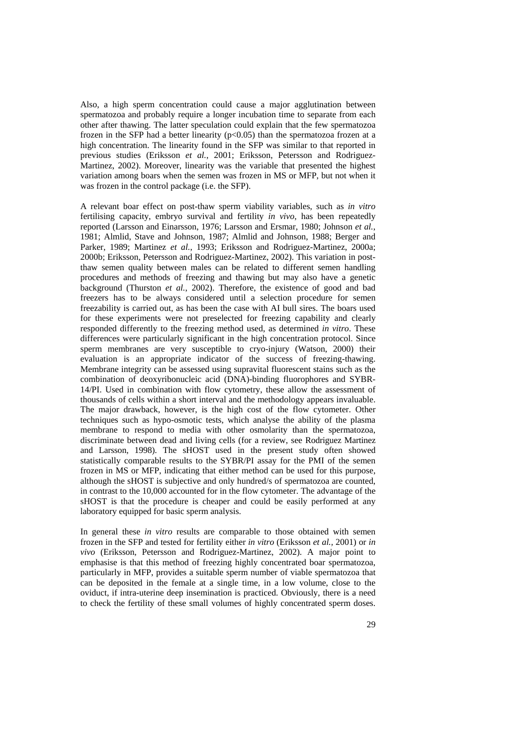Also, a high sperm concentration could cause a major agglutination between spermatozoa and probably require a longer incubation time to separate from each other after thawing. The latter speculation could explain that the few spermatozoa frozen in the SFP had a better linearity ($p<0.05$) than the spermatozoa frozen at a high concentration. The linearity found in the SFP was similar to that reported in previous studies (Eriksson *et al.,* 2001; Eriksson, Petersson and Rodriguez-Martinez, 2002). Moreover, linearity was the variable that presented the highest variation among boars when the semen was frozen in MS or MFP, but not when it was frozen in the control package (i.e. the SFP).

A relevant boar effect on post-thaw sperm viability variables, such as *in vitro* fertilising capacity, embryo survival and fertility *in vivo*, has been repeatedly reported (Larsson and Einarsson, 1976; Larsson and Ersmar, 1980; Johnson *et al.,* 1981; Almlid, Stave and Johnson, 1987; Almlid and Johnson, 1988; Berger and Parker, 1989; Martinez *et al.,* 1993; Eriksson and Rodriguez-Martinez, 2000a; 2000b; Eriksson, Petersson and Rodriguez-Martinez, 2002). This variation in post-thaw semen quality between males can be related to different semen handling procedures and methods of freezing and thawing but may also have a genetic background (Thurston *et al.,* 2002). Therefore, the existence of good and bad freezers has to be always considered until a selection procedure for semen freezability is carried out, as has been the case with AI bull sires. The boars used for these experiments were not preselected for freezing capability and clearly responded differently to the freezing method used, as determined *in vitro*. These differences were particularly significant in the high concentration protocol. Since sperm membranes are very susceptible to cryo-injury (Watson, 2000) their evaluation is an appropriate indicator of the success of freezing-thawing. Membrane integrity can be assessed using supravital fluorescent stains such as the combination of deoxyribonucleic acid (DNA)-binding fluorophores and SYBR-14/PI. Used in combination with flow cytometry, these allow the assessment of thousands of cells within a short interval and the methodology appears invaluable. The major drawback, however, is the high cost of the flow cytometer. Other techniques such as hypo-osmotic tests, which analyse the ability of the plasma membrane to respond to media with other osmolarity than the spermatozoa, discriminate between dead and living cells (for a review, see Rodriguez Martinez and Larsson, 1998). The sHOST used in the present study often showed statistically comparable results to the SYBR/PI assay for the PMI of the semen frozen in MS or MFP, indicating that either method can be used for this purpose, although the sHOST is subjective and only hundred/s of spermatozoa are counted, in contrast to the 10,000 accounted for in the flow cytometer. The advantage of the sHOST is that the procedure is cheaper and could be easily performed at any laboratory equipped for basic sperm analysis.

In general these *in vitro* results are comparable to those obtained with semen frozen in the SFP and tested for fertility either *in vitro* (Eriksson *et al.,* 2001) or *in vivo* (Eriksson, Petersson and Rodriguez-Martinez, 2002). A major point to emphasise is that this method of freezing highly concentrated boar spermatozoa, particularly in MFP, provides a suitable sperm number of viable spermatozoa that can be deposited in the female at a single time, in a low volume, close to the oviduct, if intra-uterine deep insemination is practiced. Obviously, there is a need to check the fertility of these small volumes of highly concentrated sperm doses.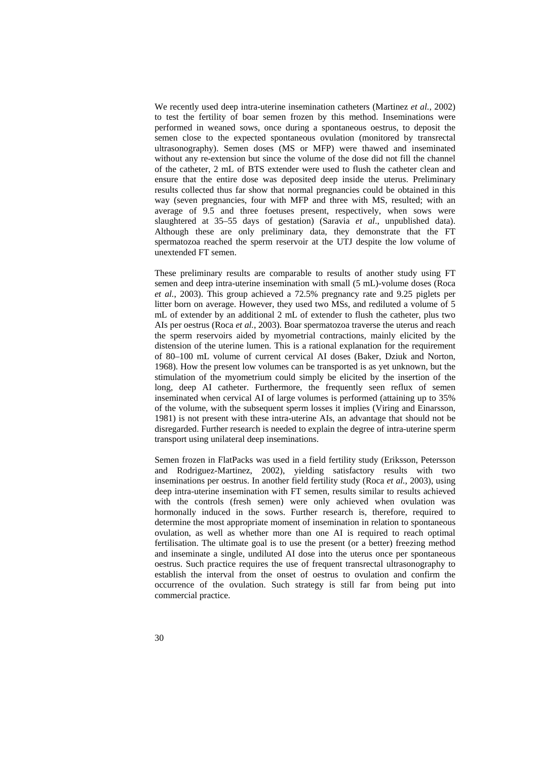We recently used deep intra-uterine insemination catheters (Martinez *et al.*, 2002) to test the fertility of boar semen frozen by this method. Inseminations were performed in weaned sows, once during a spontaneous oestrus, to deposit the semen close to the expected spontaneous ovulation (monitored by transrectal ultrasonography). Semen doses (MS or MFP) were thawed and inseminated without any re-extension but since the volume of the dose did not fill the channel of the catheter, 2 mL of BTS extender were used to flush the catheter clean and ensure that the entire dose was deposited deep inside the uterus. Preliminary results collected thus far show that normal pregnancies could be obtained in this way (seven pregnancies, four with MFP and three with MS, resulted; with an average of 9.5 and three foetuses present, respectively, when sows were slaughtered at 35–55 days of gestation) (Saravia *et al*., unpublished data). Although these are only preliminary data, they demonstrate that the FT spermatozoa reached the sperm reservoir at the UTJ despite the low volume of unextended FT semen.

These preliminary results are comparable to results of another study using FT semen and deep intra-uterine insemination with small (5 mL)-volume doses (Roca *et al.*, 2003). This group achieved a 72.5% pregnancy rate and 9.25 piglets per litter born on average. However, they used two MSs, and rediluted a volume of 5 mL of extender by an additional 2 mL of extender to flush the catheter, plus two AIs per oestrus (Roca *et al.*, 2003). Boar spermatozoa traverse the uterus and reach the sperm reservoirs aided by myometrial contractions, mainly elicited by the distension of the uterine lumen. This is a rational explanation for the requirement of 80–100 mL volume of current cervical AI doses (Baker, Dziuk and Norton, 1968). How the present low volumes can be transported is as yet unknown, but the stimulation of the myometrium could simply be elicited by the insertion of the long, deep AI catheter. Furthermore, the frequently seen reflux of semen inseminated when cervical AI of large volumes is performed (attaining up to 35% of the volume, with the subsequent sperm losses it implies (Viring and Einarsson, 1981) is not present with these intra-uterine AIs, an advantage that should not be disregarded. Further research is needed to explain the degree of intra-uterine sperm transport using unilateral deep inseminations.

Semen frozen in FlatPacks was used in a field fertility study (Eriksson, Petersson and Rodriguez-Martinez, 2002), yielding satisfactory results with two inseminations per oestrus. In another field fertility study (Roca *et al.*, 2003), using deep intra-uterine insemination with FT semen, results similar to results achieved with the controls (fresh semen) were only achieved when ovulation was hormonally induced in the sows. Further research is, therefore, required to determine the most appropriate moment of insemination in relation to spontaneous ovulation, as well as whether more than one AI is required to reach optimal fertilisation. The ultimate goal is to use the present (or a better) freezing method and inseminate a single, undiluted AI dose into the uterus once per spontaneous oestrus. Such practice requires the use of frequent transrectal ultrasonography to establish the interval from the onset of oestrus to ovulation and confirm the occurrence of the ovulation. Such strategy is still far from being put into commercial practice.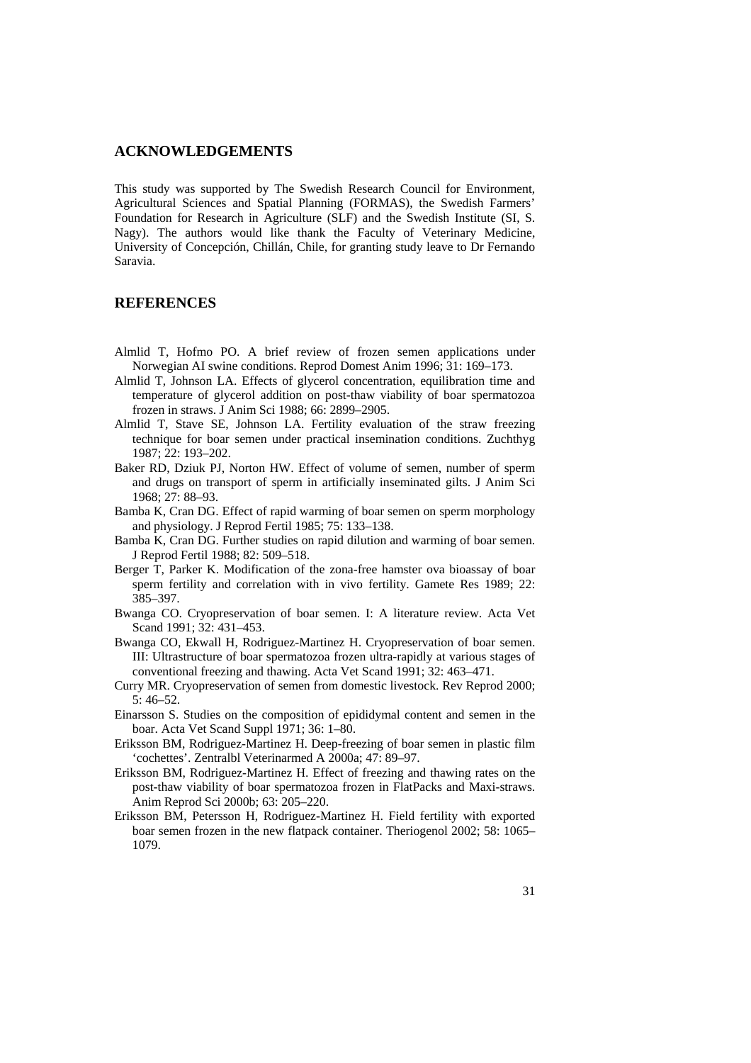## ACKNOWLEDGEMENTS

This study was supported by The Swedish Research Council for Environment, Agricultural Sciences and Spatial Planning (FORMAS), the Swedish Farmers' Foundation for Research in Agriculture (SLF) and the Swedish Institute (SI, S. Nagy). The authors would like thank the Faculty of Veterinary Medicine, University of Concepción, Chillán, Chile, for granting study leave to Dr Fernando Saravia.

## REFERENCES

Almlid T, Hofmo PO. A brief review of frozen semen applications under Norwegian AI swine conditions. Reprod Domest Anim 1996; 31: 169–173.

Almlid T, Johnson LA. Effects of glycerol concentration, equilibration time and temperature of glycerol addition on post-thaw viability of boar spermatozoa frozen in straws. J Anim Sci 1988; 66: 2899–2905.

Almlid T, Stave SE, Johnson LA. Fertility evaluation of the straw freezing technique for boar semen under practical insemination conditions. Zuchthyg 1987; 22: 193–202.

Baker RD, Dziuk PJ, Norton HW. Effect of volume of semen, number of sperm and drugs on transport of sperm in artificially inseminated gilts. J Anim Sci 1968; 27: 88–93.

Bamba K, Cran DG. Effect of rapid warming of boar semen on sperm morphology and physiology. J Reprod Fertil 1985; 75: 133–138.

Bamba K, Cran DG. Further studies on rapid dilution and warming of boar semen. J Reprod Fertil 1988; 82: 509–518.

Berger T, Parker K. Modification of the zona-free hamster ova bioassay of boar sperm fertility and correlation with in vivo fertility. Gamete Res 1989; 22: 385–397.

Bwanga CO. Cryopreservation of boar semen. I: A literature review. Acta Vet Scand 1991; 32: 431–453.

Bwanga CO, Ekwall H, Rodriguez-Martinez H. Cryopreservation of boar semen. III: Ultrastructure of boar spermatozoa frozen ultra-rapidly at various stages of conventional freezing and thawing. Acta Vet Scand 1991; 32: 463–471.

Curry MR. Cryopreservation of semen from domestic livestock. Rev Reprod 2000; 5: 46–52.

Einarsson S. Studies on the composition of epididymal content and semen in the boar. Acta Vet Scand Suppl 1971; 36: 1–80.

Eriksson BM, Rodriguez-Martinez H. Deep-freezing of boar semen in plastic film 'cochettes'. Zentralbl Veterinarmed A 2000a; 47: 89–97.

Eriksson BM, Rodriguez-Martinez H. Effect of freezing and thawing rates on the post-thaw viability of boar spermatozoa frozen in FlatPacks and Maxi-straws. Anim Reprod Sci 2000b; 63: 205–220.

Eriksson BM, Petersson H, Rodriguez-Martinez H. Field fertility with exported boar semen frozen in the new flatpack container. Theriogenol 2002; 58: 1065–1079.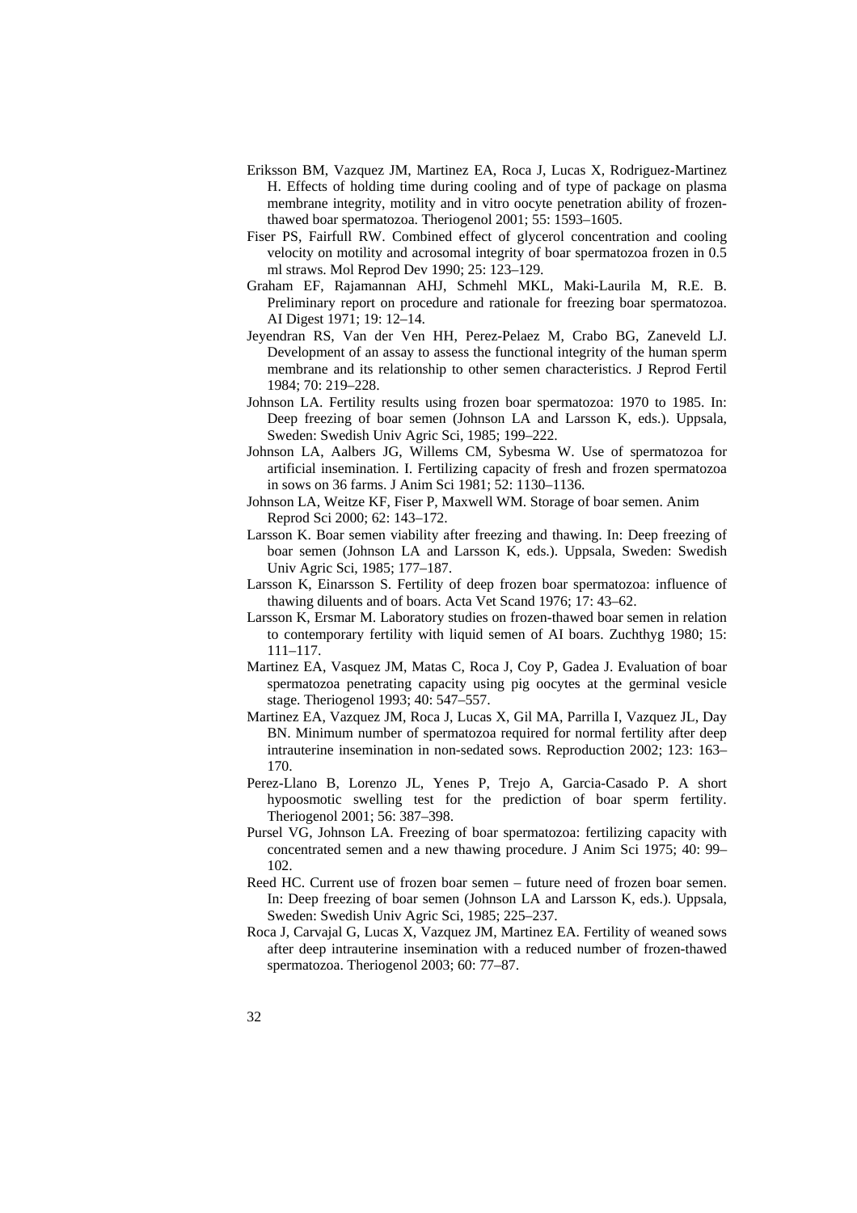Eriksson BM, Vazquez JM, Martinez EA, Roca J, Lucas X, Rodriguez-Martinez H. Effects of holding time during cooling and of type of package on plasma membrane integrity, motility and in vitro oocyte penetration ability of frozen-thawed boar spermatozoa. Theriogenol 2001; 55: 1593–1605.

Fiser PS, Fairfull RW. Combined effect of glycerol concentration and cooling velocity on motility and acrosomal integrity of boar spermatozoa frozen in 0.5 ml straws. Mol Reprod Dev 1990; 25: 123–129.

Graham EF, Rajamannan AHJ, Schmehl MKL, Maki-Laurila M, R.E. B. Preliminary report on procedure and rationale for freezing boar spermatozoa. AI Digest 1971; 19: 12–14.

Jeyendran RS, Van der Ven HH, Perez-Pelaez M, Crabo BG, Zaneveld LJ. Development of an assay to assess the functional integrity of the human sperm membrane and its relationship to other semen characteristics. J Reprod Fertil 1984; 70: 219–228.

Johnson LA. Fertility results using frozen boar spermatozoa: 1970 to 1985. In: Deep freezing of boar semen (Johnson LA and Larsson K, eds.). Uppsala, Sweden: Swedish Univ Agric Sci, 1985; 199–222.

Johnson LA, Aalbers JG, Willems CM, Sybesma W. Use of spermatozoa for artificial insemination. I. Fertilizing capacity of fresh and frozen spermatozoa in sows on 36 farms. J Anim Sci 1981; 52: 1130–1136.

Johnson LA, Weitze KF, Fiser P, Maxwell WM. Storage of boar semen. Anim Reprod Sci 2000; 62: 143–172.

Larsson K. Boar semen viability after freezing and thawing. In: Deep freezing of boar semen (Johnson LA and Larsson K, eds.). Uppsala, Sweden: Swedish Univ Agric Sci, 1985; 177–187.

Larsson K, Einarsson S. Fertility of deep frozen boar spermatozoa: influence of thawing diluents and of boars. Acta Vet Scand 1976; 17: 43–62.

Larsson K, Ersmar M. Laboratory studies on frozen-thawed boar semen in relation to contemporary fertility with liquid semen of AI boars. Zuchthyg 1980; 15: 111–117.

Martinez EA, Vasquez JM, Matas C, Roca J, Coy P, Gadea J. Evaluation of boar spermatozoa penetrating capacity using pig oocytes at the germinal vesicle stage. Theriogenol 1993; 40: 547–557.

Martinez EA, Vazquez JM, Roca J, Lucas X, Gil MA, Parrilla I, Vazquez JL, Day BN. Minimum number of spermatozoa required for normal fertility after deep intrauterine insemination in non-sedated sows. Reproduction 2002; 123: 163–170.

Perez-Llano B, Lorenzo JL, Yenes P, Trejo A, Garcia-Casado P. A short hypoosmotic swelling test for the prediction of boar sperm fertility. Theriogenol 2001; 56: 387–398.

Pursel VG, Johnson LA. Freezing of boar spermatozoa: fertilizing capacity with concentrated semen and a new thawing procedure. J Anim Sci 1975; 40: 99–102.

Reed HC. Current use of frozen boar semen – future need of frozen boar semen. In: Deep freezing of boar semen (Johnson LA and Larsson K, eds.). Uppsala, Sweden: Swedish Univ Agric Sci, 1985; 225–237.

Roca J, Carvajal G, Lucas X, Vazquez JM, Martinez EA. Fertility of weaned sows after deep intrauterine insemination with a reduced number of frozen-thawed spermatozoa. Theriogenol 2003; 60: 77–87.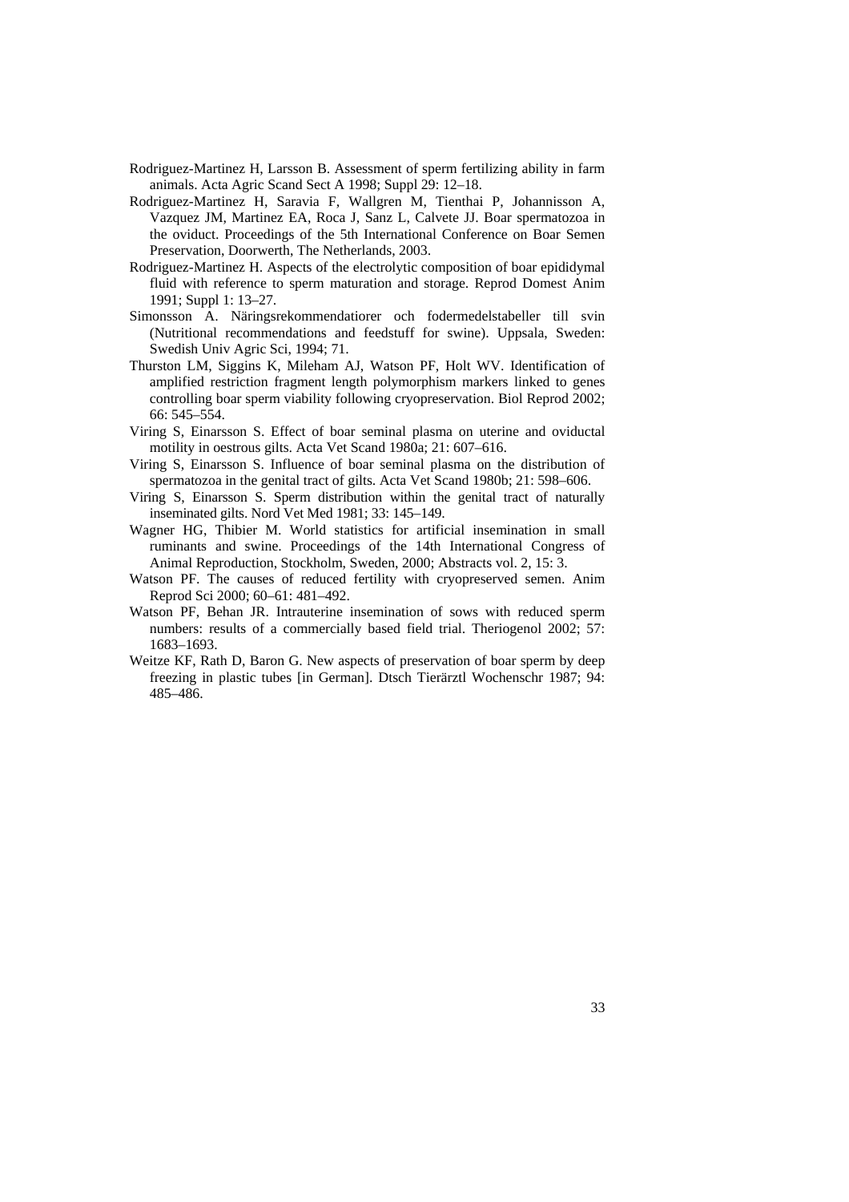Rodriguez-Martinez H, Larsson B. Assessment of sperm fertilizing ability in farm animals. Acta Agric Scand Sect A 1998; Suppl 29: 12–18.

Rodriguez-Martinez H, Saravia F, Wallgren M, Tienthai P, Johannisson A, Vazquez JM, Martinez EA, Roca J, Sanz L, Calvete JJ. Boar spermatozoa in the oviduct. Proceedings of the 5th International Conference on Boar Semen Preservation, Doorwerth, The Netherlands, 2003.

Rodriguez-Martinez H. Aspects of the electrolytic composition of boar epididymal fluid with reference to sperm maturation and storage. Reprod Domest Anim 1991; Suppl 1: 13–27.

Simonsson A. Näringsrekommendatiorer och fodermedelstabeller till svin (Nutritional recommendations and feedstuff for swine). Uppsala, Sweden: Swedish Univ Agric Sci, 1994; 71.

Thurston LM, Siggins K, Mileham AJ, Watson PF, Holt WV. Identification of amplified restriction fragment length polymorphism markers linked to genes controlling boar sperm viability following cryopreservation. Biol Reprod 2002; 66: 545–554.

Viring S, Einarsson S. Effect of boar seminal plasma on uterine and oviductal motility in oestrous gilts. Acta Vet Scand 1980a; 21: 607–616.

Viring S, Einarsson S. Influence of boar seminal plasma on the distribution of spermatozoa in the genital tract of gilts. Acta Vet Scand 1980b; 21: 598–606.

Viring S, Einarsson S. Sperm distribution within the genital tract of naturally inseminated gilts. Nord Vet Med 1981; 33: 145–149.

Wagner HG, Thibier M. World statistics for artificial insemination in small ruminants and swine. Proceedings of the 14th International Congress of Animal Reproduction, Stockholm, Sweden, 2000; Abstracts vol. 2, 15: 3.

Watson PF. The causes of reduced fertility with cryopreserved semen. Anim Reprod Sci 2000; 60–61: 481–492.

Watson PF, Behan JR. Intrauterine insemination of sows with reduced sperm numbers: results of a commercially based field trial. Theriogenol 2002; 57: 1683–1693.

Weitze KF, Rath D, Baron G. New aspects of preservation of boar sperm by deep freezing in plastic tubes [in German]. Dtsch Tierärztl Wochenschr 1987; 94: 485–486.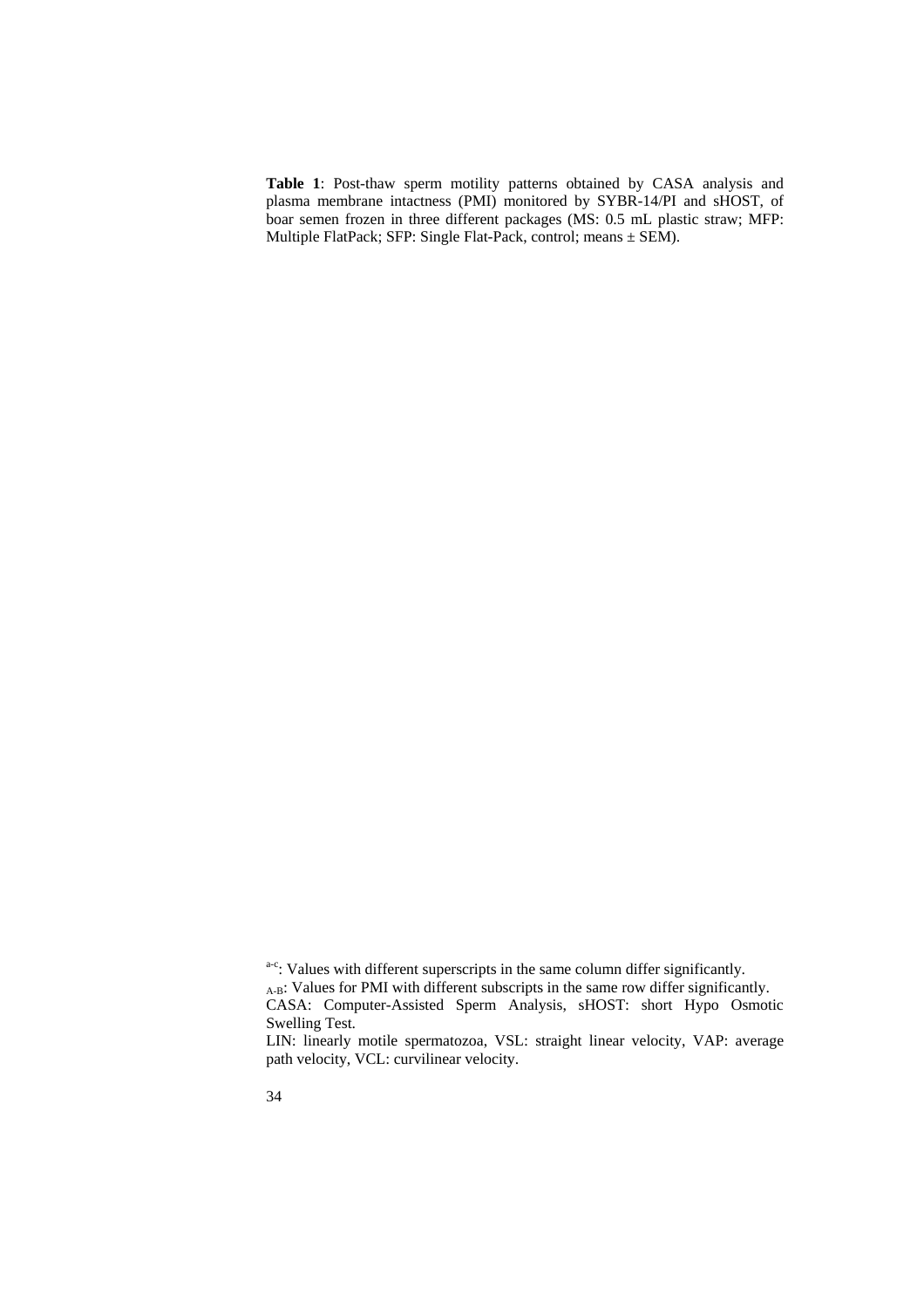**Table 1**: Post-thaw sperm motility patterns obtained by CASA analysis and plasma membrane intactness (PMI) monitored by SYBR-14/PI and sHOST, of boar semen frozen in three different packages (MS: 0.5 mL plastic straw; MFP: Multiple FlatPack; SFP: Single Flat-Pack, control; means ± SEM).

[a-c]: Values with different superscripts in the same column differ significantly.

[A-B]: Values for PMI with different subscripts in the same row differ significantly.

CASA: Computer-Assisted Sperm Analysis, sHOST: short Hypo Osmotic Swelling Test.

LIN: linearly motile spermatozoa, VSL: straight linear velocity, VAP: average path velocity, VCL: curvilinear velocity.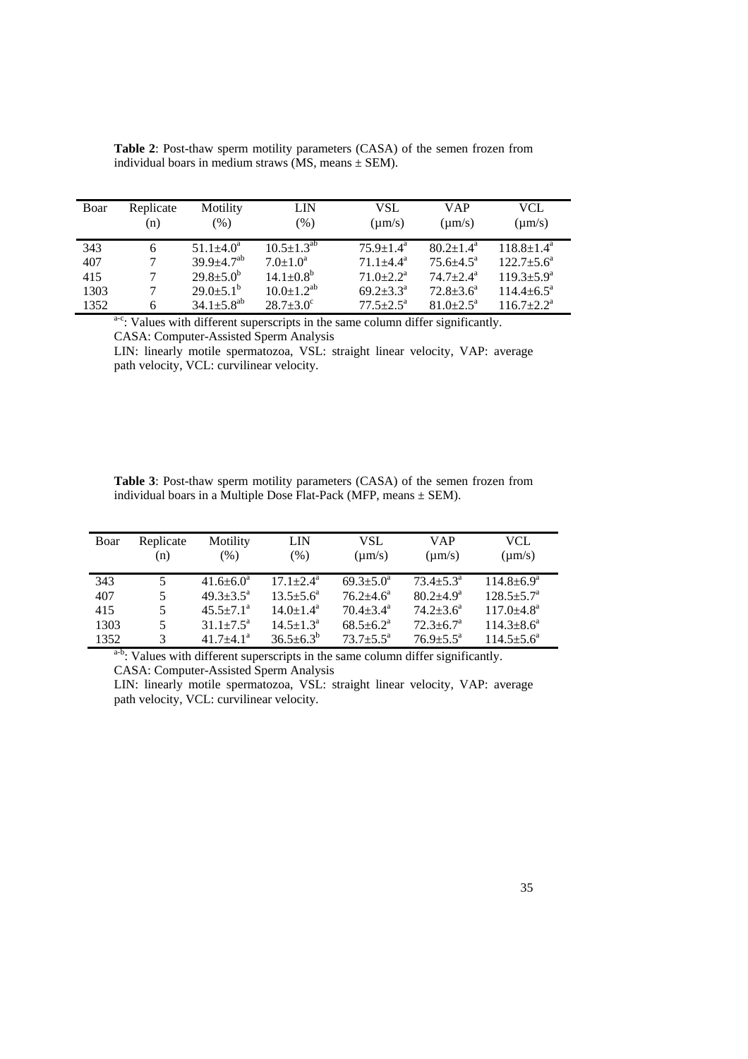**Table 2**: Post-thaw sperm motility parameters (CASA) of the semen frozen from individual boars in medium straws (MS, means ± SEM).

| Boar | Replicate (n) | Motility (%) | LIN (%) | VSL (μm/s) | VAP (μm/s) | VCL (μm/s) |
|---|---|---|---|---|---|---|
| 343 | 6 | 51.1±4.0[a] | 10.5±1.3[ab] | 75.9±1.4[a] | 80.2±1.4[a] | 118.8±1.4[a] |
| 407 | 7 | 39.9±4.7[ab] | 7.0±1.0[a] | 71.1±4.4[a] | 75.6±4.5[a] | 122.7±5.6[a] |
| 415 | 7 | 29.8±5.0[b] | 14.1±0.8[b] | 71.0±2.2[a] | 74.7±2.4[a] | 119.3±5.9[a] |
| 1303 | 7 | 29.0±5.1[b] | 10.0±1.2[ab] | 69.2±3.3[a] | 72.8±3.6[a] | 114.4±6.5[a] |
| 1352 | 6 | 34.1±5.8[ab] | 28.7±3.0[c] | 77.5±2.5[a] | 81.0±2.5[a] | 116.7±2.2[a] |

[a-c]: Values with different superscripts in the same column differ significantly.
CASA: Computer-Assisted Sperm Analysis
LIN: linearly motile spermatozoa, VSL: straight linear velocity, VAP: average path velocity, VCL: curvilinear velocity.

**Table 3**: Post-thaw sperm motility parameters (CASA) of the semen frozen from individual boars in a Multiple Dose Flat-Pack (MFP, means ± SEM).

| Boar | Replicate (n) | Motility (%) | LIN (%) | VSL (μm/s) | VAP (μm/s) | VCL (μm/s) |
|---|---|---|---|---|---|---|
| 343 | 5 | 41.6±6.0[a] | 17.1±2.4[a] | 69.3±5.0[a] | 73.4±5.3[a] | 114.8±6.9[a] |
| 407 | 5 | 49.3±3.5[a] | 13.5±5.6[a] | 76.2±4.6[a] | 80.2±4.9[a] | 128.5±5.7[a] |
| 415 | 5 | 45.5±7.1[a] | 14.0±1.4[a] | 70.4±3.4[a] | 74.2±3.6[a] | 117.0±4.8[a] |
| 1303 | 5 | 31.1±7.5[a] | 14.5±1.3[a] | 68.5±6.2[a] | 72.3±6.7[a] | 114.3±8.6[a] |
| 1352 | 3 | 41.7±4.1[a] | 36.5±6.3[b] | 73.7±5.5[a] | 76.9±5.5[a] | 114.5±5.6[a] |

[a-b]: Values with different superscripts in the same column differ significantly.
CASA: Computer-Assisted Sperm Analysis
LIN: linearly motile spermatozoa, VSL: straight linear velocity, VAP: average path velocity, VCL: curvilinear velocity.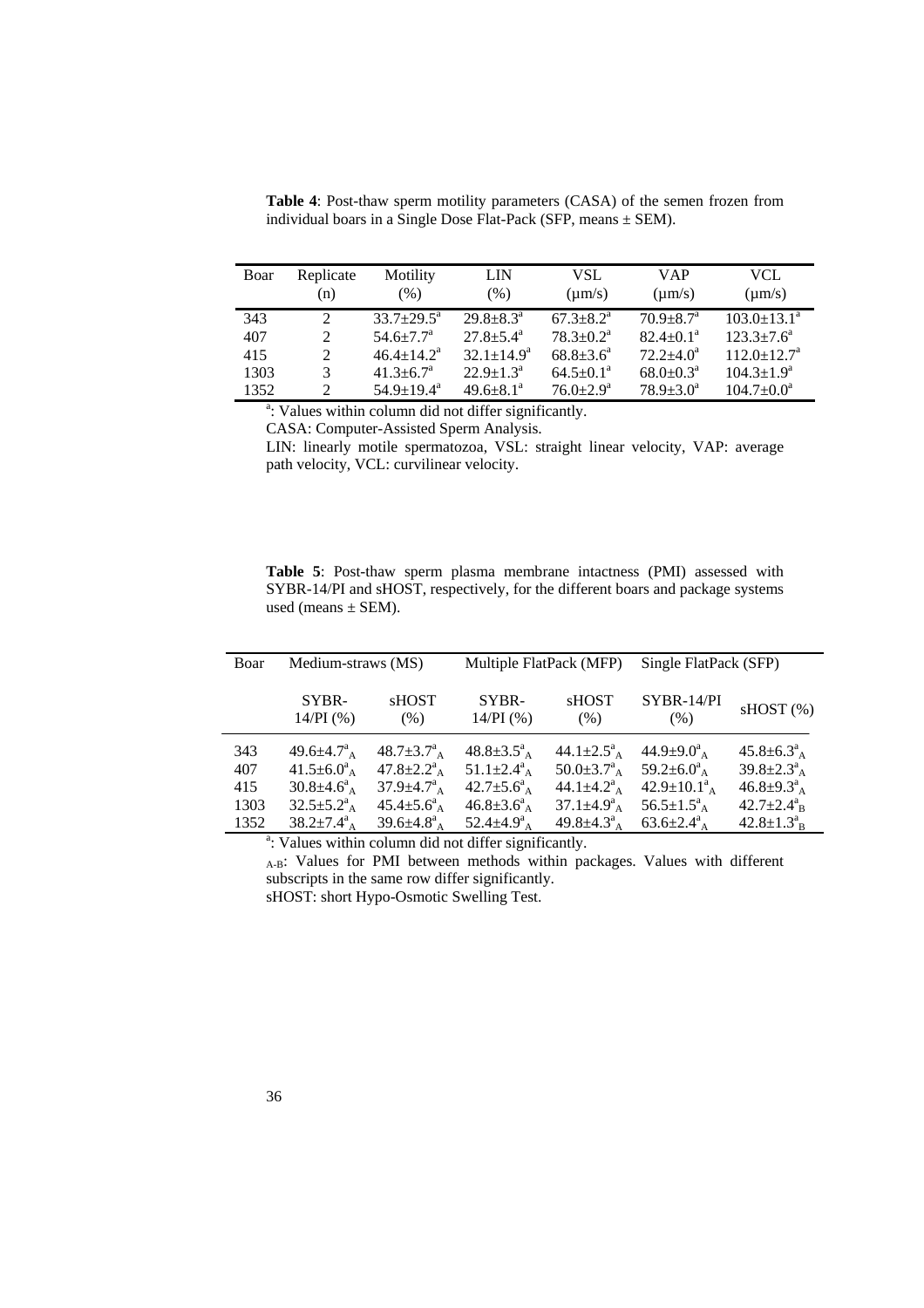**Table 4**: Post-thaw sperm motility parameters (CASA) of the semen frozen from individual boars in a Single Dose Flat-Pack (SFP, means ± SEM).

| Boar | Replicate (n) | Motility (%) | LIN (%) | VSL (µm/s) | VAP (µm/s) | VCL (µm/s) |
|---|---|---|---|---|---|---|
| 343 | 2 | $33.7\pm29.5^a$ | $29.8\pm8.3^a$ | $67.3\pm8.2^a$ | $70.9\pm8.7^a$ | $103.0\pm13.1^a$ |
| 407 | 2 | $54.6\pm7.7^a$ | $27.8\pm5.4^a$ | $78.3\pm0.2^a$ | $82.4\pm0.1^a$ | $123.3\pm7.6^a$ |
| 415 | 2 | $46.4\pm14.2^a$ | $32.1\pm14.9^a$ | $68.8\pm3.6^a$ | $72.2\pm4.0^a$ | $112.0\pm12.7^a$ |
| 1303 | 3 | $41.3\pm6.7^a$ | $22.9\pm1.3^a$ | $64.5\pm0.1^a$ | $68.0\pm0.3^a$ | $104.3\pm1.9^a$ |
| 1352 | 2 | $54.9\pm19.4^a$ | $49.6\pm8.1^a$ | $76.0\pm2.9^a$ | $78.9\pm3.0^a$ | $104.7\pm0.0^a$ |

[a]: Values within column did not differ significantly.

CASA: Computer-Assisted Sperm Analysis.

LIN: linearly motile spermatozoa, VSL: straight linear velocity, VAP: average path velocity, VCL: curvilinear velocity.

**Table 5**: Post-thaw sperm plasma membrane intactness (PMI) assessed with SYBR-14/PI and sHOST, respectively, for the different boars and package systems used (means ± SEM).

| Boar | Medium-straws (MS) | | Multiple FlatPack (MFP) | | Single FlatPack (SFP) | |
|---|---|---|---|---|---|---|
| | SYBR-14/PI (%) | sHOST (%) | SYBR-14/PI (%) | sHOST (%) | SYBR-14/PI (%) | sHOST (%) |
| 343 | $49.6\pm4.7^a_A$ | $48.7\pm3.7^a_A$ | $48.8\pm3.5^a_A$ | $44.1\pm2.5^a_A$ | $44.9\pm9.0^a_A$ | $45.8\pm6.3^a_A$ |
| 407 | $41.5\pm6.0^a_A$ | $47.8\pm2.2^a_A$ | $51.1\pm2.4^a_A$ | $50.0\pm3.7^a_A$ | $59.2\pm6.0^a_A$ | $39.8\pm2.3^a_A$ |
| 415 | $30.8\pm4.6^a_A$ | $37.9\pm4.7^a_A$ | $42.7\pm5.6^a_A$ | $44.1\pm4.2^a_A$ | $42.9\pm10.1^a_A$ | $46.8\pm9.3^a_A$ |
| 1303 | $32.5\pm5.2^a_A$ | $45.4\pm5.6^a_A$ | $46.8\pm3.6^a_A$ | $37.1\pm4.9^a_A$ | $56.5\pm1.5^a_A$ | $42.7\pm2.4^a_B$ |
| 1352 | $38.2\pm7.4^a_A$ | $39.6\pm4.8^a_A$ | $52.4\pm4.9^a_A$ | $49.8\pm4.3^a_A$ | $63.6\pm2.4^a_A$ | $42.8\pm1.3^a_B$ |

[a]: Values within column did not differ significantly.

$_{A\text{-}B}$: Values for PMI between methods within packages. Values with different subscripts in the same row differ significantly.

sHOST: short Hypo-Osmotic Swelling Test.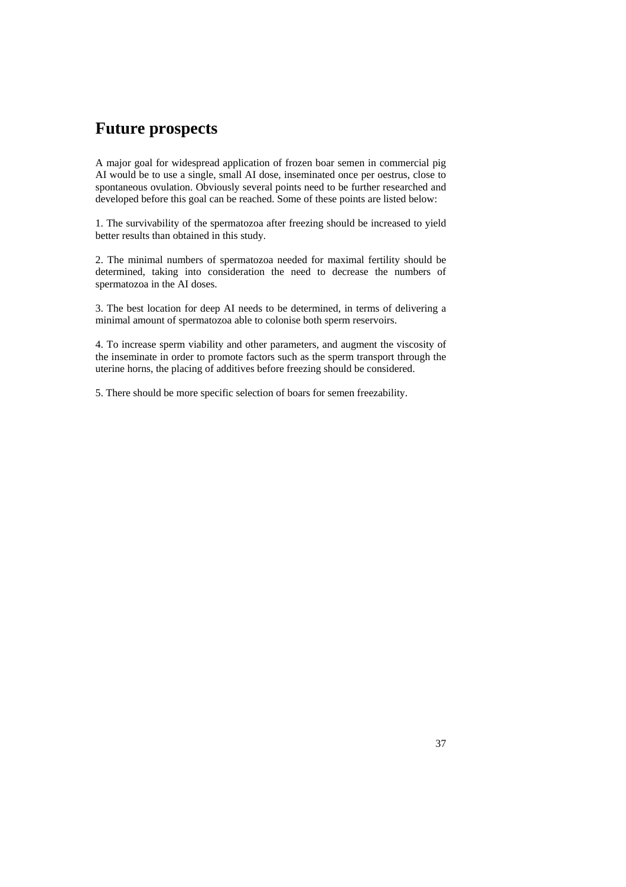# Future prospects

A major goal for widespread application of frozen boar semen in commercial pig AI would be to use a single, small AI dose, inseminated once per oestrus, close to spontaneous ovulation. Obviously several points need to be further researched and developed before this goal can be reached. Some of these points are listed below:

1. The survivability of the spermatozoa after freezing should be increased to yield better results than obtained in this study.

2. The minimal numbers of spermatozoa needed for maximal fertility should be determined, taking into consideration the need to decrease the numbers of spermatozoa in the AI doses.

3. The best location for deep AI needs to be determined, in terms of delivering a minimal amount of spermatozoa able to colonise both sperm reservoirs.

4. To increase sperm viability and other parameters, and augment the viscosity of the inseminate in order to promote factors such as the sperm transport through the uterine horns, the placing of additives before freezing should be considered.

5. There should be more specific selection of boars for semen freezability.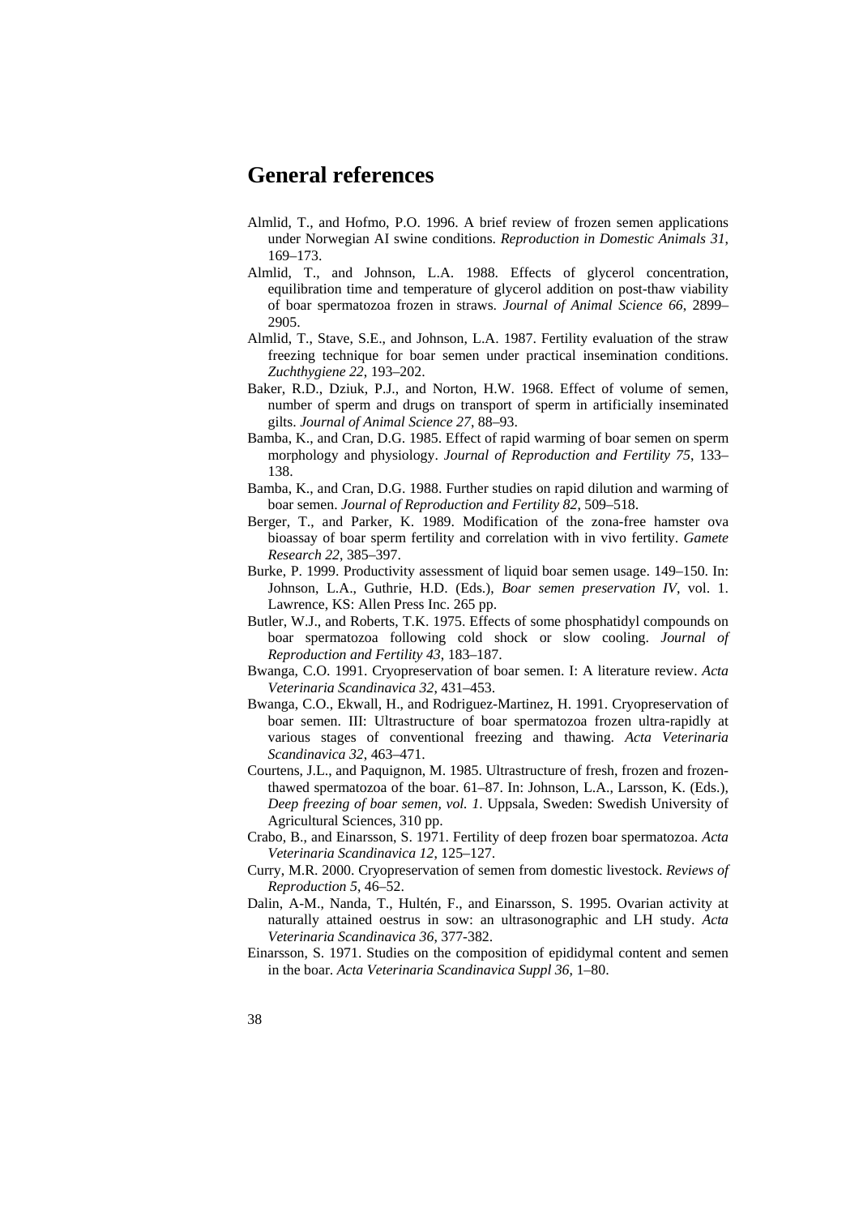# General references

Almlid, T., and Hofmo, P.O. 1996. A brief review of frozen semen applications under Norwegian AI swine conditions. *Reproduction in Domestic Animals 31*, 169–173.

Almlid, T., and Johnson, L.A. 1988. Effects of glycerol concentration, equilibration time and temperature of glycerol addition on post-thaw viability of boar spermatozoa frozen in straws. *Journal of Animal Science 66*, 2899–2905.

Almlid, T., Stave, S.E., and Johnson, L.A. 1987. Fertility evaluation of the straw freezing technique for boar semen under practical insemination conditions. *Zuchthygiene 22*, 193–202.

Baker, R.D., Dziuk, P.J., and Norton, H.W. 1968. Effect of volume of semen, number of sperm and drugs on transport of sperm in artificially inseminated gilts. *Journal of Animal Science 27*, 88–93.

Bamba, K., and Cran, D.G. 1985. Effect of rapid warming of boar semen on sperm morphology and physiology. *Journal of Reproduction and Fertility 75*, 133–138.

Bamba, K., and Cran, D.G. 1988. Further studies on rapid dilution and warming of boar semen. *Journal of Reproduction and Fertility 82*, 509–518.

Berger, T., and Parker, K. 1989. Modification of the zona-free hamster ova bioassay of boar sperm fertility and correlation with in vivo fertility. *Gamete Research 22*, 385–397.

Burke, P. 1999. Productivity assessment of liquid boar semen usage. 149–150. In: Johnson, L.A., Guthrie, H.D. (Eds.), *Boar semen preservation IV*, vol. 1. Lawrence, KS: Allen Press Inc. 265 pp.

Butler, W.J., and Roberts, T.K. 1975. Effects of some phosphatidyl compounds on boar spermatozoa following cold shock or slow cooling. *Journal of Reproduction and Fertility 43*, 183–187.

Bwanga, C.O. 1991. Cryopreservation of boar semen. I: A literature review. *Acta Veterinaria Scandinavica 32*, 431–453.

Bwanga, C.O., Ekwall, H., and Rodriguez-Martinez, H. 1991. Cryopreservation of boar semen. III: Ultrastructure of boar spermatozoa frozen ultra-rapidly at various stages of conventional freezing and thawing. *Acta Veterinaria Scandinavica 32*, 463–471.

Courtens, J.L., and Paquignon, M. 1985. Ultrastructure of fresh, frozen and frozen-thawed spermatozoa of the boar. 61–87. In: Johnson, L.A., Larsson, K. (Eds.), *Deep freezing of boar semen, vol. 1*. Uppsala, Sweden: Swedish University of Agricultural Sciences, 310 pp.

Crabo, B., and Einarsson, S. 1971. Fertility of deep frozen boar spermatozoa. *Acta Veterinaria Scandinavica 12*, 125–127.

Curry, M.R. 2000. Cryopreservation of semen from domestic livestock. *Reviews of Reproduction 5*, 46–52.

Dalin, A-M., Nanda, T., Hultén, F., and Einarsson, S. 1995. Ovarian activity at naturally attained oestrus in sow: an ultrasonographic and LH study. *Acta Veterinaria Scandinavica 36*, 377-382.

Einarsson, S. 1971. Studies on the composition of epididymal content and semen in the boar. *Acta Veterinaria Scandinavica Suppl 36*, 1–80.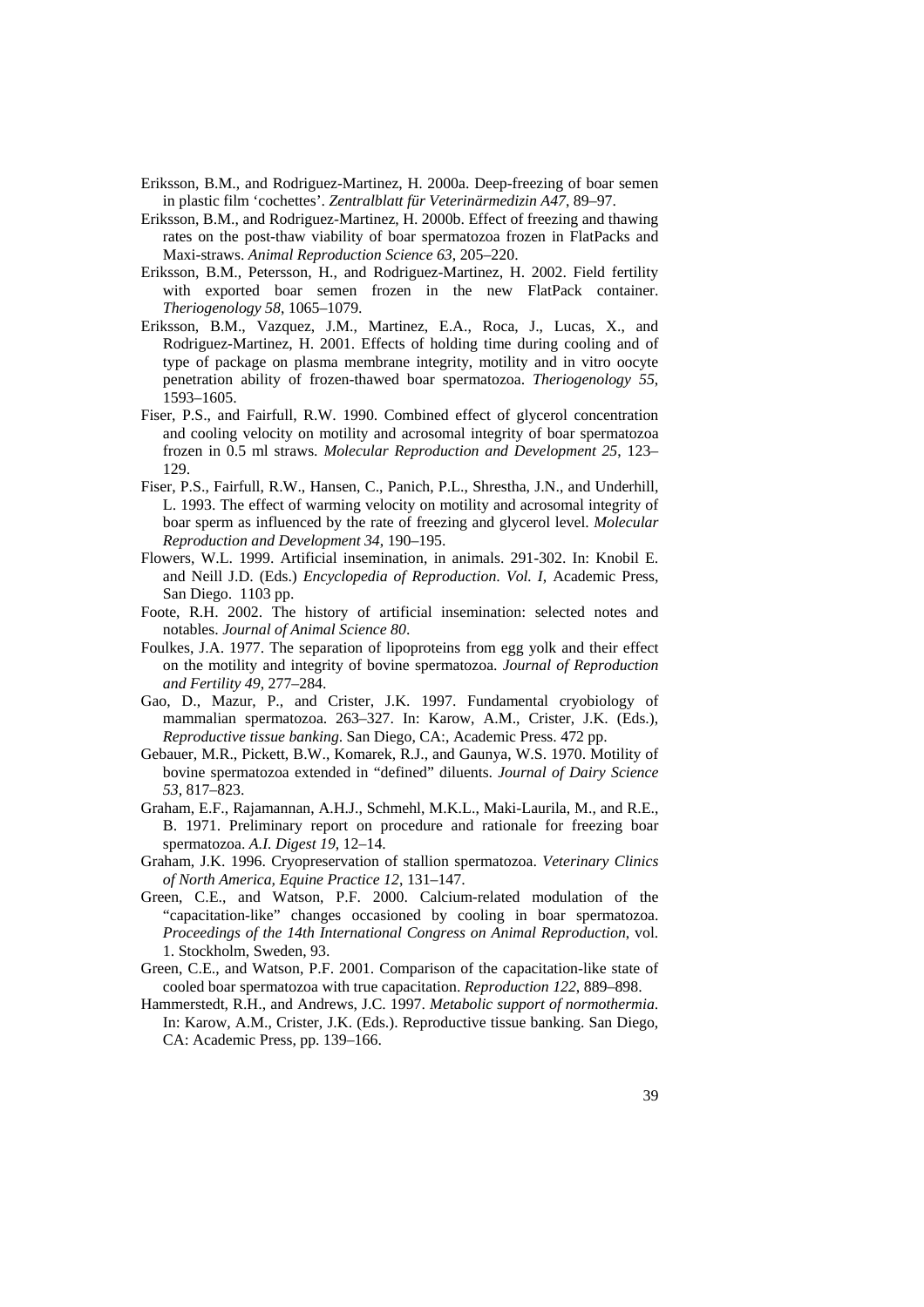Eriksson, B.M., and Rodriguez-Martinez, H. 2000a. Deep-freezing of boar semen in plastic film 'cochettes'. *Zentralblatt für Veterinärmedizin A47*, 89–97.

Eriksson, B.M., and Rodriguez-Martinez, H. 2000b. Effect of freezing and thawing rates on the post-thaw viability of boar spermatozoa frozen in FlatPacks and Maxi-straws. *Animal Reproduction Science 63*, 205–220.

Eriksson, B.M., Petersson, H., and Rodriguez-Martinez, H. 2002. Field fertility with exported boar semen frozen in the new FlatPack container. *Theriogenology 58*, 1065–1079.

Eriksson, B.M., Vazquez, J.M., Martinez, E.A., Roca, J., Lucas, X., and Rodriguez-Martinez, H. 2001. Effects of holding time during cooling and of type of package on plasma membrane integrity, motility and in vitro oocyte penetration ability of frozen-thawed boar spermatozoa. *Theriogenology 55*, 1593–1605.

Fiser, P.S., and Fairfull, R.W. 1990. Combined effect of glycerol concentration and cooling velocity on motility and acrosomal integrity of boar spermatozoa frozen in 0.5 ml straws. *Molecular Reproduction and Development 25*, 123–129.

Fiser, P.S., Fairfull, R.W., Hansen, C., Panich, P.L., Shrestha, J.N., and Underhill, L. 1993. The effect of warming velocity on motility and acrosomal integrity of boar sperm as influenced by the rate of freezing and glycerol level. *Molecular Reproduction and Development 34*, 190–195.

Flowers, W.L. 1999. Artificial insemination, in animals. 291-302. In: Knobil E. and Neill J.D. (Eds.) *Encyclopedia of Reproduction. Vol. I*, Academic Press, San Diego. 1103 pp.

Foote, R.H. 2002. The history of artificial insemination: selected notes and notables. *Journal of Animal Science 80*.

Foulkes, J.A. 1977. The separation of lipoproteins from egg yolk and their effect on the motility and integrity of bovine spermatozoa. *Journal of Reproduction and Fertility 49*, 277–284.

Gao, D., Mazur, P., and Crister, J.K. 1997. Fundamental cryobiology of mammalian spermatozoa. 263–327. In: Karow, A.M., Crister, J.K. (Eds.), *Reproductive tissue banking*. San Diego, CA:, Academic Press. 472 pp.

Gebauer, M.R., Pickett, B.W., Komarek, R.J., and Gaunya, W.S. 1970. Motility of bovine spermatozoa extended in "defined" diluents. *Journal of Dairy Science 53*, 817–823.

Graham, E.F., Rajamannan, A.H.J., Schmehl, M.K.L., Maki-Laurila, M., and R.E., B. 1971. Preliminary report on procedure and rationale for freezing boar spermatozoa. *A.I. Digest 19*, 12–14.

Graham, J.K. 1996. Cryopreservation of stallion spermatozoa. *Veterinary Clinics of North America, Equine Practice 12*, 131–147.

Green, C.E., and Watson, P.F. 2000. Calcium-related modulation of the "capacitation-like" changes occasioned by cooling in boar spermatozoa. *Proceedings of the 14th International Congress on Animal Reproduction*, vol. 1. Stockholm, Sweden, 93.

Green, C.E., and Watson, P.F. 2001. Comparison of the capacitation-like state of cooled boar spermatozoa with true capacitation. *Reproduction 122*, 889–898.

Hammerstedt, R.H., and Andrews, J.C. 1997. *Metabolic support of normothermia*. In: Karow, A.M., Crister, J.K. (Eds.). Reproductive tissue banking. San Diego, CA: Academic Press, pp. 139–166.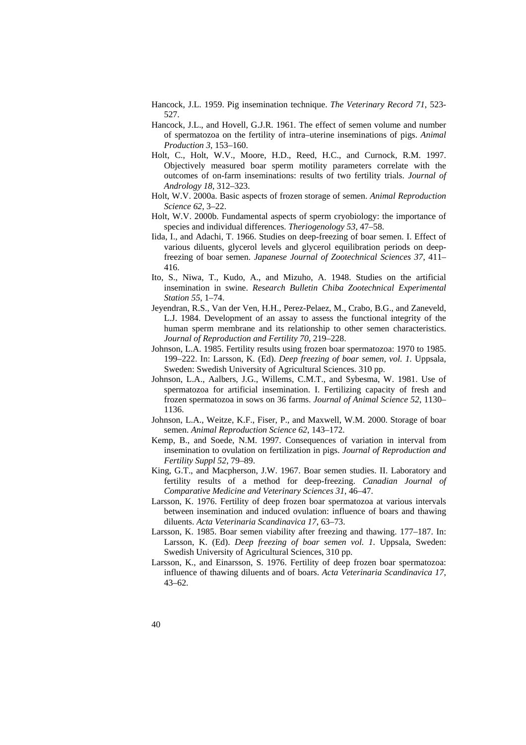Hancock, J.L. 1959. Pig insemination technique. *The Veterinary Record 71*, 523-527.

Hancock, J.L., and Hovell, G.J.R. 1961. The effect of semen volume and number of spermatozoa on the fertility of intra–uterine inseminations of pigs. *Animal Production 3*, 153–160.

Holt, C., Holt, W.V., Moore, H.D., Reed, H.C., and Curnock, R.M. 1997. Objectively measured boar sperm motility parameters correlate with the outcomes of on-farm inseminations: results of two fertility trials. *Journal of Andrology 18*, 312–323.

Holt, W.V. 2000a. Basic aspects of frozen storage of semen. *Animal Reproduction Science 62*, 3–22.

Holt, W.V. 2000b. Fundamental aspects of sperm cryobiology: the importance of species and individual differences. *Theriogenology 53*, 47–58.

Iida, I., and Adachi, T. 1966. Studies on deep-freezing of boar semen. I. Effect of various diluents, glycerol levels and glycerol equilibration periods on deep-freezing of boar semen. *Japanese Journal of Zootechnical Sciences 37*, 411–416.

Ito, S., Niwa, T., Kudo, A., and Mizuho, A. 1948. Studies on the artificial insemination in swine. *Research Bulletin Chiba Zootechnical Experimental Station 55*, 1–74.

Jeyendran, R.S., Van der Ven, H.H., Perez-Pelaez, M., Crabo, B.G., and Zaneveld, L.J. 1984. Development of an assay to assess the functional integrity of the human sperm membrane and its relationship to other semen characteristics. *Journal of Reproduction and Fertility 70*, 219–228.

Johnson, L.A. 1985. Fertility results using frozen boar spermatozoa: 1970 to 1985. 199–222. In: Larsson, K. (Ed). *Deep freezing of boar semen, vol. 1.* Uppsala, Sweden: Swedish University of Agricultural Sciences. 310 pp.

Johnson, L.A., Aalbers, J.G., Willems, C.M.T., and Sybesma, W. 1981. Use of spermatozoa for artificial insemination. I. Fertilizing capacity of fresh and frozen spermatozoa in sows on 36 farms. *Journal of Animal Science 52*, 1130–1136.

Johnson, L.A., Weitze, K.F., Fiser, P., and Maxwell, W.M. 2000. Storage of boar semen. *Animal Reproduction Science 62*, 143–172.

Kemp, B., and Soede, N.M. 1997. Consequences of variation in interval from insemination to ovulation on fertilization in pigs. *Journal of Reproduction and Fertility Suppl 52*, 79–89.

King, G.T., and Macpherson, J.W. 1967. Boar semen studies. II. Laboratory and fertility results of a method for deep-freezing. *Canadian Journal of Comparative Medicine and Veterinary Sciences 31*, 46–47.

Larsson, K. 1976. Fertility of deep frozen boar spermatozoa at various intervals between insemination and induced ovulation: influence of boars and thawing diluents. *Acta Veterinaria Scandinavica 17*, 63–73.

Larsson, K. 1985. Boar semen viability after freezing and thawing. 177–187. In: Larsson, K. (Ed). *Deep freezing of boar semen vol. 1.* Uppsala, Sweden: Swedish University of Agricultural Sciences, 310 pp.

Larsson, K., and Einarsson, S. 1976. Fertility of deep frozen boar spermatozoa: influence of thawing diluents and of boars. *Acta Veterinaria Scandinavica 17*, 43–62.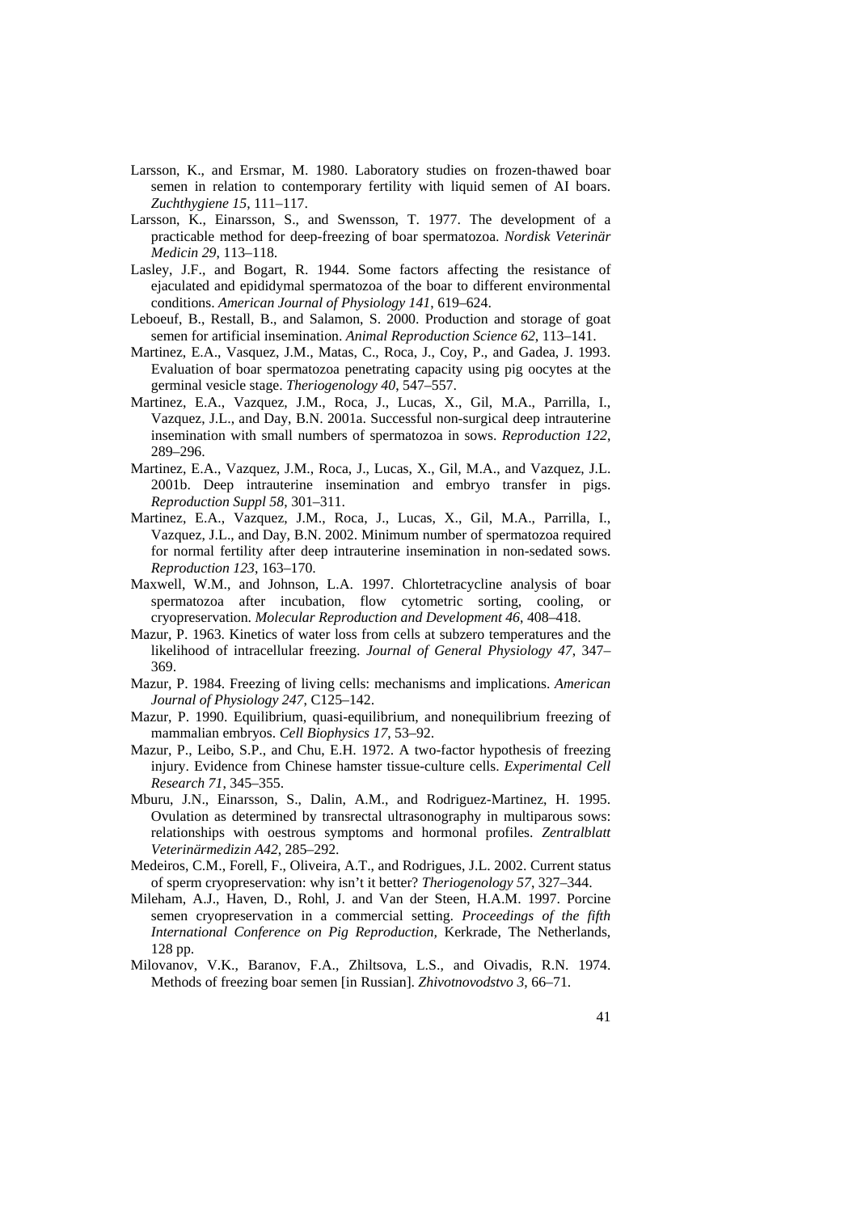Larsson, K., and Ersmar, M. 1980. Laboratory studies on frozen-thawed boar semen in relation to contemporary fertility with liquid semen of AI boars. *Zuchthygiene 15*, 111–117.

Larsson, K., Einarsson, S., and Swensson, T. 1977. The development of a practicable method for deep-freezing of boar spermatozoa. *Nordisk Veterinär Medicin 29*, 113–118.

Lasley, J.F., and Bogart, R. 1944. Some factors affecting the resistance of ejaculated and epididymal spermatozoa of the boar to different environmental conditions. *American Journal of Physiology 141*, 619–624.

Leboeuf, B., Restall, B., and Salamon, S. 2000. Production and storage of goat semen for artificial insemination. *Animal Reproduction Science 62*, 113–141.

Martinez, E.A., Vasquez, J.M., Matas, C., Roca, J., Coy, P., and Gadea, J. 1993. Evaluation of boar spermatozoa penetrating capacity using pig oocytes at the germinal vesicle stage. *Theriogenology 40*, 547–557.

Martinez, E.A., Vazquez, J.M., Roca, J., Lucas, X., Gil, M.A., Parrilla, I., Vazquez, J.L., and Day, B.N. 2001a. Successful non-surgical deep intrauterine insemination with small numbers of spermatozoa in sows. *Reproduction 122*, 289–296.

Martinez, E.A., Vazquez, J.M., Roca, J., Lucas, X., Gil, M.A., and Vazquez, J.L. 2001b. Deep intrauterine insemination and embryo transfer in pigs. *Reproduction Suppl 58*, 301–311.

Martinez, E.A., Vazquez, J.M., Roca, J., Lucas, X., Gil, M.A., Parrilla, I., Vazquez, J.L., and Day, B.N. 2002. Minimum number of spermatozoa required for normal fertility after deep intrauterine insemination in non-sedated sows. *Reproduction 123*, 163–170.

Maxwell, W.M., and Johnson, L.A. 1997. Chlortetracycline analysis of boar spermatozoa after incubation, flow cytometric sorting, cooling, or cryopreservation. *Molecular Reproduction and Development 46*, 408–418.

Mazur, P. 1963. Kinetics of water loss from cells at subzero temperatures and the likelihood of intracellular freezing. *Journal of General Physiology 47*, 347–369.

Mazur, P. 1984. Freezing of living cells: mechanisms and implications. *American Journal of Physiology 247*, C125–142.

Mazur, P. 1990. Equilibrium, quasi-equilibrium, and nonequilibrium freezing of mammalian embryos. *Cell Biophysics 17*, 53–92.

Mazur, P., Leibo, S.P., and Chu, E.H. 1972. A two-factor hypothesis of freezing injury. Evidence from Chinese hamster tissue-culture cells. *Experimental Cell Research 71*, 345–355.

Mburu, J.N., Einarsson, S., Dalin, A.M., and Rodriguez-Martinez, H. 1995. Ovulation as determined by transrectal ultrasonography in multiparous sows: relationships with oestrous symptoms and hormonal profiles. *Zentralblatt Veterinärmedizin A42*, 285–292.

Medeiros, C.M., Forell, F., Oliveira, A.T., and Rodrigues, J.L. 2002. Current status of sperm cryopreservation: why isn't it better? *Theriogenology 57*, 327–344.

Mileham, A.J., Haven, D., Rohl, J. and Van der Steen, H.A.M. 1997. Porcine semen cryopreservation in a commercial setting. *Proceedings of the fifth International Conference on Pig Reproduction*, Kerkrade, The Netherlands, 128 pp.

Milovanov, V.K., Baranov, F.A., Zhiltsova, L.S., and Oivadis, R.N. 1974. Methods of freezing boar semen [in Russian]. *Zhivotnovodstvo 3*, 66–71.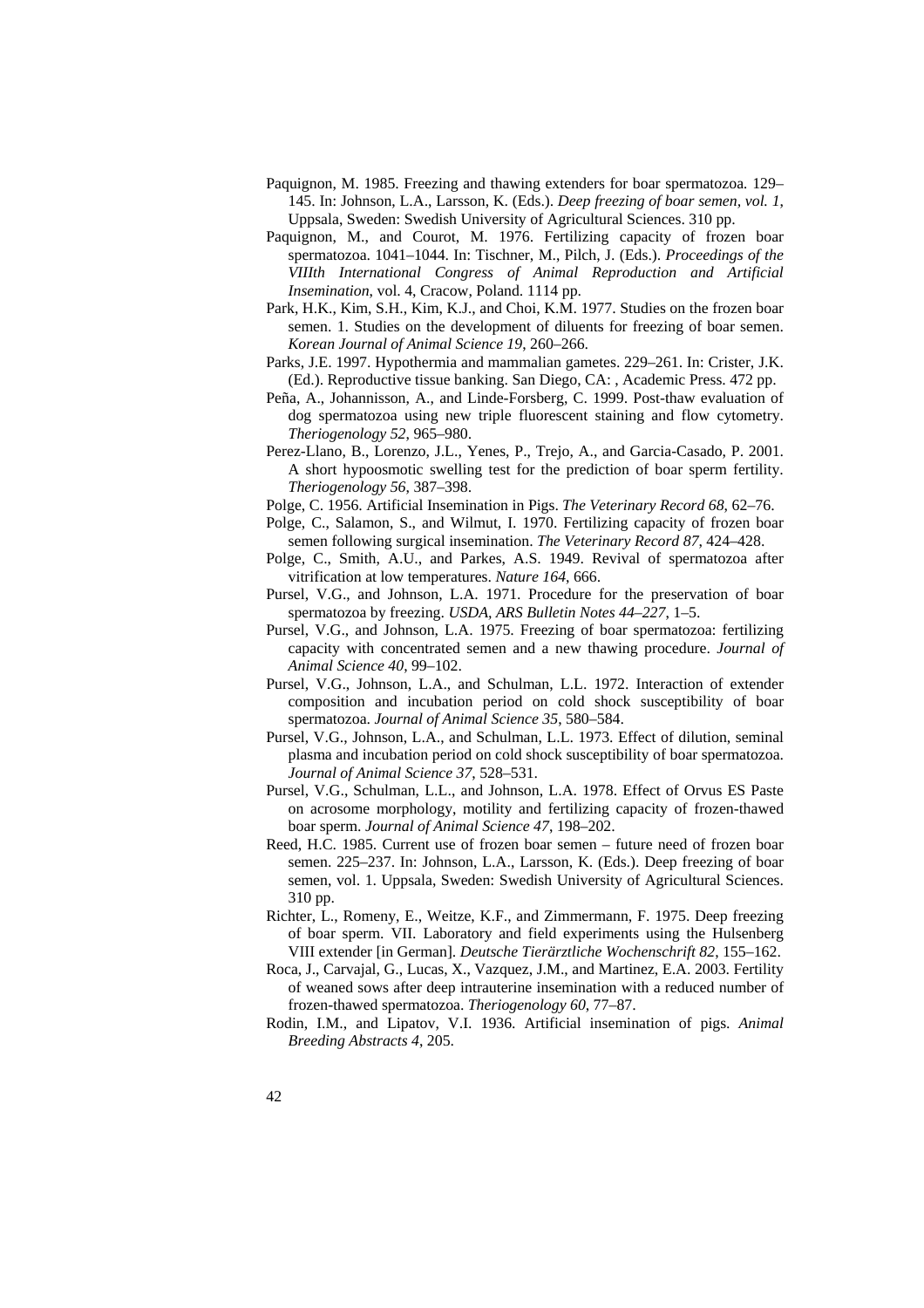Paquignon, M. 1985. Freezing and thawing extenders for boar spermatozoa. 129–145. In: Johnson, L.A., Larsson, K. (Eds.). *Deep freezing of boar semen, vol. 1*, Uppsala, Sweden: Swedish University of Agricultural Sciences. 310 pp.

Paquignon, M., and Courot, M. 1976. Fertilizing capacity of frozen boar spermatozoa. 1041–1044. In: Tischner, M., Pilch, J. (Eds.). *Proceedings of the VIIIth International Congress of Animal Reproduction and Artificial Insemination*, vol. 4, Cracow, Poland. 1114 pp.

Park, H.K., Kim, S.H., Kim, K.J., and Choi, K.M. 1977. Studies on the frozen boar semen. 1. Studies on the development of diluents for freezing of boar semen. *Korean Journal of Animal Science 19*, 260–266.

Parks, J.E. 1997. Hypothermia and mammalian gametes. 229–261. In: Crister, J.K. (Ed.). Reproductive tissue banking. San Diego, CA: , Academic Press. 472 pp.

Peña, A., Johannisson, A., and Linde-Forsberg, C. 1999. Post-thaw evaluation of dog spermatozoa using new triple fluorescent staining and flow cytometry. *Theriogenology 52*, 965–980.

Perez-Llano, B., Lorenzo, J.L., Yenes, P., Trejo, A., and Garcia-Casado, P. 2001. A short hypoosmotic swelling test for the prediction of boar sperm fertility. *Theriogenology 56*, 387–398.

Polge, C. 1956. Artificial Insemination in Pigs. *The Veterinary Record 68*, 62–76.

Polge, C., Salamon, S., and Wilmut, I. 1970. Fertilizing capacity of frozen boar semen following surgical insemination. *The Veterinary Record 87*, 424–428.

Polge, C., Smith, A.U., and Parkes, A.S. 1949. Revival of spermatozoa after vitrification at low temperatures. *Nature 164*, 666.

Pursel, V.G., and Johnson, L.A. 1971. Procedure for the preservation of boar spermatozoa by freezing. *USDA, ARS Bulletin Notes 44–227*, 1–5.

Pursel, V.G., and Johnson, L.A. 1975. Freezing of boar spermatozoa: fertilizing capacity with concentrated semen and a new thawing procedure. *Journal of Animal Science 40*, 99–102.

Pursel, V.G., Johnson, L.A., and Schulman, L.L. 1972. Interaction of extender composition and incubation period on cold shock susceptibility of boar spermatozoa. *Journal of Animal Science 35*, 580–584.

Pursel, V.G., Johnson, L.A., and Schulman, L.L. 1973. Effect of dilution, seminal plasma and incubation period on cold shock susceptibility of boar spermatozoa. *Journal of Animal Science 37*, 528–531.

Pursel, V.G., Schulman, L.L., and Johnson, L.A. 1978. Effect of Orvus ES Paste on acrosome morphology, motility and fertilizing capacity of frozen-thawed boar sperm. *Journal of Animal Science 47*, 198–202.

Reed, H.C. 1985. Current use of frozen boar semen – future need of frozen boar semen. 225–237. In: Johnson, L.A., Larsson, K. (Eds.). Deep freezing of boar semen, vol. 1. Uppsala, Sweden: Swedish University of Agricultural Sciences. 310 pp.

Richter, L., Romeny, E., Weitze, K.F., and Zimmermann, F. 1975. Deep freezing of boar sperm. VII. Laboratory and field experiments using the Hulsenberg VIII extender [in German]. *Deutsche Tierärztliche Wochenschrift 82*, 155–162.

Roca, J., Carvajal, G., Lucas, X., Vazquez, J.M., and Martinez, E.A. 2003. Fertility of weaned sows after deep intrauterine insemination with a reduced number of frozen-thawed spermatozoa. *Theriogenology 60*, 77–87.

Rodin, I.M., and Lipatov, V.I. 1936. Artificial insemination of pigs. *Animal Breeding Abstracts 4*, 205.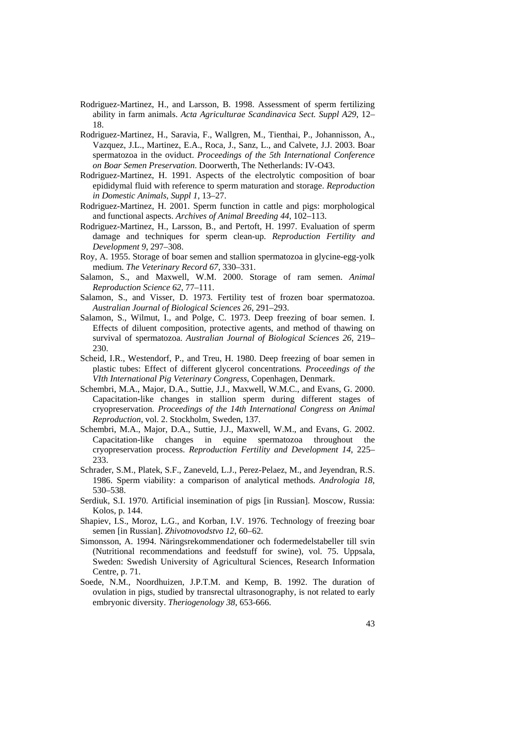Rodriguez-Martinez, H., and Larsson, B. 1998. Assessment of sperm fertilizing ability in farm animals. *Acta Agriculturae Scandinavica Sect. Suppl A29*, 12–18.

Rodriguez-Martinez, H., Saravia, F., Wallgren, M., Tienthai, P., Johannisson, A., Vazquez, J.L., Martinez, E.A., Roca, J., Sanz, L., and Calvete, J.J. 2003. Boar spermatozoa in the oviduct. *Proceedings of the 5th International Conference on Boar Semen Preservation*. Doorwerth, The Netherlands: IV-O43.

Rodriguez-Martinez, H. 1991. Aspects of the electrolytic composition of boar epididymal fluid with reference to sperm maturation and storage. *Reproduction in Domestic Animals, Suppl 1*, 13–27.

Rodriguez-Martinez, H. 2001. Sperm function in cattle and pigs: morphological and functional aspects. *Archives of Animal Breeding 44*, 102–113.

Rodriguez-Martinez, H., Larsson, B., and Pertoft, H. 1997. Evaluation of sperm damage and techniques for sperm clean-up. *Reproduction Fertility and Development 9*, 297–308.

Roy, A. 1955. Storage of boar semen and stallion spermatozoa in glycine-egg-yolk medium. *The Veterinary Record 67*, 330–331.

Salamon, S., and Maxwell, W.M. 2000. Storage of ram semen. *Animal Reproduction Science 62*, 77–111.

Salamon, S., and Visser, D. 1973. Fertility test of frozen boar spermatozoa. *Australian Journal of Biological Sciences 26*, 291–293.

Salamon, S., Wilmut, I., and Polge, C. 1973. Deep freezing of boar semen. I. Effects of diluent composition, protective agents, and method of thawing on survival of spermatozoa. *Australian Journal of Biological Sciences 26*, 219–230.

Scheid, I.R., Westendorf, P., and Treu, H. 1980. Deep freezing of boar semen in plastic tubes: Effect of different glycerol concentrations*. Proceedings of the VIth International Pig Veterinary Congress*, Copenhagen, Denmark.

Schembri, M.A., Major, D.A., Suttie, J.J., Maxwell, W.M.C., and Evans, G. 2000. Capacitation-like changes in stallion sperm during different stages of cryopreservation. *Proceedings of the 14th International Congress on Animal Reproduction*, vol. 2. Stockholm, Sweden, 137.

Schembri, M.A., Major, D.A., Suttie, J.J., Maxwell, W.M., and Evans, G. 2002. Capacitation-like changes in equine spermatozoa throughout the cryopreservation process. *Reproduction Fertility and Development 14*, 225–233.

Schrader, S.M., Platek, S.F., Zaneveld, L.J., Perez-Pelaez, M., and Jeyendran, R.S. 1986. Sperm viability: a comparison of analytical methods. *Andrologia 18*, 530–538.

Serdiuk, S.I. 1970. Artificial insemination of pigs [in Russian]. Moscow, Russia: Kolos, p. 144.

Shapiev, I.S., Moroz, L.G., and Korban, I.V. 1976. Technology of freezing boar semen [in Russian]. *Zhivotnovodstvo 12*, 60–62.

Simonsson, A. 1994. Näringsrekommendationer och fodermedelstabeller till svin (Nutritional recommendations and feedstuff for swine), vol. 75. Uppsala, Sweden: Swedish University of Agricultural Sciences, Research Information Centre, p. 71.

Soede, N.M., Noordhuizen, J.P.T.M. and Kemp, B. 1992. The duration of ovulation in pigs, studied by transrectal ultrasonography, is not related to early embryonic diversity. *Theriogenology 38*, 653-666.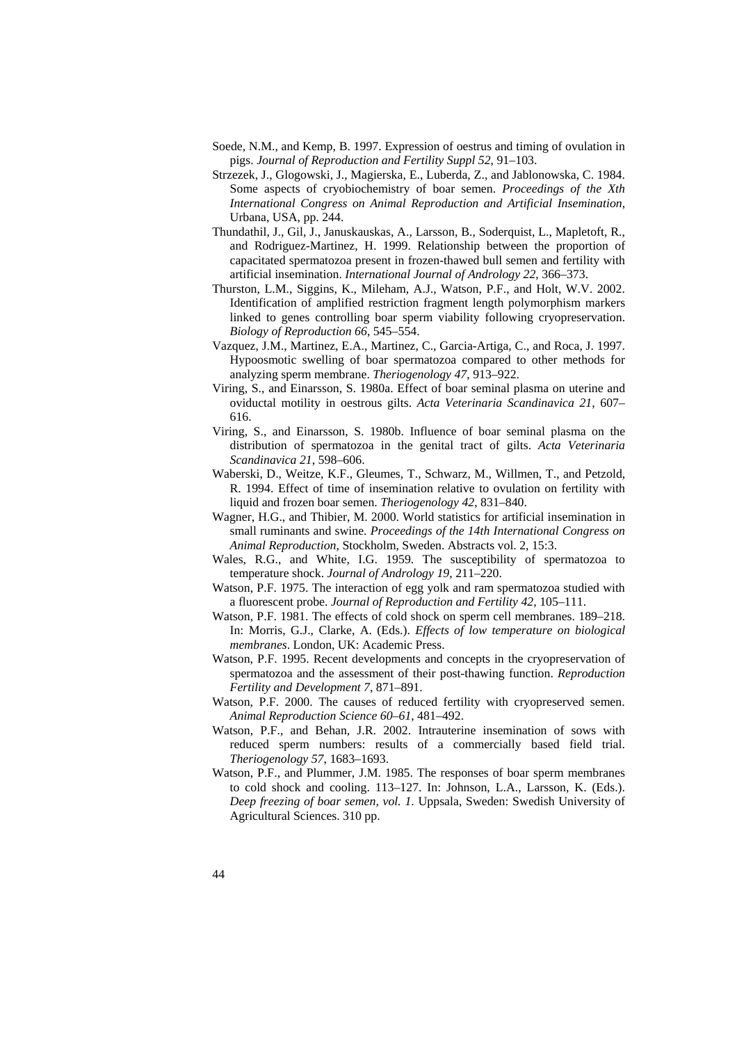Soede, N.M., and Kemp, B. 1997. Expression of oestrus and timing of ovulation in pigs. *Journal of Reproduction and Fertility Suppl 52*, 91–103.

Strzezek, J., Glogowski, J., Magierska, E., Luberda, Z., and Jablonowska, C. 1984. Some aspects of cryobiochemistry of boar semen. *Proceedings of the Xth International Congress on Animal Reproduction and Artificial Insemination*, Urbana, USA, pp. 244.

Thundathil, J., Gil, J., Januskauskas, A., Larsson, B., Soderquist, L., Mapletoft, R., and Rodriguez-Martinez, H. 1999. Relationship between the proportion of capacitated spermatozoa present in frozen-thawed bull semen and fertility with artificial insemination. *International Journal of Andrology 22*, 366–373.

Thurston, L.M., Siggins, K., Mileham, A.J., Watson, P.F., and Holt, W.V. 2002. Identification of amplified restriction fragment length polymorphism markers linked to genes controlling boar sperm viability following cryopreservation. *Biology of Reproduction 66*, 545–554.

Vazquez, J.M., Martinez, E.A., Martinez, C., Garcia-Artiga, C., and Roca, J. 1997. Hypoosmotic swelling of boar spermatozoa compared to other methods for analyzing sperm membrane. *Theriogenology 47*, 913–922.

Viring, S., and Einarsson, S. 1980a. Effect of boar seminal plasma on uterine and oviductal motility in oestrous gilts. *Acta Veterinaria Scandinavica 21*, 607–616.

Viring, S., and Einarsson, S. 1980b. Influence of boar seminal plasma on the distribution of spermatozoa in the genital tract of gilts. *Acta Veterinaria Scandinavica 21*, 598–606.

Waberski, D., Weitze, K.F., Gleumes, T., Schwarz, M., Willmen, T., and Petzold, R. 1994. Effect of time of insemination relative to ovulation on fertility with liquid and frozen boar semen. *Theriogenology 42*, 831–840.

Wagner, H.G., and Thibier, M. 2000. World statistics for artificial insemination in small ruminants and swine. *Proceedings of the 14th International Congress on Animal Reproduction*, Stockholm, Sweden. Abstracts vol. 2, 15:3.

Wales, R.G., and White, I.G. 1959. The susceptibility of spermatozoa to temperature shock. *Journal of Andrology 19*, 211–220.

Watson, P.F. 1975. The interaction of egg yolk and ram spermatozoa studied with a fluorescent probe. *Journal of Reproduction and Fertility 42*, 105–111.

Watson, P.F. 1981. The effects of cold shock on sperm cell membranes. 189–218. In: Morris, G.J., Clarke, A. (Eds.). *Effects of low temperature on biological membranes*. London, UK: Academic Press.

Watson, P.F. 1995. Recent developments and concepts in the cryopreservation of spermatozoa and the assessment of their post-thawing function. *Reproduction Fertility and Development 7*, 871–891.

Watson, P.F. 2000. The causes of reduced fertility with cryopreserved semen. *Animal Reproduction Science 60–61*, 481–492.

Watson, P.F., and Behan, J.R. 2002. Intrauterine insemination of sows with reduced sperm numbers: results of a commercially based field trial. *Theriogenology 57*, 1683–1693.

Watson, P.F., and Plummer, J.M. 1985. The responses of boar sperm membranes to cold shock and cooling. 113–127. In: Johnson, L.A., Larsson, K. (Eds.). *Deep freezing of boar semen, vol. 1.* Uppsala, Sweden: Swedish University of Agricultural Sciences. 310 pp.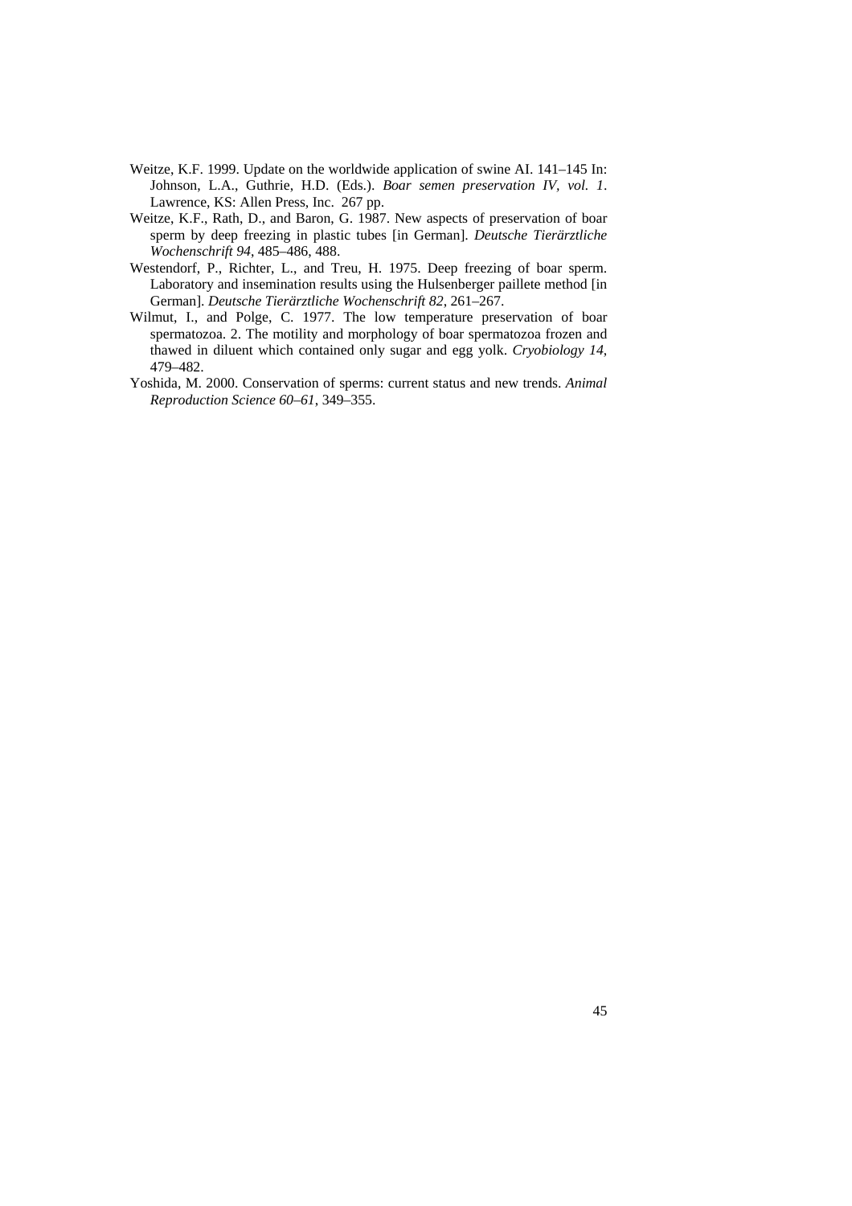Weitze, K.F. 1999. Update on the worldwide application of swine AI. 141–145 In: Johnson, L.A., Guthrie, H.D. (Eds.). *Boar semen preservation IV, vol. 1*. Lawrence, KS: Allen Press, Inc. 267 pp.

Weitze, K.F., Rath, D., and Baron, G. 1987. New aspects of preservation of boar sperm by deep freezing in plastic tubes [in German]. *Deutsche Tierärztliche Wochenschrift 94*, 485–486, 488.

Westendorf, P., Richter, L., and Treu, H. 1975. Deep freezing of boar sperm. Laboratory and insemination results using the Hulsenberger paillete method [in German]. *Deutsche Tierärztliche Wochenschrift 82*, 261–267.

Wilmut, I., and Polge, C. 1977. The low temperature preservation of boar spermatozoa. 2. The motility and morphology of boar spermatozoa frozen and thawed in diluent which contained only sugar and egg yolk. *Cryobiology 14*, 479–482.

Yoshida, M. 2000. Conservation of sperms: current status and new trends. *Animal Reproduction Science 60–61*, 349–355.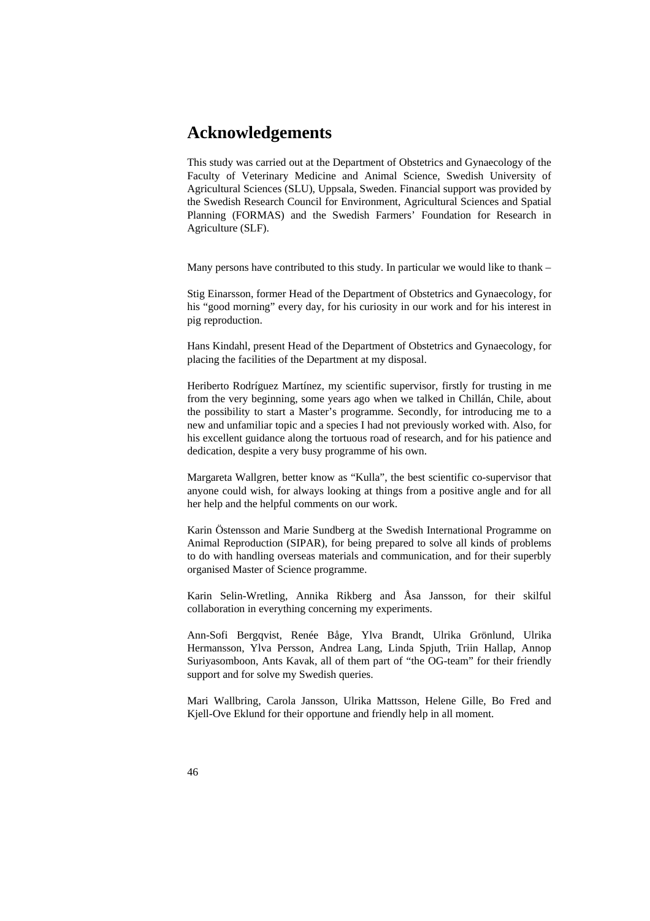# Acknowledgements

This study was carried out at the Department of Obstetrics and Gynaecology of the Faculty of Veterinary Medicine and Animal Science, Swedish University of Agricultural Sciences (SLU), Uppsala, Sweden. Financial support was provided by the Swedish Research Council for Environment, Agricultural Sciences and Spatial Planning (FORMAS) and the Swedish Farmers' Foundation for Research in Agriculture (SLF).

Many persons have contributed to this study. In particular we would like to thank –

Stig Einarsson, former Head of the Department of Obstetrics and Gynaecology, for his "good morning" every day, for his curiosity in our work and for his interest in pig reproduction.

Hans Kindahl, present Head of the Department of Obstetrics and Gynaecology, for placing the facilities of the Department at my disposal.

Heriberto Rodríguez Martínez, my scientific supervisor, firstly for trusting in me from the very beginning, some years ago when we talked in Chillán, Chile, about the possibility to start a Master's programme. Secondly, for introducing me to a new and unfamiliar topic and a species I had not previously worked with. Also, for his excellent guidance along the tortuous road of research, and for his patience and dedication, despite a very busy programme of his own.

Margareta Wallgren, better know as "Kulla", the best scientific co-supervisor that anyone could wish, for always looking at things from a positive angle and for all her help and the helpful comments on our work.

Karin Östensson and Marie Sundberg at the Swedish International Programme on Animal Reproduction (SIPAR), for being prepared to solve all kinds of problems to do with handling overseas materials and communication, and for their superbly organised Master of Science programme.

Karin Selin-Wretling, Annika Rikberg and Åsa Jansson, for their skilful collaboration in everything concerning my experiments.

Ann-Sofi Bergqvist, Renée Båge, Ylva Brandt, Ulrika Grönlund, Ulrika Hermansson, Ylva Persson, Andrea Lang, Linda Spjuth, Triin Hallap, Annop Suriyasomboon, Ants Kavak, all of them part of "the OG-team" for their friendly support and for solve my Swedish queries.

Mari Wallbring, Carola Jansson, Ulrika Mattsson, Helene Gille, Bo Fred and Kjell-Ove Eklund for their opportune and friendly help in all moment.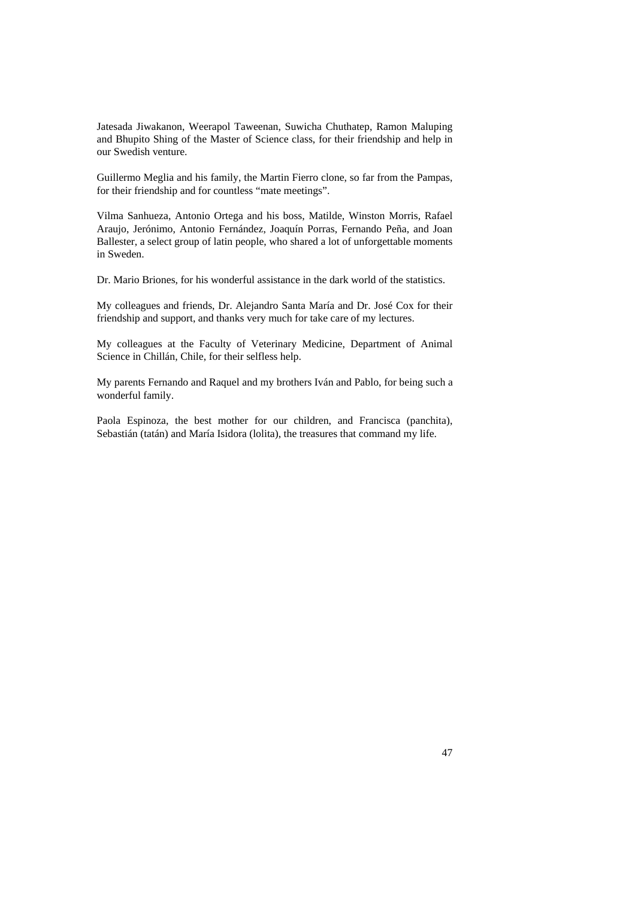Jatesada Jiwakanon, Weerapol Taweenan, Suwicha Chuthatep, Ramon Maluping and Bhupito Shing of the Master of Science class, for their friendship and help in our Swedish venture.

Guillermo Meglia and his family, the Martin Fierro clone, so far from the Pampas, for their friendship and for countless "mate meetings".

Vilma Sanhueza, Antonio Ortega and his boss, Matilde, Winston Morris, Rafael Araujo, Jerónimo, Antonio Fernández, Joaquín Porras, Fernando Peña, and Joan Ballester, a select group of latin people, who shared a lot of unforgettable moments in Sweden.

Dr. Mario Briones, for his wonderful assistance in the dark world of the statistics.

My colleagues and friends, Dr. Alejandro Santa María and Dr. José Cox for their friendship and support, and thanks very much for take care of my lectures.

My colleagues at the Faculty of Veterinary Medicine, Department of Animal Science in Chillán, Chile, for their selfless help.

My parents Fernando and Raquel and my brothers Iván and Pablo, for being such a wonderful family.

Paola Espinoza, the best mother for our children, and Francisca (panchita), Sebastián (tatán) and María Isidora (lolita), the treasures that command my life.